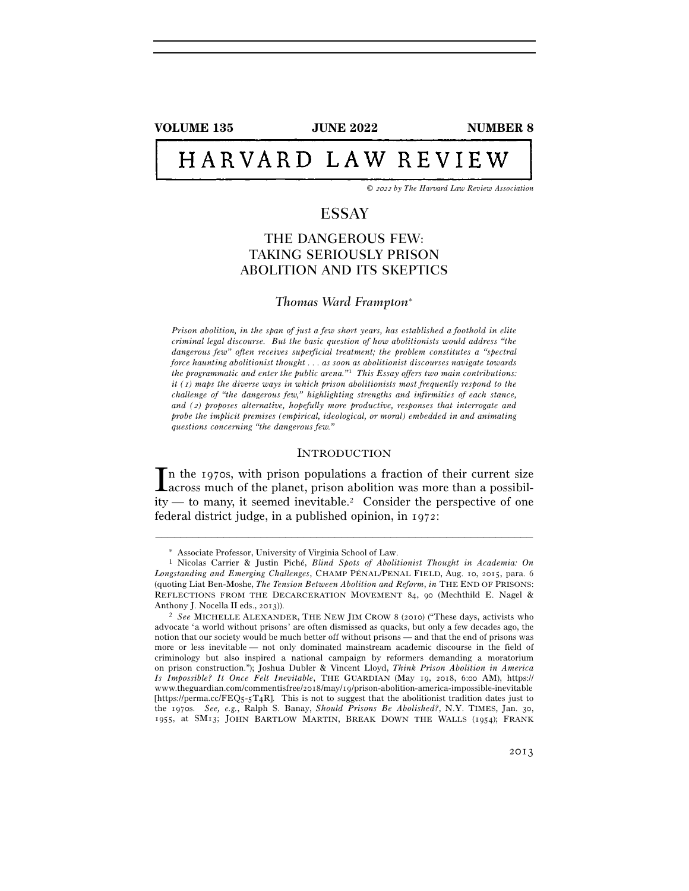# HARVARD LAW REVIEW

*© 2022 by The Harvard Law Review Association*

## ESSAY

## THE DANGEROUS FEW: TAKING SERIOUSLY PRISON ABOLITION AND ITS SKEPTICS

*Thomas Ward Frampton*\*

*Prison abolition, in the span of just a few short years, has established a foothold in elite criminal legal discourse. But the basic question of how abolitionists would address "the dangerous few" often receives superficial treatment; the problem constitutes a "spectral force haunting abolitionist thought . . . as soon as abolitionist discourses navigate towards the programmatic and enter the public arena."*[1] *This Essay offers two main contributions: it (1) maps the diverse ways in which prison abolitionists most frequently respond to the challenge of "the dangerous few," highlighting strengths and infirmities of each stance, and (2) proposes alternative, hopefully more productive, responses that interrogate and probe the implicit premises (empirical, ideological, or moral) embedded in and animating questions concerning "the dangerous few."*

### INTRODUCTION

In the 1970s, with prison populations a fraction of their current size across much of the planet, prison abolition was more than a possibility — to many, it seemed inevitable.[2] Consider the perspective of one federal district judge, in a published opinion, in 1972:

---

\* Associate Professor, University of Virginia School of Law.

[1] Nicolas Carrier & Justin Piché, *Blind Spots of Abolitionist Thought in Academia: On Longstanding and Emerging Challenges*, CHAMP PÉNAL/PENAL FIELD, Aug. 10, 2015, para. 6 (quoting Liat Ben-Moshe, *The Tension Between Abolition and Reform*, *in* THE END OF PRISONS: REFLECTIONS FROM THE DECARCERATION MOVEMENT 84, 90 (Mechthild E. Nagel & Anthony J. Nocella II eds., 2013)).

[2] *See* MICHELLE ALEXANDER, THE NEW JIM CROW 8 (2010) ("These days, activists who advocate 'a world without prisons' are often dismissed as quacks, but only a few decades ago, the notion that our society would be much better off without prisons — and that the end of prisons was more or less inevitable — not only dominated mainstream academic discourse in the field of criminology but also inspired a national campaign by reformers demanding a moratorium on prison construction."); Joshua Dubler & Vincent Lloyd, *Think Prison Abolition in America Is Impossible? It Once Felt Inevitable*, THE GUARDIAN (May 19, 2018, 6:00 AM), https://www.theguardian.com/commentisfree/2018/may/19/prison-abolition-america-impossible-inevitable [https://perma.cc/FEQ5-5T4R]. This is not to suggest that the abolitionist tradition dates just to the 1970s. *See, e.g.*, Ralph S. Banay, *Should Prisons Be Abolished?*, N.Y. TIMES, Jan. 30, 1955, at SM13; JOHN BARTLOW MARTIN, BREAK DOWN THE WALLS (1954); FRANK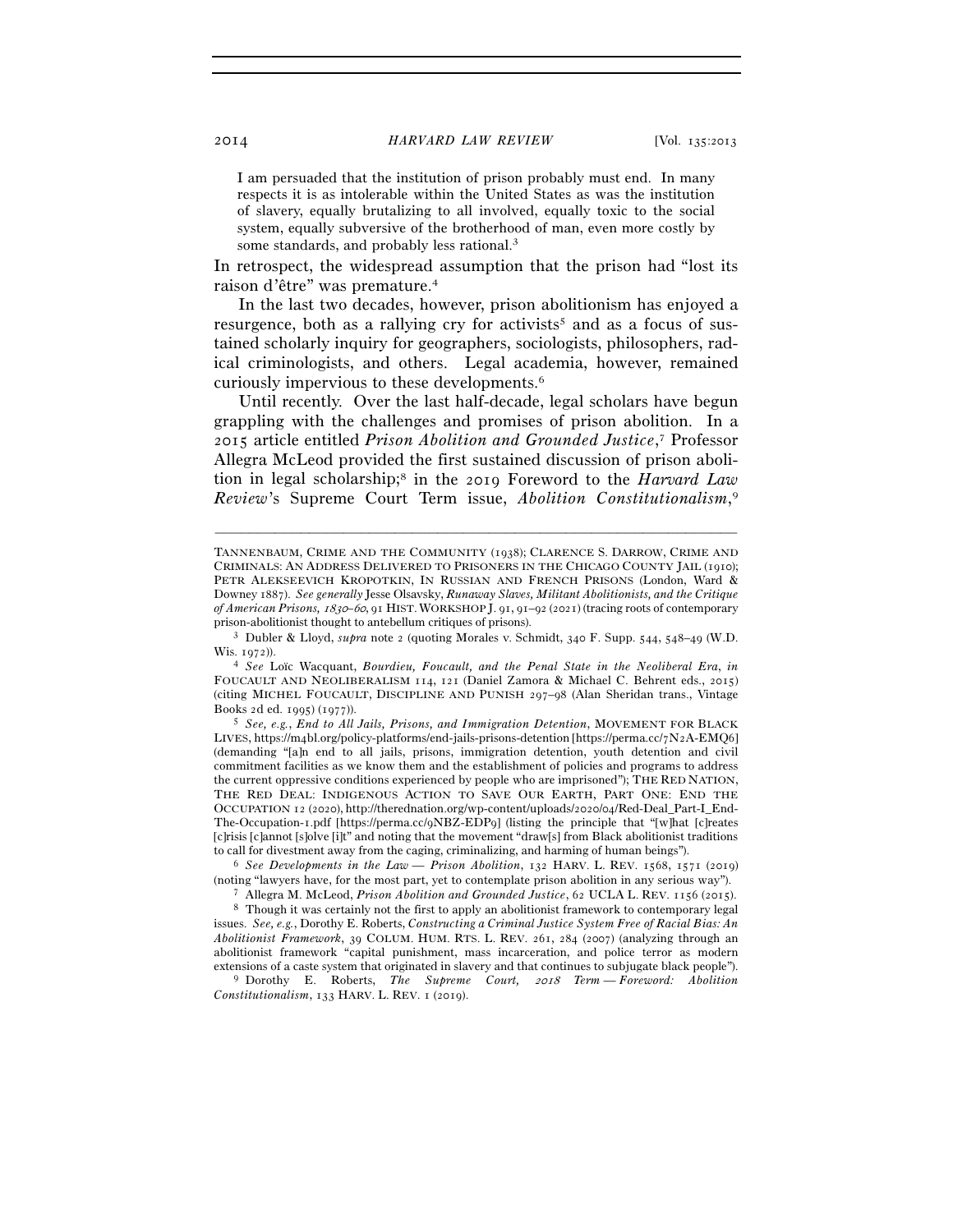I am persuaded that the institution of prison probably must end. In many respects it is as intolerable within the United States as was the institution of slavery, equally brutalizing to all involved, equally toxic to the social system, equally subversive of the brotherhood of man, even more costly by some standards, and probably less rational.[3]

In retrospect, the widespread assumption that the prison had "lost its raison d'être" was premature.[4]

In the last two decades, however, prison abolitionism has enjoyed a resurgence, both as a rallying cry for activists[5] and as a focus of sustained scholarly inquiry for geographers, sociologists, philosophers, radical criminologists, and others. Legal academia, however, remained curiously impervious to these developments.[6]

Until recently. Over the last half-decade, legal scholars have begun grappling with the challenges and promises of prison abolition. In a 2015 article entitled *Prison Abolition and Grounded Justice*,[7] Professor Allegra McLeod provided the first sustained discussion of prison abolition in legal scholarship;[8] in the 2019 Foreword to the *Harvard Law Review*'s Supreme Court Term issue, *Abolition Constitutionalism*,[9]

---

TANNENBAUM, CRIME AND THE COMMUNITY (1938); CLARENCE S. DARROW, CRIME AND CRIMINALS: AN ADDRESS DELIVERED TO PRISONERS IN THE CHICAGO COUNTY JAIL (1910); PETR ALEKSEEVICH KROPOTKIN, IN RUSSIAN AND FRENCH PRISONS (London, Ward & Downey 1887). *See generally* Jesse Olsavsky, *Runaway Slaves, Militant Abolitionists, and the Critique of American Prisons, 1830–60*, 91 HIST. WORKSHOP J. 91, 91–92 (2021) (tracing roots of contemporary prison-abolitionist thought to antebellum critiques of prisons).

[3] Dubler & Lloyd, *supra* note 2 (quoting Morales v. Schmidt, 340 F. Supp. 544, 548–49 (W.D. Wis. 1972)).

[4] *See* Loïc Wacquant, *Bourdieu, Foucault, and the Penal State in the Neoliberal Era*, *in* FOUCAULT AND NEOLIBERALISM 114, 121 (Daniel Zamora & Michael C. Behrent eds., 2015) (citing MICHEL FOUCAULT, DISCIPLINE AND PUNISH 297–98 (Alan Sheridan trans., Vintage Books 2d ed. 1995) (1977)).

[5] *See, e.g.*, *End to All Jails, Prisons, and Immigration Detention*, MOVEMENT FOR BLACK LIVES, https://m4bl.org/policy-platforms/end-jails-prisons-detention [https://perma.cc/7N2A-EMQ6] (demanding "[a]n end to all jails, prisons, immigration detention, youth detention and civil commitment facilities as we know them and the establishment of policies and programs to address the current oppressive conditions experienced by people who are imprisoned"); THE RED NATION, THE RED DEAL: INDIGENOUS ACTION TO SAVE OUR EARTH, PART ONE: END THE OCCUPATION 12 (2020), http://therednation.org/wp-content/uploads/2020/04/Red-Deal_Part-I_End-The-Occupation-1.pdf [https://perma.cc/9NBZ-EDP9] (listing the principle that "[w]hat [c]reates [c]risis [c]annot [s]olve [i]t" and noting that the movement "draw[s] from Black abolitionist traditions to call for divestment away from the caging, criminalizing, and harming of human beings").

[6] *See Developments in the Law — Prison Abolition*, 132 HARV. L. REV. 1568, 1571 (2019) (noting "lawyers have, for the most part, yet to contemplate prison abolition in any serious way").

[7] Allegra M. McLeod, *Prison Abolition and Grounded Justice*, 62 UCLA L. REV. 1156 (2015).

[8] Though it was certainly not the first to apply an abolitionist framework to contemporary legal issues. *See, e.g.*, Dorothy E. Roberts, *Constructing a Criminal Justice System Free of Racial Bias: An Abolitionist Framework*, 39 COLUM. HUM. RTS. L. REV. 261, 284 (2007) (analyzing through an abolitionist framework "capital punishment, mass incarceration, and police terror as modern extensions of a caste system that originated in slavery and that continues to subjugate black people").

[9] Dorothy E. Roberts, *The Supreme Court, 2018 Term — Foreword: Abolition Constitutionalism*, 133 HARV. L. REV. 1 (2019).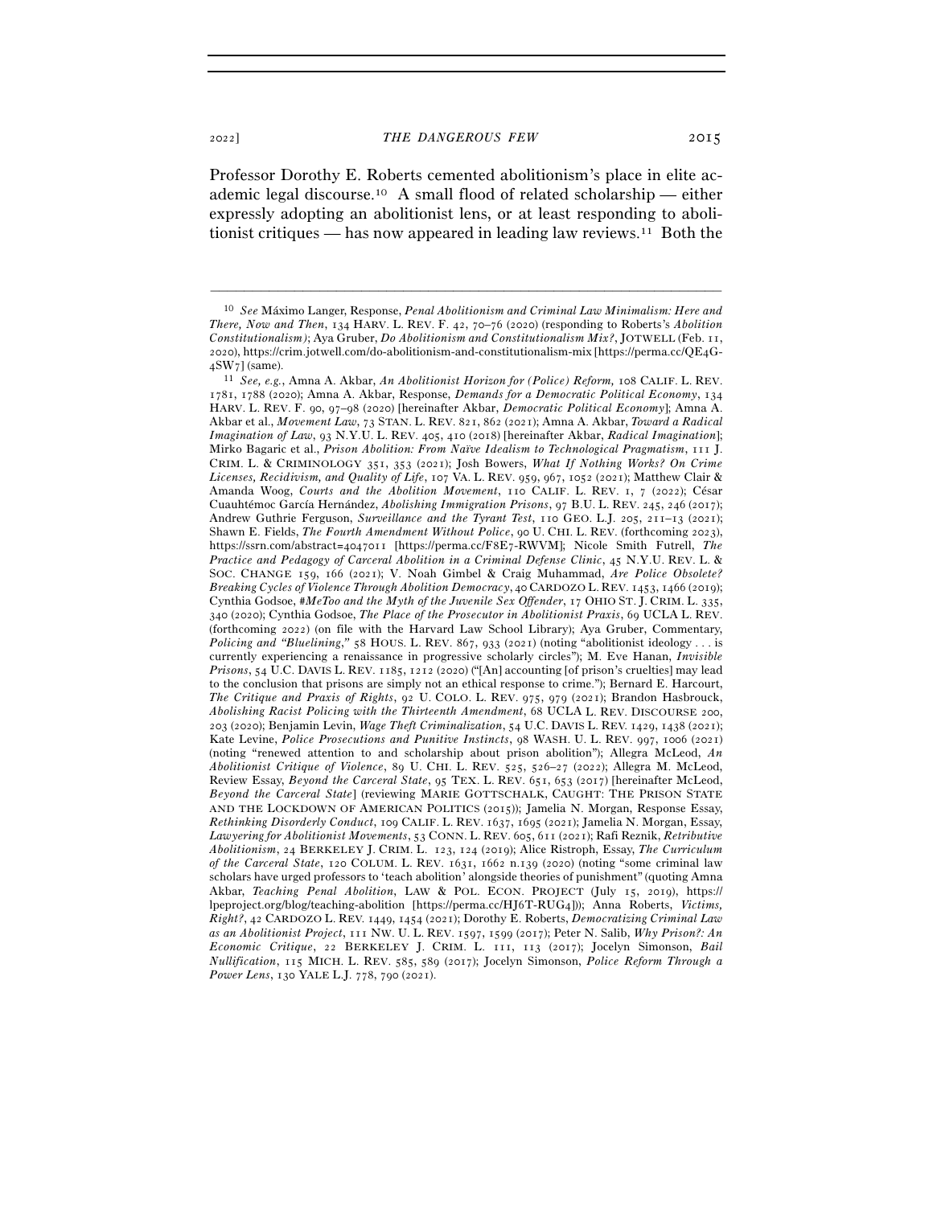Professor Dorothy E. Roberts cemented abolitionism's place in elite academic legal discourse.[10] A small flood of related scholarship — either expressly adopting an abolitionist lens, or at least responding to abolitionist critiques — has now appeared in leading law reviews.[11] Both the

---

[10] *See* Máximo Langer, Response, *Penal Abolitionism and Criminal Law Minimalism: Here and There, Now and Then*, 134 HARV. L. REV. F. 42, 70–76 (2020) (responding to Roberts's *Abolition Constitutionalism*); Aya Gruber, *Do Abolitionism and Constitutionalism Mix?*, JOTWELL (Feb. 11, 2020), https://crim.jotwell.com/do-abolitionism-and-constitutionalism-mix [https://perma.cc/QE4G-4SW7] (same).

[11] *See, e.g.*, Amna A. Akbar, *An Abolitionist Horizon for (Police) Reform*, 108 CALIF. L. REV. 1781, 1788 (2020); Amna A. Akbar, Response, *Demands for a Democratic Political Economy*, 134 HARV. L. REV. F. 90, 97–98 (2020) [hereinafter Akbar, *Democratic Political Economy*]; Amna A. Akbar et al., *Movement Law*, 73 STAN. L. REV. 821, 862 (2021); Amna A. Akbar, *Toward a Radical Imagination of Law*, 93 N.Y.U. L. REV. 405, 410 (2018) [hereinafter Akbar, *Radical Imagination*]; Mirko Bagaric et al., *Prison Abolition: From Naïve Idealism to Technological Pragmatism*, 111 J. CRIM. L. & CRIMINOLOGY 351, 353 (2021); Josh Bowers, *What If Nothing Works? On Crime Licenses, Recidivism, and Quality of Life*, 107 VA. L. REV. 959, 967, 1052 (2021); Matthew Clair & Amanda Woog, *Courts and the Abolition Movement*, 110 CALIF. L. REV. 1, 7 (2022); César Cuauhtémoc García Hernández, *Abolishing Immigration Prisons*, 97 B.U. L. REV. 245, 246 (2017); Andrew Guthrie Ferguson, *Surveillance and the Tyrant Test*, 110 GEO. L.J. 205, 211–13 (2021); Shawn E. Fields, *The Fourth Amendment Without Police*, 90 U. CHI. L. REV. (forthcoming 2023), https://ssrn.com/abstract=4047011 [https://perma.cc/F8E7-RWVM]; Nicole Smith Futrell, *The Practice and Pedagogy of Carceral Abolition in a Criminal Defense Clinic*, 45 N.Y.U. REV. L. & SOC. CHANGE 159, 166 (2021); V. Noah Gimbel & Craig Muhammad, *Are Police Obsolete? Breaking Cycles of Violence Through Abolition Democracy*, 40 CARDOZO L. REV. 1453, 1466 (2019); Cynthia Godsoe, *#MeToo and the Myth of the Juvenile Sex Offender*, 17 OHIO ST. J. CRIM. L. 335, 340 (2020); Cynthia Godsoe, *The Place of the Prosecutor in Abolitionist Praxis*, 69 UCLA L. REV. (forthcoming 2022) (on file with the Harvard Law School Library); Aya Gruber, Commentary, *Policing and "Bluelining*,*"* 58 HOUS. L. REV. 867, 933 (2021) (noting "abolitionist ideology . . . is currently experiencing a renaissance in progressive scholarly circles"); M. Eve Hanan, *Invisible Prisons*, 54 U.C. DAVIS L. REV. 1185, 1212 (2020) ("[An] accounting [of prison's cruelties] may lead to the conclusion that prisons are simply not an ethical response to crime."); Bernard E. Harcourt, *The Critique and Praxis of Rights*, 92 U. COLO. L. REV. 975, 979 (2021); Brandon Hasbrouck, *Abolishing Racist Policing with the Thirteenth Amendment*, 68 UCLA L. REV. DISCOURSE 200, 203 (2020); Benjamin Levin, *Wage Theft Criminalization*, 54 U.C. DAVIS L. REV. 1429, 1438 (2021); Kate Levine, *Police Prosecutions and Punitive Instincts*, 98 WASH. U. L. REV. 997, 1006 (2021) (noting "renewed attention to and scholarship about prison abolition"); Allegra McLeod, *An Abolitionist Critique of Violence*, 89 U. CHI. L. REV. 525, 526–27 (2022); Allegra M. McLeod, Review Essay, *Beyond the Carceral State*, 95 TEX. L. REV. 651, 653 (2017) [hereinafter McLeod, *Beyond the Carceral State*] (reviewing MARIE GOTTSCHALK, CAUGHT: THE PRISON STATE AND THE LOCKDOWN OF AMERICAN POLITICS (2015)); Jamelia N. Morgan, Response Essay, *Rethinking Disorderly Conduct*, 109 CALIF. L. REV. 1637, 1695 (2021); Jamelia N. Morgan, Essay, *Lawyering for Abolitionist Movements*, 53 CONN. L. REV. 605, 611 (2021); Rafi Reznik, *Retributive Abolitionism*, 24 BERKELEY J. CRIM. L. 123, 124 (2019); Alice Ristroph, Essay, *The Curriculum of the Carceral State*, 120 COLUM. L. REV. 1631, 1662 n.139 (2020) (noting "some criminal law scholars have urged professors to 'teach abolition' alongside theories of punishment" (quoting Amna Akbar, *Teaching Penal Abolition*, LAW & POL. ECON. PROJECT (July 15, 2019), https://lpeproject.org/blog/teaching-abolition [https://perma.cc/HJ6T-RUG4])); Anna Roberts, *Victims, Right?*, 42 CARDOZO L. REV. 1449, 1454 (2021); Dorothy E. Roberts, *Democratizing Criminal Law as an Abolitionist Project*, 111 NW. U. L. REV. 1597, 1599 (2017); Peter N. Salib, *Why Prison?: An Economic Critique*, 22 BERKELEY J. CRIM. L. 111, 113 (2017); Jocelyn Simonson, *Bail Nullification*, 115 MICH. L. REV. 585, 589 (2017); Jocelyn Simonson, *Police Reform Through a Power Lens*, 130 YALE L.J. 778, 790 (2021).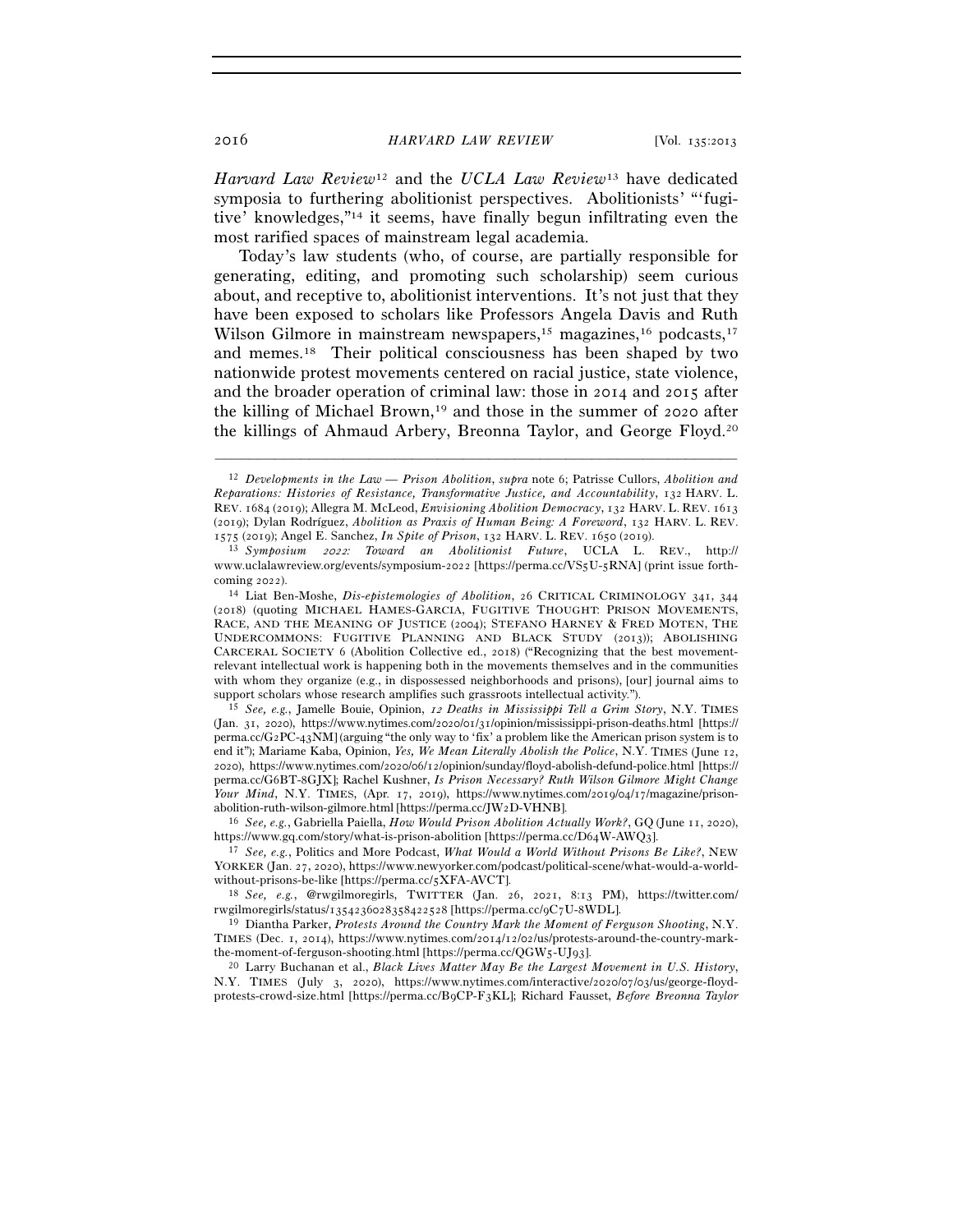*Harvard Law Review*[12] and the *UCLA Law Review*[13] have dedicated symposia to furthering abolitionist perspectives. Abolitionists' "'fugitive' knowledges,"[14] it seems, have finally begun infiltrating even the most rarified spaces of mainstream legal academia.

Today's law students (who, of course, are partially responsible for generating, editing, and promoting such scholarship) seem curious about, and receptive to, abolitionist interventions. It's not just that they have been exposed to scholars like Professors Angela Davis and Ruth Wilson Gilmore in mainstream newspapers,[15] magazines,[16] podcasts,[17] and memes.[18] Their political consciousness has been shaped by two nationwide protest movements centered on racial justice, state violence, and the broader operation of criminal law: those in 2014 and 2015 after the killing of Michael Brown,[19] and those in the summer of 2020 after the killings of Ahmaud Arbery, Breonna Taylor, and George Floyd.[20]

---

[12] *Developments in the Law — Prison Abolition*, *supra* note 6; Patrisse Cullors, *Abolition and Reparations: Histories of Resistance, Transformative Justice, and Accountability*, 132 HARV. L. REV. 1684 (2019); Allegra M. McLeod, *Envisioning Abolition Democracy*, 132 HARV. L. REV. 1613 (2019); Dylan Rodríguez, *Abolition as Praxis of Human Being: A Foreword*, 132 HARV. L. REV. 1575 (2019); Angel E. Sanchez, *In Spite of Prison*, 132 HARV. L. REV. 1650 (2019).

[13] *Symposium 2022: Toward an Abolitionist Future*, UCLA L. REV., http://www.uclalawreview.org/events/symposium-2022 [https://perma.cc/VS5U-5RNA] (print issue forthcoming 2022).

[14] Liat Ben-Moshe, *Dis-epistemologies of Abolition*, 26 CRITICAL CRIMINOLOGY 341, 344 (2018) (quoting MICHAEL HAMES-GARCIA, FUGITIVE THOUGHT: PRISON MOVEMENTS, RACE, AND THE MEANING OF JUSTICE (2004); STEFANO HARNEY & FRED MOTEN, THE UNDERCOMMONS: FUGITIVE PLANNING AND BLACK STUDY (2013)); ABOLISHING CARCERAL SOCIETY 6 (Abolition Collective ed., 2018) ("Recognizing that the best movement-relevant intellectual work is happening both in the movements themselves and in the communities with whom they organize (e.g., in dispossessed neighborhoods and prisons), [our] journal aims to support scholars whose research amplifies such grassroots intellectual activity.").

[15] *See, e.g.*, Jamelle Bouie, Opinion, *12 Deaths in Mississippi Tell a Grim Story*, N.Y. TIMES (Jan. 31, 2020), https://www.nytimes.com/2020/01/31/opinion/mississippi-prison-deaths.html [https://perma.cc/G2PC-43NM] (arguing "the only way to 'fix' a problem like the American prison system is to end it"); Mariame Kaba, Opinion, *Yes, We Mean Literally Abolish the Police*, N.Y. TIMES (June 12, 2020), https://www.nytimes.com/2020/06/12/opinion/sunday/floyd-abolish-defund-police.html [https://perma.cc/G6BT-8GJX]; Rachel Kushner, *Is Prison Necessary? Ruth Wilson Gilmore Might Change Your Mind*, N.Y. TIMES, (Apr. 17, 2019), https://www.nytimes.com/2019/04/17/magazine/prison-abolition-ruth-wilson-gilmore.html [https://perma.cc/JW2D-VHNB].

[16] *See, e.g.*, Gabriella Paiella, *How Would Prison Abolition Actually Work?*, GQ (June 11, 2020), https://www.gq.com/story/what-is-prison-abolition [https://perma.cc/D64W-AWQ3].

[17] *See, e.g.*, Politics and More Podcast, *What Would a World Without Prisons Be Like?*, NEW YORKER (Jan. 27, 2020), https://www.newyorker.com/podcast/political-scene/what-would-a-world-without-prisons-be-like [https://perma.cc/5XFA-AVCT].

[18] *See, e.g.*, @rwgilmoregirls, TWITTER (Jan. 26, 2021, 8:13 PM), https://twitter.com/rwgilmoregirls/status/1354236028358422528 [https://perma.cc/9C7U-8WDL].

[19] Diantha Parker, *Protests Around the Country Mark the Moment of Ferguson Shooting*, N.Y. TIMES (Dec. 1, 2014), https://www.nytimes.com/2014/12/02/us/protests-around-the-country-mark-the-moment-of-ferguson-shooting.html [https://perma.cc/QGW5-UJ93].

[20] Larry Buchanan et al., *Black Lives Matter May Be the Largest Movement in U.S. History*, N.Y. TIMES (July 3, 2020), https://www.nytimes.com/interactive/2020/07/03/us/george-floyd-protests-crowd-size.html [https://perma.cc/B9CP-F3KL]; Richard Fausset, *Before Breonna Taylor*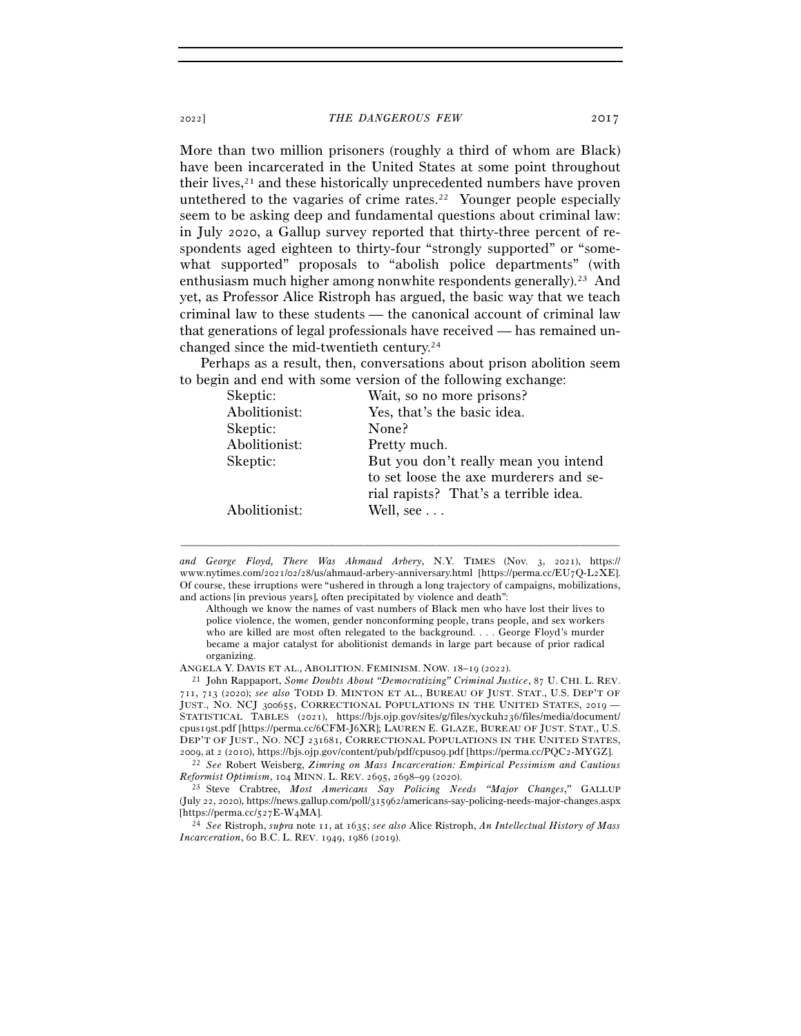More than two million prisoners (roughly a third of whom are Black) have been incarcerated in the United States at some point throughout their lives,[21] and these historically unprecedented numbers have proven untethered to the vagaries of crime rates.[22] Younger people especially seem to be asking deep and fundamental questions about criminal law: in July 2020, a Gallup survey reported that thirty-three percent of respondents aged eighteen to thirty-four "strongly supported" or "somewhat supported" proposals to "abolish police departments" (with enthusiasm much higher among nonwhite respondents generally).[23] And yet, as Professor Alice Ristroph has argued, the basic way that we teach criminal law to these students — the canonical account of criminal law that generations of legal professionals have received — has remained unchanged since the mid-twentieth century.[24]

Perhaps as a result, then, conversations about prison abolition seem to begin and end with some version of the following exchange:

> Skeptic: Wait, so no more prisons?
>
> Abolitionist: Yes, that's the basic idea.
>
> Skeptic: None?
>
> Abolitionist: Pretty much.
>
> Skeptic: But you don't really mean you intend to set loose the axe murderers and serial rapists? That's a terrible idea.
>
> Abolitionist: Well, see . . .

---

*and George Floyd, There Was Ahmaud Arbery*, N.Y. TIMES (Nov. 3, 2021), https://www.nytimes.com/2021/02/28/us/ahmaud-arbery-anniversary.html [https://perma.cc/EU7Q-L2XE]. Of course, these irruptions were "ushered in through a long trajectory of campaigns, mobilizations, and actions [in previous years], often precipitated by violence and death":

> Although we know the names of vast numbers of Black men who have lost their lives to police violence, the women, gender nonconforming people, trans people, and sex workers who are killed are most often relegated to the background. . . . George Floyd's murder became a major catalyst for abolitionist demands in large part because of prior radical organizing.

ANGELA Y. DAVIS ET AL., ABOLITION. FEMINISM. NOW. 18–19 (2022).

[21] John Rappaport, *Some Doubts About "Democratizing" Criminal Justice*, 87 U. CHI. L. REV. 711, 713 (2020); *see also* TODD D. MINTON ET AL., BUREAU OF JUST. STAT., U.S. DEP'T OF JUST., NO. NCJ 300655, CORRECTIONAL POPULATIONS IN THE UNITED STATES, 2019 — STATISTICAL TABLES (2021), https://bjs.ojp.gov/sites/g/files/xyckuh236/files/media/document/cpus19st.pdf [https://perma.cc/6CFM-J6XR]; LAUREN E. GLAZE, BUREAU OF JUST. STAT., U.S. DEP'T OF JUST., NO. NCJ 231681, CORRECTIONAL POPULATIONS IN THE UNITED STATES, 2009, at 2 (2010), https://bjs.ojp.gov/content/pub/pdf/cpus09.pdf [https://perma.cc/PQC2-MYGZ].

[22] *See* Robert Weisberg, *Zimring on Mass Incarceration: Empirical Pessimism and Cautious Reformist Optimism*, 104 MINN. L. REV. 2695, 2698–99 (2020).

[23] Steve Crabtree, *Most Americans Say Policing Needs "Major Changes*,*"* GALLUP (July 22, 2020), https://news.gallup.com/poll/315962/americans-say-policing-needs-major-changes.aspx [https://perma.cc/527E-W4MA].

[24] *See* Ristroph, *supra* note 11, at 1635; *see also* Alice Ristroph, *An Intellectual History of Mass Incarceration*, 60 B.C. L. REV. 1949, 1986 (2019).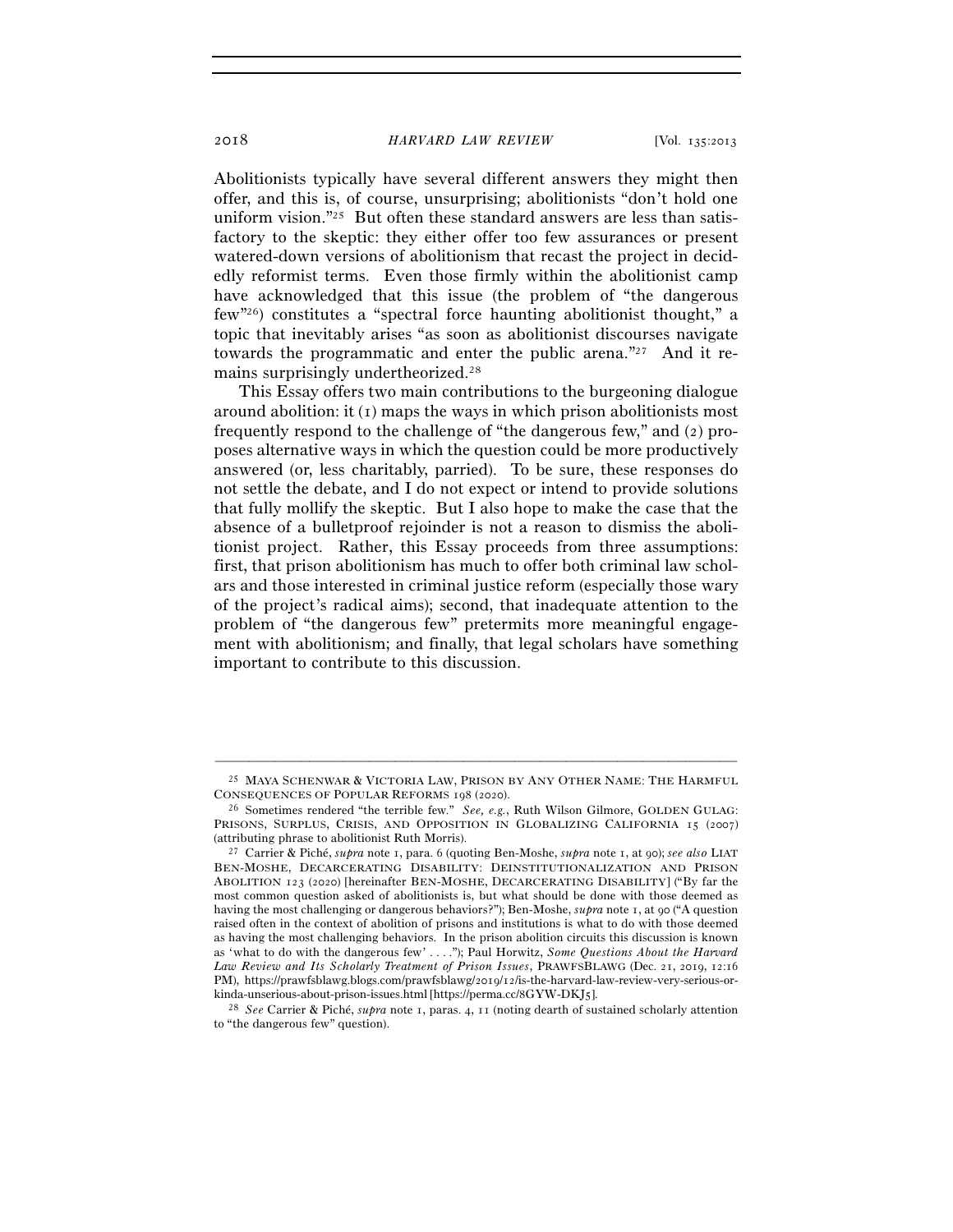Abolitionists typically have several different answers they might then offer, and this is, of course, unsurprising; abolitionists "don't hold one uniform vision."[25] But often these standard answers are less than satisfactory to the skeptic: they either offer too few assurances or present watered-down versions of abolitionism that recast the project in decidedly reformist terms. Even those firmly within the abolitionist camp have acknowledged that this issue (the problem of "the dangerous few"[26]) constitutes a "spectral force haunting abolitionist thought," a topic that inevitably arises "as soon as abolitionist discourses navigate towards the programmatic and enter the public arena."[27] And it remains surprisingly undertheorized.[28]

This Essay offers two main contributions to the burgeoning dialogue around abolition: it (1) maps the ways in which prison abolitionists most frequently respond to the challenge of "the dangerous few," and (2) proposes alternative ways in which the question could be more productively answered (or, less charitably, parried). To be sure, these responses do not settle the debate, and I do not expect or intend to provide solutions that fully mollify the skeptic. But I also hope to make the case that the absence of a bulletproof rejoinder is not a reason to dismiss the abolitionist project. Rather, this Essay proceeds from three assumptions: first, that prison abolitionism has much to offer both criminal law scholars and those interested in criminal justice reform (especially those wary of the project's radical aims); second, that inadequate attention to the problem of "the dangerous few" pretermits more meaningful engagement with abolitionism; and finally, that legal scholars have something important to contribute to this discussion.

---

[25] MAYA SCHENWAR & VICTORIA LAW, PRISON BY ANY OTHER NAME: THE HARMFUL CONSEQUENCES OF POPULAR REFORMS 198 (2020).

[26] Sometimes rendered "the terrible few." *See, e.g.*, Ruth Wilson Gilmore, GOLDEN GULAG: PRISONS, SURPLUS, CRISIS, AND OPPOSITION IN GLOBALIZING CALIFORNIA 15 (2007) (attributing phrase to abolitionist Ruth Morris).

[27] Carrier & Piché, *supra* note 1, para. 6 (quoting Ben-Moshe, *supra* note 1, at 90); *see also* LIAT BEN-MOSHE, DECARCERATING DISABILITY: DEINSTITUTIONALIZATION AND PRISON ABOLITION 123 (2020) [hereinafter BEN-MOSHE, DECARCERATING DISABILITY] ("By far the most common question asked of abolitionists is, but what should be done with those deemed as having the most challenging or dangerous behaviors?"); Ben-Moshe, *supra* note 1, at 90 ("A question raised often in the context of abolition of prisons and institutions is what to do with those deemed as having the most challenging behaviors. In the prison abolition circuits this discussion is known as 'what to do with the dangerous few' . . . ."); Paul Horwitz, *Some Questions About the Harvard Law Review and Its Scholarly Treatment of Prison Issues*, PRAWFSBLAWG (Dec. 21, 2019, 12:16 PM), https://prawfsblawg.blogs.com/prawfsblawg/2019/12/is-the-harvard-law-review-very-serious-or-kinda-unserious-about-prison-issues.html [https://perma.cc/8GYW-DKJ5].

[28] *See* Carrier & Piché, *supra* note 1, paras. 4, 11 (noting dearth of sustained scholarly attention to "the dangerous few" question).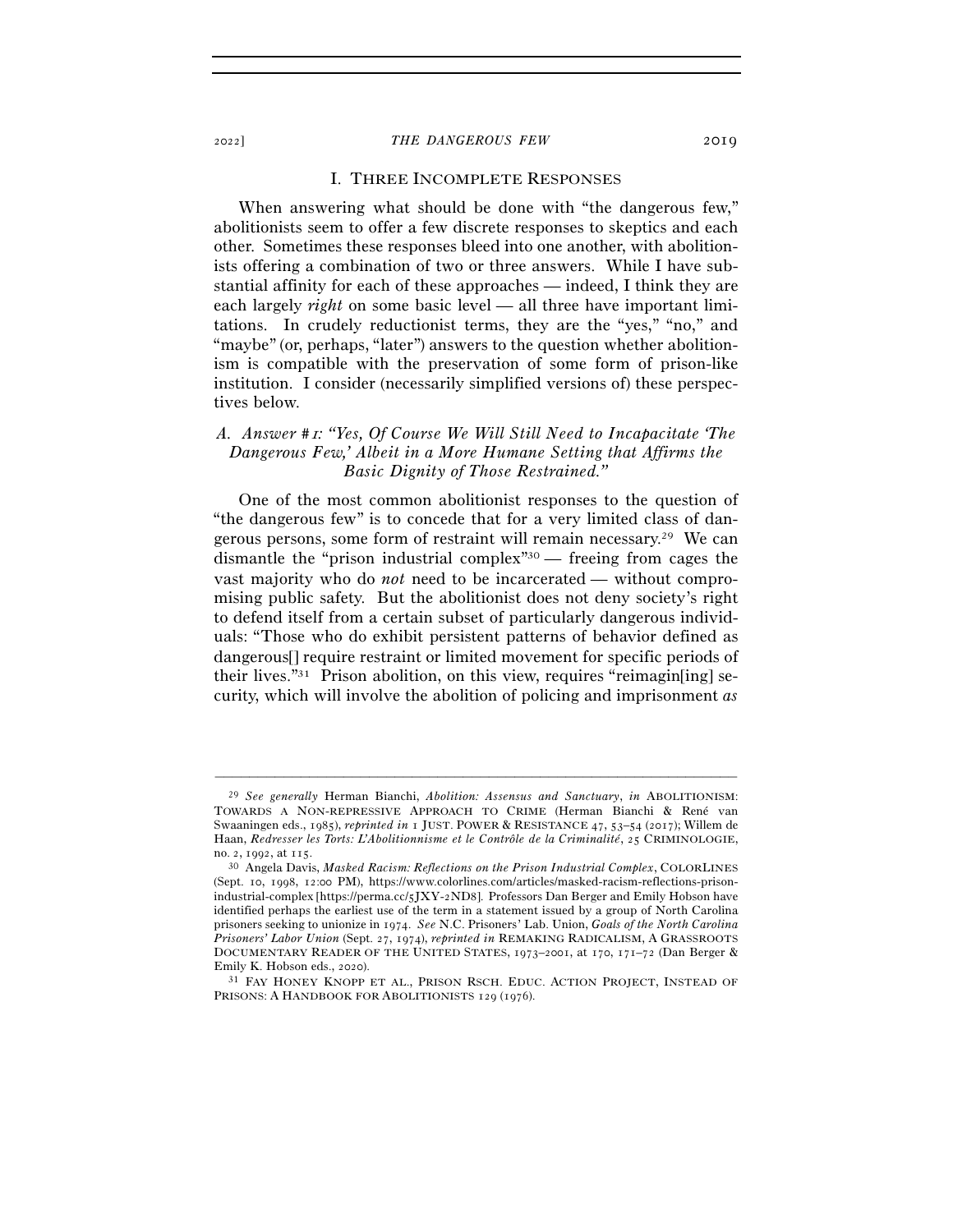## I. THREE INCOMPLETE RESPONSES

When answering what should be done with "the dangerous few," abolitionists seem to offer a few discrete responses to skeptics and each other. Sometimes these responses bleed into one another, with abolitionists offering a combination of two or three answers. While I have substantial affinity for each of these approaches — indeed, I think they are each largely *right* on some basic level — all three have important limitations. In crudely reductionist terms, they are the "yes," "no," and "maybe" (or, perhaps, "later") answers to the question whether abolitionism is compatible with the preservation of some form of prison-like institution. I consider (necessarily simplified versions of) these perspectives below.

### A. *Answer #1: "Yes, Of Course We Will Still Need to Incapacitate 'The Dangerous Few,' Albeit in a More Humane Setting that Affirms the Basic Dignity of Those Restrained."*

One of the most common abolitionist responses to the question of "the dangerous few" is to concede that for a very limited class of dangerous persons, some form of restraint will remain necessary.[29] We can dismantle the "prison industrial complex"[30] — freeing from cages the vast majority who do *not* need to be incarcerated — without compromising public safety. But the abolitionist does not deny society's right to defend itself from a certain subset of particularly dangerous individuals: "Those who do exhibit persistent patterns of behavior defined as dangerous[] require restraint or limited movement for specific periods of their lives."[31] Prison abolition, on this view, requires "reimagin[ing] security, which will involve the abolition of policing and imprisonment *as*

---

[29] *See generally* Herman Bianchi, *Abolition: Assensus and Sanctuary*, *in* ABOLITIONISM: TOWARDS A NON-REPRESSIVE APPROACH TO CRIME (Herman Bianchi & René van Swaaningen eds., 1985), *reprinted in* 1 JUST. POWER & RESISTANCE 47, 53–54 (2017); Willem de Haan, *Redresser les Torts: L'Abolitionnisme et le Contrôle de la Criminalité*, 25 CRIMINOLOGIE, no. 2, 1992, at 115.

[30] Angela Davis, *Masked Racism: Reflections on the Prison Industrial Complex*, COLORLINES (Sept. 10, 1998, 12:00 PM), https://www.colorlines.com/articles/masked-racism-reflections-prison-industrial-complex [https://perma.cc/5JXY-2ND8]. Professors Dan Berger and Emily Hobson have identified perhaps the earliest use of the term in a statement issued by a group of North Carolina prisoners seeking to unionize in 1974. *See* N.C. Prisoners' Lab. Union, *Goals of the North Carolina Prisoners' Labor Union* (Sept. 27, 1974), *reprinted in* REMAKING RADICALISM, A GRASSROOTS DOCUMENTARY READER OF THE UNITED STATES, 1973–2001, at 170, 171–72 (Dan Berger & Emily K. Hobson eds., 2020).

[31] FAY HONEY KNOPP ET AL., PRISON RSCH. EDUC. ACTION PROJECT, INSTEAD OF PRISONS: A HANDBOOK FOR ABOLITIONISTS 129 (1976).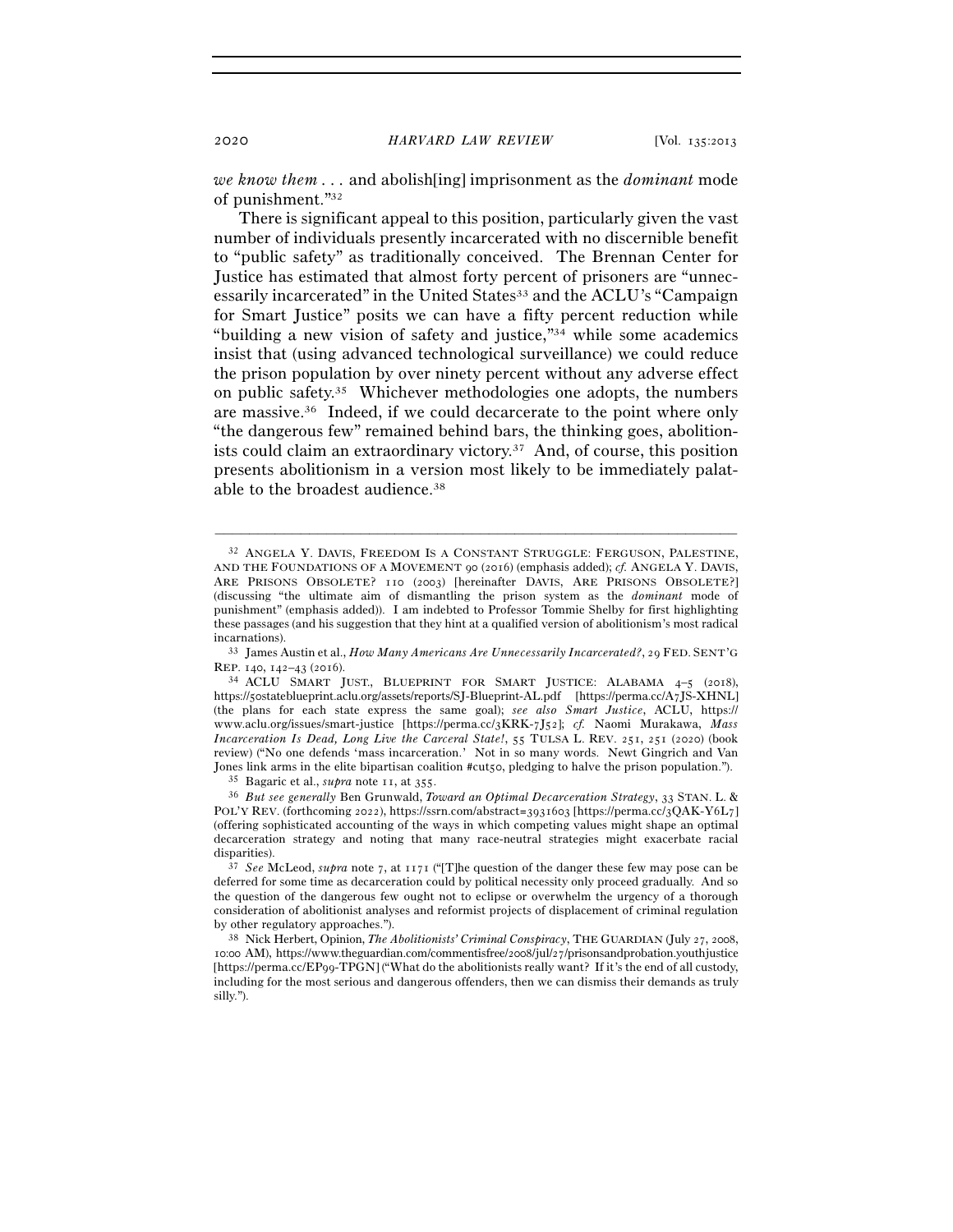*we know them* . . . and abolish[ing] imprisonment as the *dominant* mode of punishment."[32]

There is significant appeal to this position, particularly given the vast number of individuals presently incarcerated with no discernible benefit to "public safety" as traditionally conceived. The Brennan Center for Justice has estimated that almost forty percent of prisoners are "unnecessarily incarcerated" in the United States[33] and the ACLU's "Campaign for Smart Justice" posits we can have a fifty percent reduction while "building a new vision of safety and justice,"[34] while some academics insist that (using advanced technological surveillance) we could reduce the prison population by over ninety percent without any adverse effect on public safety.[35] Whichever methodologies one adopts, the numbers are massive.[36] Indeed, if we could decarcerate to the point where only "the dangerous few" remained behind bars, the thinking goes, abolitionists could claim an extraordinary victory.[37] And, of course, this position presents abolitionism in a version most likely to be immediately palatable to the broadest audience.[38]

---

[32] ANGELA Y. DAVIS, FREEDOM IS A CONSTANT STRUGGLE: FERGUSON, PALESTINE, AND THE FOUNDATIONS OF A MOVEMENT 90 (2016) (emphasis added); *cf.* ANGELA Y. DAVIS, ARE PRISONS OBSOLETE? 110 (2003) [hereinafter DAVIS, ARE PRISONS OBSOLETE?] (discussing "the ultimate aim of dismantling the prison system as the *dominant* mode of punishment" (emphasis added)). I am indebted to Professor Tommie Shelby for first highlighting these passages (and his suggestion that they hint at a qualified version of abolitionism's most radical incarnations).

[33] James Austin et al., *How Many Americans Are Unnecessarily Incarcerated?*, 29 FED. SENT'G REP. 140, 142–43 (2016).

[34] ACLU SMART JUST., BLUEPRINT FOR SMART JUSTICE: ALABAMA 4–5 (2018), https://50stateblueprint.aclu.org/assets/reports/SJ-Blueprint-AL.pdf [https://perma.cc/A7JS-XHNL] (the plans for each state express the same goal); *see also Smart Justice*, ACLU, https://www.aclu.org/issues/smart-justice [https://perma.cc/3KRK-7J52]; *cf.* Naomi Murakawa, *Mass Incarceration Is Dead, Long Live the Carceral State!*, 55 TULSA L. REV. 251, 251 (2020) (book review) ("No one defends 'mass incarceration.' Not in so many words. Newt Gingrich and Van Jones link arms in the elite bipartisan coalition #cut50, pledging to halve the prison population.").

[35] Bagaric et al., *supra* note 11, at 355.

[36] *But see generally* Ben Grunwald, *Toward an Optimal Decarceration Strategy*, 33 STAN. L. & POL'Y REV. (forthcoming 2022), https://ssrn.com/abstract=3931603 [https://perma.cc/3QAK-Y6L7] (offering sophisticated accounting of the ways in which competing values might shape an optimal decarceration strategy and noting that many race-neutral strategies might exacerbate racial disparities).

[37] *See* McLeod, *supra* note 7, at 1171 ("[T]he question of the danger these few may pose can be deferred for some time as decarceration could by political necessity only proceed gradually. And so the question of the dangerous few ought not to eclipse or overwhelm the urgency of a thorough consideration of abolitionist analyses and reformist projects of displacement of criminal regulation by other regulatory approaches.").

[38] Nick Herbert, Opinion, *The Abolitionists' Criminal Conspiracy*, THE GUARDIAN (July 27, 2008, 10:00 AM), https://www.theguardian.com/commentisfree/2008/jul/27/prisonsandprobation.youthjustice [https://perma.cc/EP99-TPGN] ("What do the abolitionists really want? If it's the end of all custody, including for the most serious and dangerous offenders, then we can dismiss their demands as truly silly.").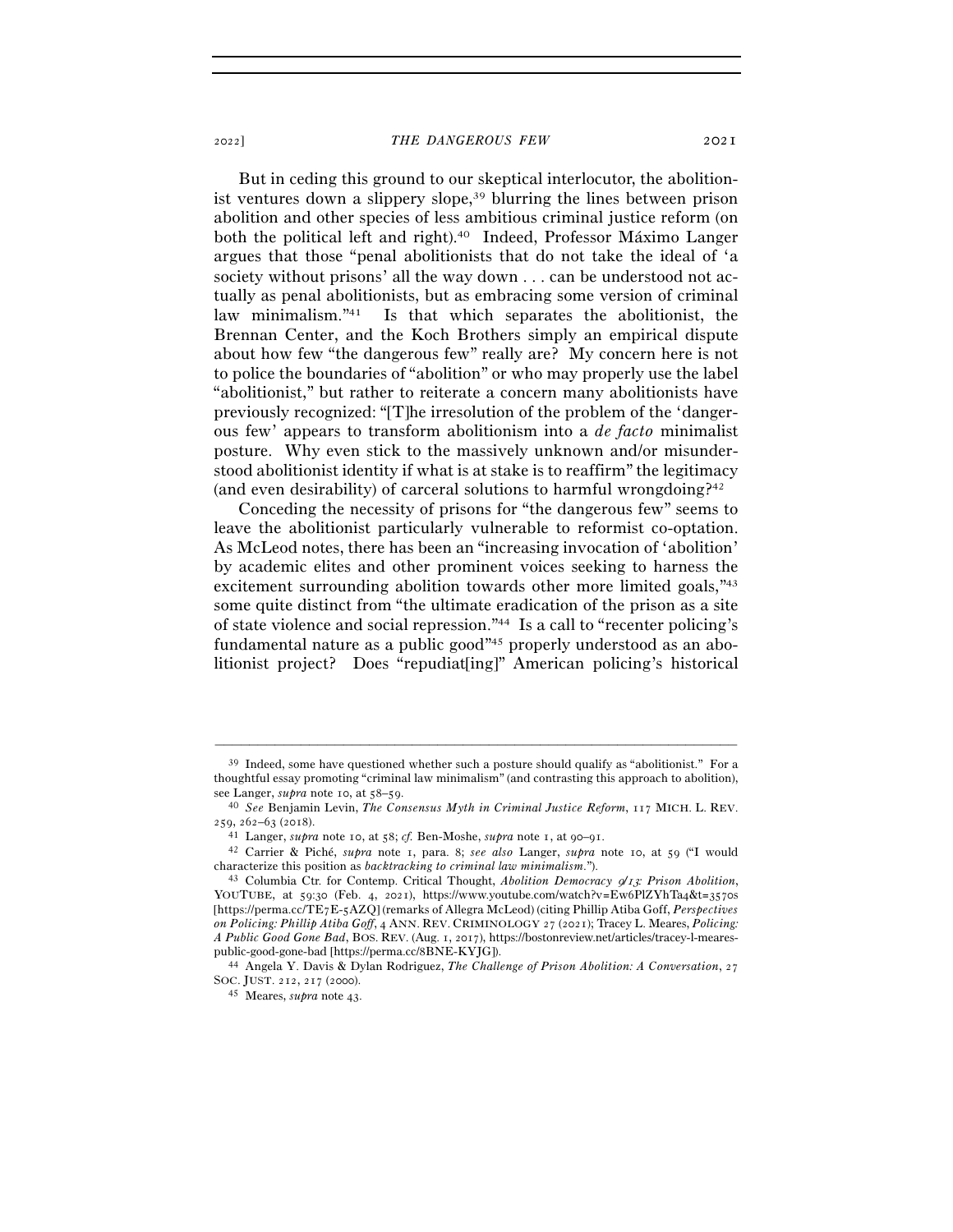But in ceding this ground to our skeptical interlocutor, the abolitionist ventures down a slippery slope,[39] blurring the lines between prison abolition and other species of less ambitious criminal justice reform (on both the political left and right).[40] Indeed, Professor Máximo Langer argues that those "penal abolitionists that do not take the ideal of 'a society without prisons' all the way down . . . can be understood not actually as penal abolitionists, but as embracing some version of criminal law minimalism."[41] Is that which separates the abolitionist, the Brennan Center, and the Koch Brothers simply an empirical dispute about how few "the dangerous few" really are? My concern here is not to police the boundaries of "abolition" or who may properly use the label "abolitionist," but rather to reiterate a concern many abolitionists have previously recognized: "[T]he irresolution of the problem of the 'dangerous few' appears to transform abolitionism into a *de facto* minimalist posture. Why even stick to the massively unknown and/or misunderstood abolitionist identity if what is at stake is to reaffirm" the legitimacy (and even desirability) of carceral solutions to harmful wrongdoing?[42]

Conceding the necessity of prisons for "the dangerous few" seems to leave the abolitionist particularly vulnerable to reformist co-optation. As McLeod notes, there has been an "increasing invocation of 'abolition' by academic elites and other prominent voices seeking to harness the excitement surrounding abolition towards other more limited goals,"[43] some quite distinct from "the ultimate eradication of the prison as a site of state violence and social repression."[44] Is a call to "recenter policing's fundamental nature as a public good"[45] properly understood as an abolitionist project? Does "repudiat[ing]" American policing's historical

---

[39] Indeed, some have questioned whether such a posture should qualify as "abolitionist." For a thoughtful essay promoting "criminal law minimalism" (and contrasting this approach to abolition), see Langer, *supra* note 10, at 58–59.

[40] *See* Benjamin Levin, *The Consensus Myth in Criminal Justice Reform*, 117 MICH. L. REV. 259, 262–63 (2018).

[41] Langer, *supra* note 10, at 58; *cf.* Ben-Moshe, *supra* note 1, at 90–91.

[42] Carrier & Piché, *supra* note 1, para. 8; *see also* Langer, *supra* note 10, at 59 ("I would characterize this position as *backtracking to criminal law minimalism*.").

[43] Columbia Ctr. for Contemp. Critical Thought, *Abolition Democracy 9/13: Prison Abolition*, YOUTUBE, at 59:30 (Feb. 4, 2021), https://www.youtube.com/watch?v=Ew6PlZYhTa4&t=3570s [https://perma.cc/TE7E-5AZQ] (remarks of Allegra McLeod) (citing Phillip Atiba Goff, *Perspectives on Policing: Phillip Atiba Goff*, 4 ANN. REV. CRIMINOLOGY 27 (2021); Tracey L. Meares, *Policing: A Public Good Gone Bad*, BOS. REV. (Aug. 1, 2017), https://bostonreview.net/articles/tracey-l-meares-public-good-gone-bad [https://perma.cc/8BNE-KYJG]).

[44] Angela Y. Davis & Dylan Rodriguez, *The Challenge of Prison Abolition: A Conversation*, 27 SOC. JUST. 212, 217 (2000).

[45] Meares, *supra* note 43.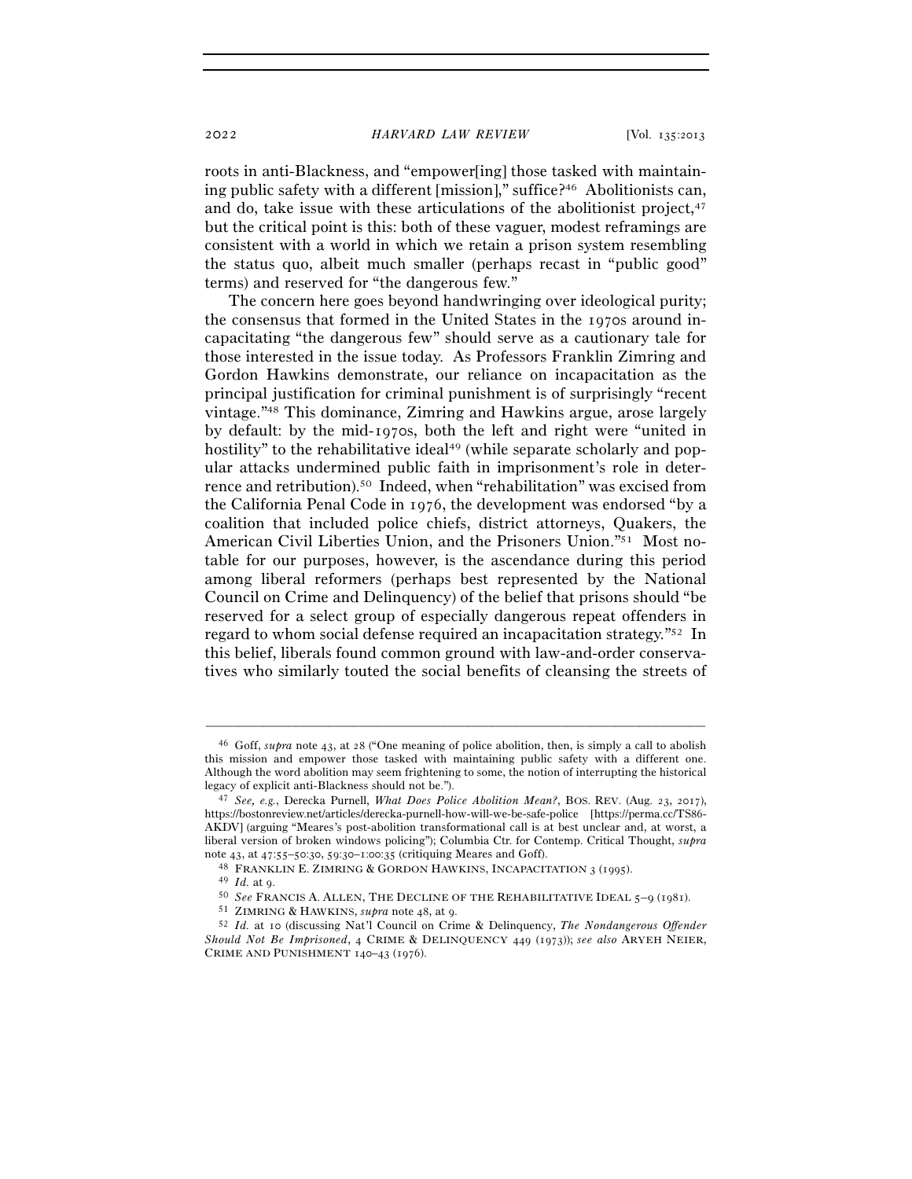roots in anti-Blackness, and "empower[ing] those tasked with maintaining public safety with a different [mission]," suffice?[46] Abolitionists can, and do, take issue with these articulations of the abolitionist project,[47] but the critical point is this: both of these vaguer, modest reframings are consistent with a world in which we retain a prison system resembling the status quo, albeit much smaller (perhaps recast in "public good" terms) and reserved for "the dangerous few."

The concern here goes beyond handwringing over ideological purity; the consensus that formed in the United States in the 1970s around incapacitating "the dangerous few" should serve as a cautionary tale for those interested in the issue today. As Professors Franklin Zimring and Gordon Hawkins demonstrate, our reliance on incapacitation as the principal justification for criminal punishment is of surprisingly "recent vintage."[48] This dominance, Zimring and Hawkins argue, arose largely by default: by the mid-1970s, both the left and right were "united in hostility" to the rehabilitative ideal[49] (while separate scholarly and popular attacks undermined public faith in imprisonment's role in deterrence and retribution).[50] Indeed, when "rehabilitation" was excised from the California Penal Code in 1976, the development was endorsed "by a coalition that included police chiefs, district attorneys, Quakers, the American Civil Liberties Union, and the Prisoners Union."[51] Most notable for our purposes, however, is the ascendance during this period among liberal reformers (perhaps best represented by the National Council on Crime and Delinquency) of the belief that prisons should "be reserved for a select group of especially dangerous repeat offenders in regard to whom social defense required an incapacitation strategy."[52] In this belief, liberals found common ground with law-and-order conservatives who similarly touted the social benefits of cleansing the streets of

---

[46] Goff, *supra* note 43, at 28 ("One meaning of police abolition, then, is simply a call to abolish this mission and empower those tasked with maintaining public safety with a different one. Although the word abolition may seem frightening to some, the notion of interrupting the historical legacy of explicit anti-Blackness should not be.").

[47] *See, e.g.*, Derecka Purnell, *What Does Police Abolition Mean?*, BOS. REV. (Aug. 23, 2017), https://bostonreview.net/articles/derecka-purnell-how-will-we-be-safe-police [https://perma.cc/TS86-AKDV] (arguing "Meares's post-abolition transformational call is at best unclear and, at worst, a liberal version of broken windows policing"); Columbia Ctr. for Contemp. Critical Thought, *supra* note 43, at 47:55–50:30, 59:30–1:00:35 (critiquing Meares and Goff).

[48] FRANKLIN E. ZIMRING & GORDON HAWKINS, INCAPACITATION 3 (1995).

[49] *Id.* at 9.

[50] *See* FRANCIS A. ALLEN, THE DECLINE OF THE REHABILITATIVE IDEAL 5–9 (1981).

[51] ZIMRING & HAWKINS, *supra* note 48, at 9.

[52] *Id.* at 10 (discussing Nat'l Council on Crime & Delinquency, *The Nondangerous Offender Should Not Be Imprisoned*, 4 CRIME & DELINQUENCY 449 (1973)); *see also* ARYEH NEIER, CRIME AND PUNISHMENT 140–43 (1976).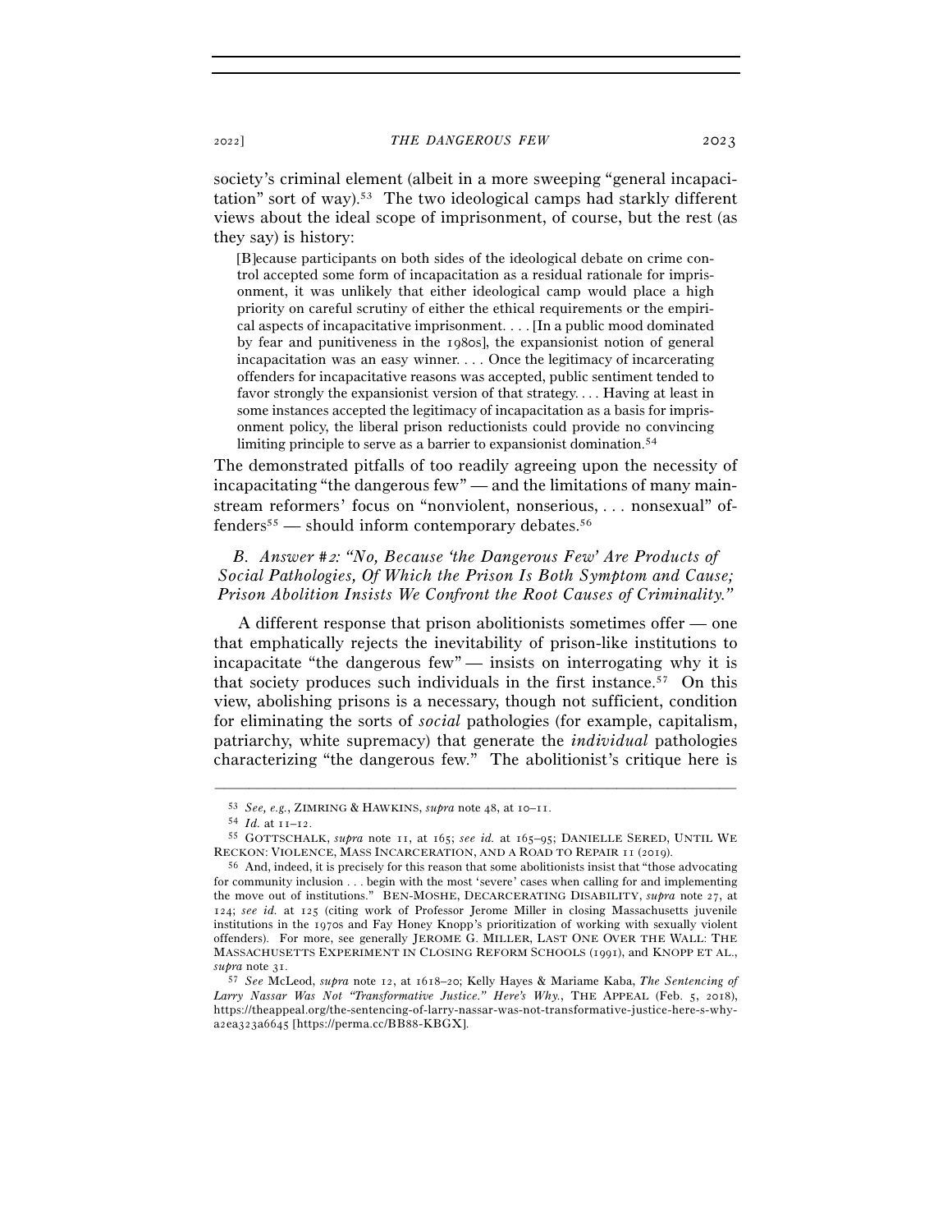society's criminal element (albeit in a more sweeping "general incapacitation" sort of way).[53] The two ideological camps had starkly different views about the ideal scope of imprisonment, of course, but the rest (as they say) is history:

> [B]ecause participants on both sides of the ideological debate on crime control accepted some form of incapacitation as a residual rationale for imprisonment, it was unlikely that either ideological camp would place a high priority on careful scrutiny of either the ethical requirements or the empirical aspects of incapacitative imprisonment. . . . [In a public mood dominated by fear and punitiveness in the 1980s], the expansionist notion of general incapacitation was an easy winner. . . . Once the legitimacy of incarcerating offenders for incapacitative reasons was accepted, public sentiment tended to favor strongly the expansionist version of that strategy. . . . Having at least in some instances accepted the legitimacy of incapacitation as a basis for imprisonment policy, the liberal prison reductionists could provide no convincing limiting principle to serve as a barrier to expansionist domination.[54]

The demonstrated pitfalls of too readily agreeing upon the necessity of incapacitating "the dangerous few" — and the limitations of many mainstream reformers' focus on "nonviolent, nonserious, . . . nonsexual" offenders[55] — should inform contemporary debates.[56]

### B. *Answer #2: "No, Because 'the Dangerous Few' Are Products of Social Pathologies, Of Which the Prison Is Both Symptom and Cause; Prison Abolition Insists We Confront the Root Causes of Criminality."*

A different response that prison abolitionists sometimes offer — one that emphatically rejects the inevitability of prison-like institutions to incapacitate "the dangerous few" — insists on interrogating why it is that society produces such individuals in the first instance.[57] On this view, abolishing prisons is a necessary, though not sufficient, condition for eliminating the sorts of *social* pathologies (for example, capitalism, patriarchy, white supremacy) that generate the *individual* pathologies characterizing "the dangerous few." The abolitionist's critique here is

---

[53] *See, e.g.*, ZIMRING & HAWKINS, *supra* note 48, at 10–11.

[54] *Id.* at 11–12.

[55] GOTTSCHALK, *supra* note 11, at 165; *see id.* at 165–95; DANIELLE SERED, UNTIL WE RECKON: VIOLENCE, MASS INCARCERATION, AND A ROAD TO REPAIR 11 (2019).

[56] And, indeed, it is precisely for this reason that some abolitionists insist that "those advocating for community inclusion . . . begin with the most 'severe' cases when calling for and implementing the move out of institutions." BEN-MOSHE, DECARCERATING DISABILITY, *supra* note 27, at 124; *see id.* at 125 (citing work of Professor Jerome Miller in closing Massachusetts juvenile institutions in the 1970s and Fay Honey Knopp's prioritization of working with sexually violent offenders). For more, see generally JEROME G. MILLER, LAST ONE OVER THE WALL: THE MASSACHUSETTS EXPERIMENT IN CLOSING REFORM SCHOOLS (1991), and KNOPP ET AL., *supra* note 31.

[57] *See* McLeod, *supra* note 12, at 1618–20; Kelly Hayes & Mariame Kaba, *The Sentencing of Larry Nassar Was Not "Transformative Justice." Here's Why.*, THE APPEAL (Feb. 5, 2018), https://theappeal.org/the-sentencing-of-larry-nassar-was-not-transformative-justice-here-s-why-a2ea323a6645 [https://perma.cc/BB88-KBGX].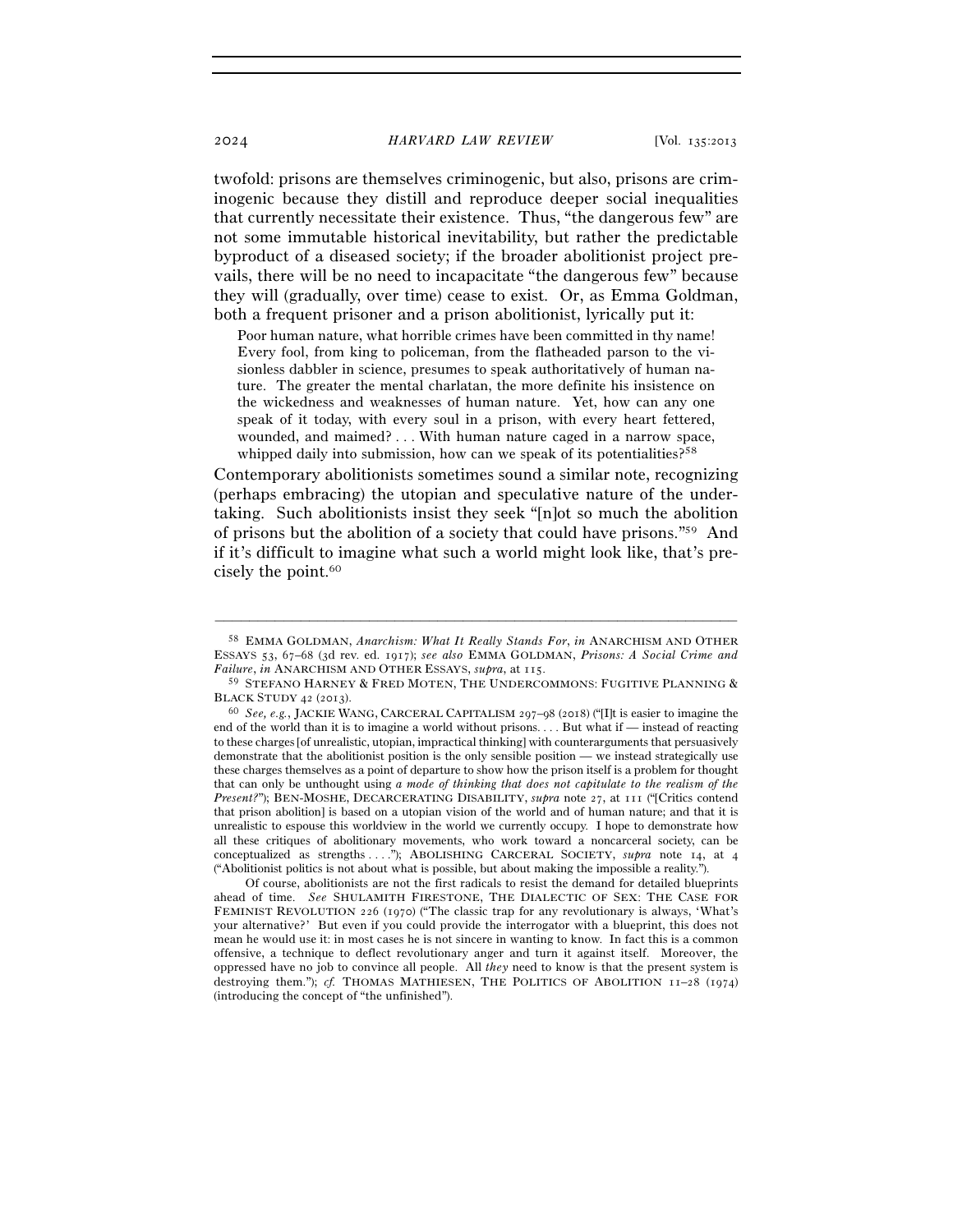twofold: prisons are themselves criminogenic, but also, prisons are criminogenic because they distill and reproduce deeper social inequalities that currently necessitate their existence. Thus, "the dangerous few" are not some immutable historical inevitability, but rather the predictable byproduct of a diseased society; if the broader abolitionist project prevails, there will be no need to incapacitate "the dangerous few" because they will (gradually, over time) cease to exist. Or, as Emma Goldman, both a frequent prisoner and a prison abolitionist, lyrically put it:

> Poor human nature, what horrible crimes have been committed in thy name! Every fool, from king to policeman, from the flatheaded parson to the visionless dabbler in science, presumes to speak authoritatively of human nature. The greater the mental charlatan, the more definite his insistence on the wickedness and weaknesses of human nature. Yet, how can any one speak of it today, with every soul in a prison, with every heart fettered, wounded, and maimed? . . . With human nature caged in a narrow space, whipped daily into submission, how can we speak of its potentialities?[58]

Contemporary abolitionists sometimes sound a similar note, recognizing (perhaps embracing) the utopian and speculative nature of the undertaking. Such abolitionists insist they seek "[n]ot so much the abolition of prisons but the abolition of a society that could have prisons."[59] And if it's difficult to imagine what such a world might look like, that's precisely the point.[60]

---

[58] EMMA GOLDMAN, *Anarchism: What It Really Stands For*, *in* ANARCHISM AND OTHER ESSAYS 53, 67–68 (3d rev. ed. 1917); *see also* EMMA GOLDMAN, *Prisons: A Social Crime and Failure*, *in* ANARCHISM AND OTHER ESSAYS, *supra*, at 115.

[59] STEFANO HARNEY & FRED MOTEN, THE UNDERCOMMONS: FUGITIVE PLANNING & BLACK STUDY 42 (2013).

[60] *See, e.g.*, JACKIE WANG, CARCERAL CAPITALISM 297–98 (2018) ("[I]t is easier to imagine the end of the world than it is to imagine a world without prisons. . . . But what if — instead of reacting to these charges [of unrealistic, utopian, impractical thinking] with counterarguments that persuasively demonstrate that the abolitionist position is the only sensible position — we instead strategically use these charges themselves as a point of departure to show how the prison itself is a problem for thought that can only be unthought using *a mode of thinking that does not capitulate to the realism of the Present?*"); BEN-MOSHE, DECARCERATING DISABILITY, *supra* note 27, at 111 ("[Critics contend that prison abolition] is based on a utopian vision of the world and of human nature; and that it is unrealistic to espouse this worldview in the world we currently occupy. I hope to demonstrate how all these critiques of abolitionary movements, who work toward a noncarceral society, can be conceptualized as strengths . . . ."); ABOLISHING CARCERAL SOCIETY, *supra* note 14, at 4 ("Abolitionist politics is not about what is possible, but about making the impossible a reality.").

Of course, abolitionists are not the first radicals to resist the demand for detailed blueprints ahead of time. *See* SHULAMITH FIRESTONE, THE DIALECTIC OF SEX: THE CASE FOR FEMINIST REVOLUTION 226 (1970) ("The classic trap for any revolutionary is always, 'What's your alternative?' But even if you could provide the interrogator with a blueprint, this does not mean he would use it: in most cases he is not sincere in wanting to know. In fact this is a common offensive, a technique to deflect revolutionary anger and turn it against itself. Moreover, the oppressed have no job to convince all people. All *they* need to know is that the present system is destroying them."); *cf.* THOMAS MATHIESEN, THE POLITICS OF ABOLITION 11–28 (1974) (introducing the concept of "the unfinished").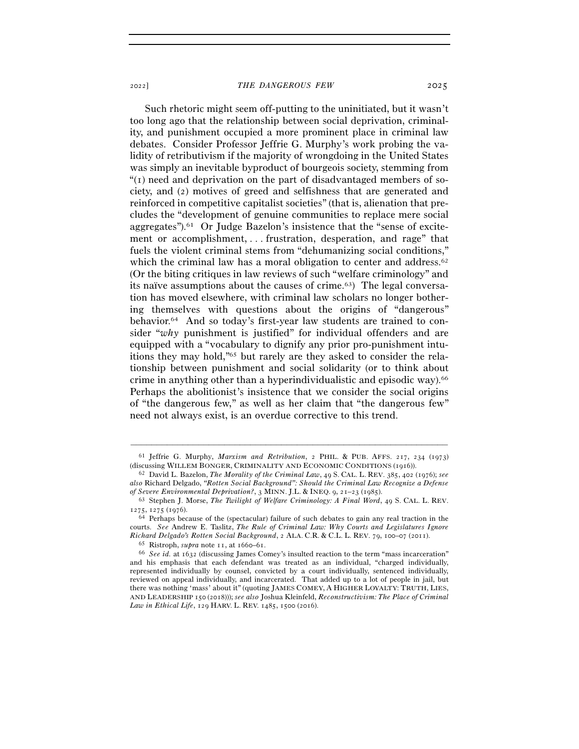Such rhetoric might seem off-putting to the uninitiated, but it wasn't too long ago that the relationship between social deprivation, criminality, and punishment occupied a more prominent place in criminal law debates. Consider Professor Jeffrie G. Murphy's work probing the validity of retributivism if the majority of wrongdoing in the United States was simply an inevitable byproduct of bourgeois society, stemming from "(1) need and deprivation on the part of disadvantaged members of society, and (2) motives of greed and selfishness that are generated and reinforced in competitive capitalist societies" (that is, alienation that precludes the "development of genuine communities to replace mere social aggregates").[61] Or Judge Bazelon's insistence that the "sense of excitement or accomplishment, . . . frustration, desperation, and rage" that fuels the violent criminal stems from "dehumanizing social conditions," which the criminal law has a moral obligation to center and address.[62] (Or the biting critiques in law reviews of such "welfare criminology" and its naïve assumptions about the causes of crime.[63]) The legal conversation has moved elsewhere, with criminal law scholars no longer bothering themselves with questions about the origins of "dangerous" behavior.[64] And so today's first-year law students are trained to consider "*why* punishment is justified" for individual offenders and are equipped with a "vocabulary to dignify any prior pro-punishment intuitions they may hold,"[65] but rarely are they asked to consider the relationship between punishment and social solidarity (or to think about crime in anything other than a hyperindividualistic and episodic way).[66] Perhaps the abolitionist's insistence that we consider the social origins of "the dangerous few," as well as her claim that "the dangerous few" need not always exist, is an overdue corrective to this trend.

---

[61] Jeffrie G. Murphy, *Marxism and Retribution*, 2 PHIL. & PUB. AFFS. 217, 234 (1973) (discussing WILLEM BONGER, CRIMINALITY AND ECONOMIC CONDITIONS (1916)).

[62] David L. Bazelon, *The Morality of the Criminal Law*, 49 S. CAL. L. REV. 385, 402 (1976); *see also* Richard Delgado, *"Rotten Social Background": Should the Criminal Law Recognize a Defense of Severe Environmental Deprivation?*, 3 MINN. J.L. & INEQ. 9, 21–23 (1985).

[63] Stephen J. Morse, *The Twilight of Welfare Criminology: A Final Word*, 49 S. CAL. L. REV. 1275, 1275 (1976).

[64] Perhaps because of the (spectacular) failure of such debates to gain any real traction in the courts. *See* Andrew E. Taslitz, *The Rule of Criminal Law: Why Courts and Legislatures Ignore Richard Delgado's Rotten Social Background*, 2 ALA. C.R. & C.L. L. REV. 79, 100–07 (2011).

[65] Ristroph, *supra* note 11, at 1660–61.

[66] *See id.* at 1632 (discussing James Comey's insulted reaction to the term "mass incarceration" and his emphasis that each defendant was treated as an individual, "charged individually, represented individually by counsel, convicted by a court individually, sentenced individually, reviewed on appeal individually, and incarcerated. That added up to a lot of people in jail, but there was nothing 'mass' about it" (quoting JAMES COMEY, A HIGHER LOYALTY: TRUTH, LIES, AND LEADERSHIP 150 (2018))); *see also* Joshua Kleinfeld, *Reconstructivism: The Place of Criminal Law in Ethical Life*, 129 HARV. L. REV. 1485, 1500 (2016).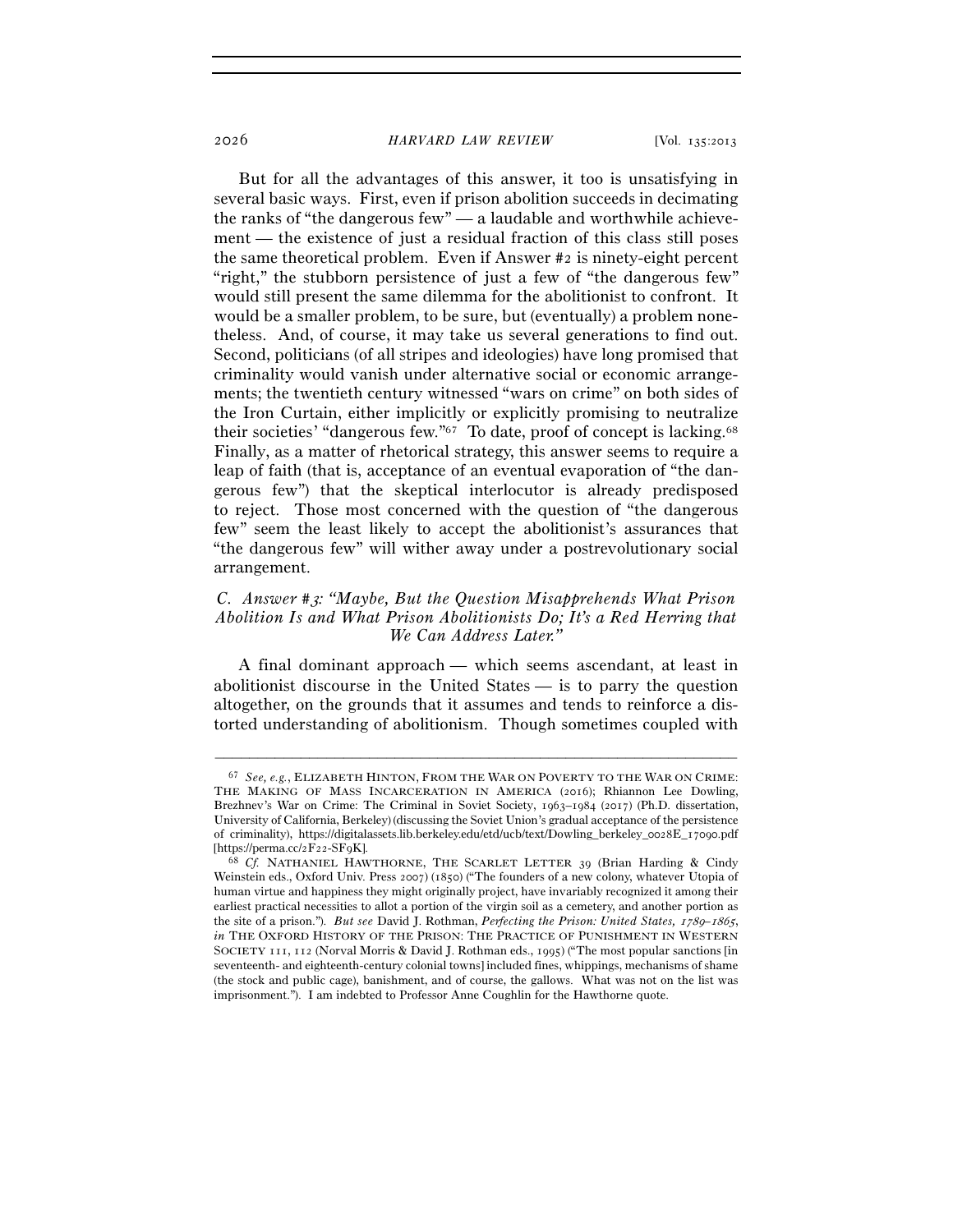But for all the advantages of this answer, it too is unsatisfying in several basic ways. First, even if prison abolition succeeds in decimating the ranks of "the dangerous few" — a laudable and worthwhile achievement — the existence of just a residual fraction of this class still poses the same theoretical problem. Even if Answer #2 is ninety-eight percent "right," the stubborn persistence of just a few of "the dangerous few" would still present the same dilemma for the abolitionist to confront. It would be a smaller problem, to be sure, but (eventually) a problem nonetheless. And, of course, it may take us several generations to find out. Second, politicians (of all stripes and ideologies) have long promised that criminality would vanish under alternative social or economic arrangements; the twentieth century witnessed "wars on crime" on both sides of the Iron Curtain, either implicitly or explicitly promising to neutralize their societies' "dangerous few."[67] To date, proof of concept is lacking.[68] Finally, as a matter of rhetorical strategy, this answer seems to require a leap of faith (that is, acceptance of an eventual evaporation of "the dangerous few") that the skeptical interlocutor is already predisposed to reject. Those most concerned with the question of "the dangerous few" seem the least likely to accept the abolitionist's assurances that "the dangerous few" will wither away under a postrevolutionary social arrangement.

### *C. Answer #3: "Maybe, But the Question Misapprehends What Prison Abolition Is and What Prison Abolitionists Do; It's a Red Herring that We Can Address Later."*

A final dominant approach — which seems ascendant, at least in abolitionist discourse in the United States — is to parry the question altogether, on the grounds that it assumes and tends to reinforce a distorted understanding of abolitionism. Though sometimes coupled with

---

[67] *See, e.g.*, ELIZABETH HINTON, FROM THE WAR ON POVERTY TO THE WAR ON CRIME: THE MAKING OF MASS INCARCERATION IN AMERICA (2016); Rhiannon Lee Dowling, Brezhnev's War on Crime: The Criminal in Soviet Society, 1963–1984 (2017) (Ph.D. dissertation, University of California, Berkeley) (discussing the Soviet Union's gradual acceptance of the persistence of criminality), https://digitalassets.lib.berkeley.edu/etd/ucb/text/Dowling_berkeley_0028E_17090.pdf [https://perma.cc/2F22-SF9K].

[68] *Cf.* NATHANIEL HAWTHORNE, THE SCARLET LETTER 39 (Brian Harding & Cindy Weinstein eds., Oxford Univ. Press 2007) (1850) ("The founders of a new colony, whatever Utopia of human virtue and happiness they might originally project, have invariably recognized it among their earliest practical necessities to allot a portion of the virgin soil as a cemetery, and another portion as the site of a prison."). *But see* David J. Rothman, *Perfecting the Prison: United States, 1789–1865*, *in* THE OXFORD HISTORY OF THE PRISON: THE PRACTICE OF PUNISHMENT IN WESTERN SOCIETY 111, 112 (Norval Morris & David J. Rothman eds., 1995) ("The most popular sanctions [in seventeenth- and eighteenth-century colonial towns] included fines, whippings, mechanisms of shame (the stock and public cage), banishment, and of course, the gallows. What was not on the list was imprisonment."). I am indebted to Professor Anne Coughlin for the Hawthorne quote.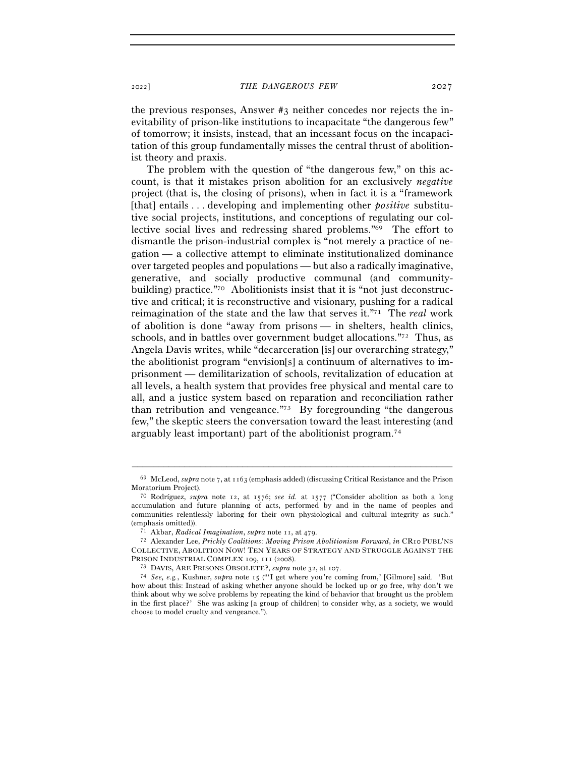the previous responses, Answer #3 neither concedes nor rejects the inevitability of prison-like institutions to incapacitate "the dangerous few" of tomorrow; it insists, instead, that an incessant focus on the incapacitation of this group fundamentally misses the central thrust of abolitionist theory and praxis.

The problem with the question of "the dangerous few," on this account, is that it mistakes prison abolition for an exclusively *negative* project (that is, the closing of prisons), when in fact it is a "framework [that] entails . . . developing and implementing other *positive* substitutive social projects, institutions, and conceptions of regulating our collective social lives and redressing shared problems."[69] The effort to dismantle the prison-industrial complex is "not merely a practice of negation — a collective attempt to eliminate institutionalized dominance over targeted peoples and populations — but also a radically imaginative, generative, and socially productive communal (and community-building) practice."[70] Abolitionists insist that it is "not just deconstructive and critical; it is reconstructive and visionary, pushing for a radical reimagination of the state and the law that serves it."[71] The *real* work of abolition is done "away from prisons — in shelters, health clinics, schools, and in battles over government budget allocations."[72] Thus, as Angela Davis writes, while "decarceration [is] our overarching strategy," the abolitionist program "envision[s] a continuum of alternatives to imprisonment — demilitarization of schools, revitalization of education at all levels, a health system that provides free physical and mental care to all, and a justice system based on reparation and reconciliation rather than retribution and vengeance."[73] By foregrounding "the dangerous few," the skeptic steers the conversation toward the least interesting (and arguably least important) part of the abolitionist program.[74]

---

[69] McLeod, *supra* note 7, at 1163 (emphasis added) (discussing Critical Resistance and the Prison Moratorium Project).

[70] Rodríguez, *supra* note 12, at 1576; *see id.* at 1577 ("Consider abolition as both a long accumulation and future planning of acts, performed by and in the name of peoples and communities relentlessly laboring for their own physiological and cultural integrity as such." (emphasis omitted)).

[71] Akbar, *Radical Imagination*, *supra* note 11, at 479.

[72] Alexander Lee, *Prickly Coalitions: Moving Prison Abolitionism Forward*, *in* CR10 PUBL'NS COLLECTIVE, ABOLITION NOW! TEN YEARS OF STRATEGY AND STRUGGLE AGAINST THE PRISON INDUSTRIAL COMPLEX 109, 111 (2008).

[73] DAVIS, ARE PRISONS OBSOLETE?, *supra* note 32, at 107.

[74] *See, e.g.*, Kushner, *supra* note 15 ("'I get where you're coming from,' [Gilmore] said. 'But how about this: Instead of asking whether anyone should be locked up or go free, why don't we think about why we solve problems by repeating the kind of behavior that brought us the problem in the first place?' She was asking [a group of children] to consider why, as a society, we would choose to model cruelty and vengeance.").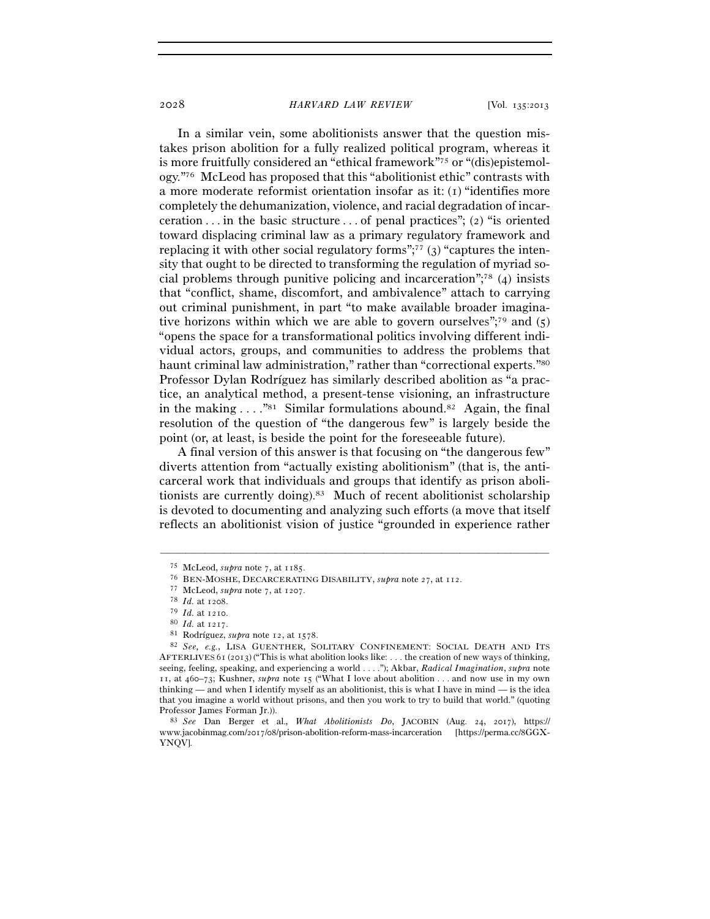In a similar vein, some abolitionists answer that the question mistakes prison abolition for a fully realized political program, whereas it is more fruitfully considered an "ethical framework"[75] or "(dis)epistemology."[76] McLeod has proposed that this "abolitionist ethic" contrasts with a more moderate reformist orientation insofar as it: (1) "identifies more completely the dehumanization, violence, and racial degradation of incarceration . . . in the basic structure . . . of penal practices"; (2) "is oriented toward displacing criminal law as a primary regulatory framework and replacing it with other social regulatory forms";[77] (3) "captures the intensity that ought to be directed to transforming the regulation of myriad social problems through punitive policing and incarceration";[78] (4) insists that "conflict, shame, discomfort, and ambivalence" attach to carrying out criminal punishment, in part "to make available broader imaginative horizons within which we are able to govern ourselves";[79] and (5) "opens the space for a transformational politics involving different individual actors, groups, and communities to address the problems that haunt criminal law administration," rather than "correctional experts."[80] Professor Dylan Rodríguez has similarly described abolition as "a practice, an analytical method, a present-tense visioning, an infrastructure in the making . . . ."[81] Similar formulations abound.[82] Again, the final resolution of the question of "the dangerous few" is largely beside the point (or, at least, is beside the point for the foreseeable future).

A final version of this answer is that focusing on "the dangerous few" diverts attention from "actually existing abolitionism" (that is, the anticarceral work that individuals and groups that identify as prison abolitionists are currently doing).[83] Much of recent abolitionist scholarship is devoted to documenting and analyzing such efforts (a move that itself reflects an abolitionist vision of justice "grounded in experience rather

---

[75] McLeod, *supra* note 7, at 1185.

[76] BEN-MOSHE, DECARCERATING DISABILITY, *supra* note 27, at 112.

[77] McLeod, *supra* note 7, at 1207.

[78] *Id.* at 1208.

[79] *Id.* at 1210.

[80] *Id.* at 1217.

[81] Rodríguez, *supra* note 12, at 1578.

[82] *See, e.g.*, LISA GUENTHER, SOLITARY CONFINEMENT: SOCIAL DEATH AND ITS AFTERLIVES 61 (2013) ("This is what abolition looks like: . . . the creation of new ways of thinking, seeing, feeling, speaking, and experiencing a world . . . ."); Akbar, *Radical Imagination*, *supra* note 11, at 460–73; Kushner, *supra* note 15 ("What I love about abolition . . . and now use in my own thinking — and when I identify myself as an abolitionist, this is what I have in mind — is the idea that you imagine a world without prisons, and then you work to try to build that world." (quoting Professor James Forman Jr.)).

[83] *See* Dan Berger et al., *What Abolitionists Do*, JACOBIN (Aug. 24, 2017), https://www.jacobinmag.com/2017/08/prison-abolition-reform-mass-incarceration [https://perma.cc/8GGX-YNQV].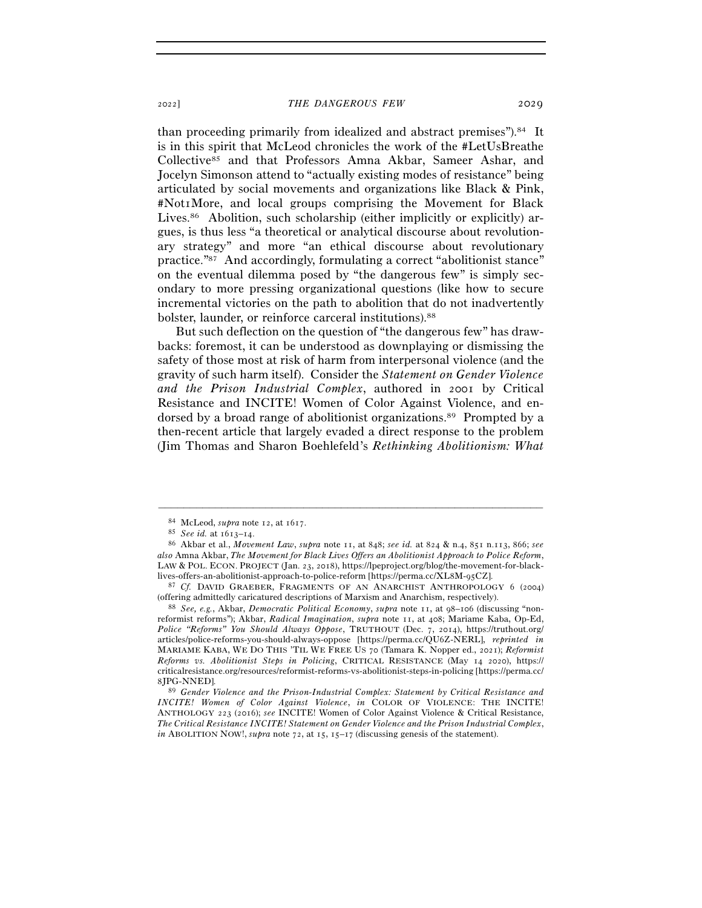than proceeding primarily from idealized and abstract premises").[84] It is in this spirit that McLeod chronicles the work of the #LetUsBreathe Collective[85] and that Professors Amna Akbar, Sameer Ashar, and Jocelyn Simonson attend to "actually existing modes of resistance" being articulated by social movements and organizations like Black & Pink, #Not1More, and local groups comprising the Movement for Black Lives.[86] Abolition, such scholarship (either implicitly or explicitly) argues, is thus less "a theoretical or analytical discourse about revolutionary strategy" and more "an ethical discourse about revolutionary practice."[87] And accordingly, formulating a correct "abolitionist stance" on the eventual dilemma posed by "the dangerous few" is simply secondary to more pressing organizational questions (like how to secure incremental victories on the path to abolition that do not inadvertently bolster, launder, or reinforce carceral institutions).[88]

But such deflection on the question of "the dangerous few" has drawbacks: foremost, it can be understood as downplaying or dismissing the safety of those most at risk of harm from interpersonal violence (and the gravity of such harm itself). Consider the *Statement on Gender Violence and the Prison Industrial Complex*, authored in 2001 by Critical Resistance and INCITE! Women of Color Against Violence, and endorsed by a broad range of abolitionist organizations.[89] Prompted by a then-recent article that largely evaded a direct response to the problem (Jim Thomas and Sharon Boehlefeld's *Rethinking Abolitionism: What*

---

[84] McLeod, *supra* note 12, at 1617.

[85] *See id.* at 1613–14.

[86] Akbar et al., *Movement Law*, *supra* note 11, at 848; *see id.* at 824 & n.4, 851 n.113, 866; *see also* Amna Akbar, *The Movement for Black Lives Offers an Abolitionist Approach to Police Reform*, LAW & POL. ECON. PROJECT (Jan. 23, 2018), https://lpeproject.org/blog/the-movement-for-black-lives-offers-an-abolitionist-approach-to-police-reform [https://perma.cc/XL8M-95CZ].

[87] *Cf.* DAVID GRAEBER, FRAGMENTS OF AN ANARCHIST ANTHROPOLOGY 6 (2004) (offering admittedly caricatured descriptions of Marxism and Anarchism, respectively).

[88] *See, e.g.*, Akbar, *Democratic Political Economy*, *supra* note 11, at 98–106 (discussing "non-reformist reforms"); Akbar, *Radical Imagination*, *supra* note 11, at 408; Mariame Kaba, Op-Ed, *Police "Reforms" You Should Always Oppose*, TRUTHOUT (Dec. 7, 2014), https://truthout.org/articles/police-reforms-you-should-always-oppose [https://perma.cc/QU6Z-NERL], *reprinted in* MARIAME KABA, WE DO THIS 'TIL WE FREE US 70 (Tamara K. Nopper ed., 2021); *Reformist Reforms vs. Abolitionist Steps in Policing*, CRITICAL RESISTANCE (May 14 2020), https://criticalresistance.org/resources/reformist-reforms-vs-abolitionist-steps-in-policing [https://perma.cc/8JPG-NNED].

[89] *Gender Violence and the Prison-Industrial Complex: Statement by Critical Resistance and INCITE! Women of Color Against Violence*, *in* COLOR OF VIOLENCE: THE INCITE! ANTHOLOGY 223 (2016); *see* INCITE! Women of Color Against Violence & Critical Resistance, *The Critical Resistance INCITE! Statement on Gender Violence and the Prison Industrial Complex*, *in* ABOLITION NOW!, *supra* note 72, at 15, 15–17 (discussing genesis of the statement).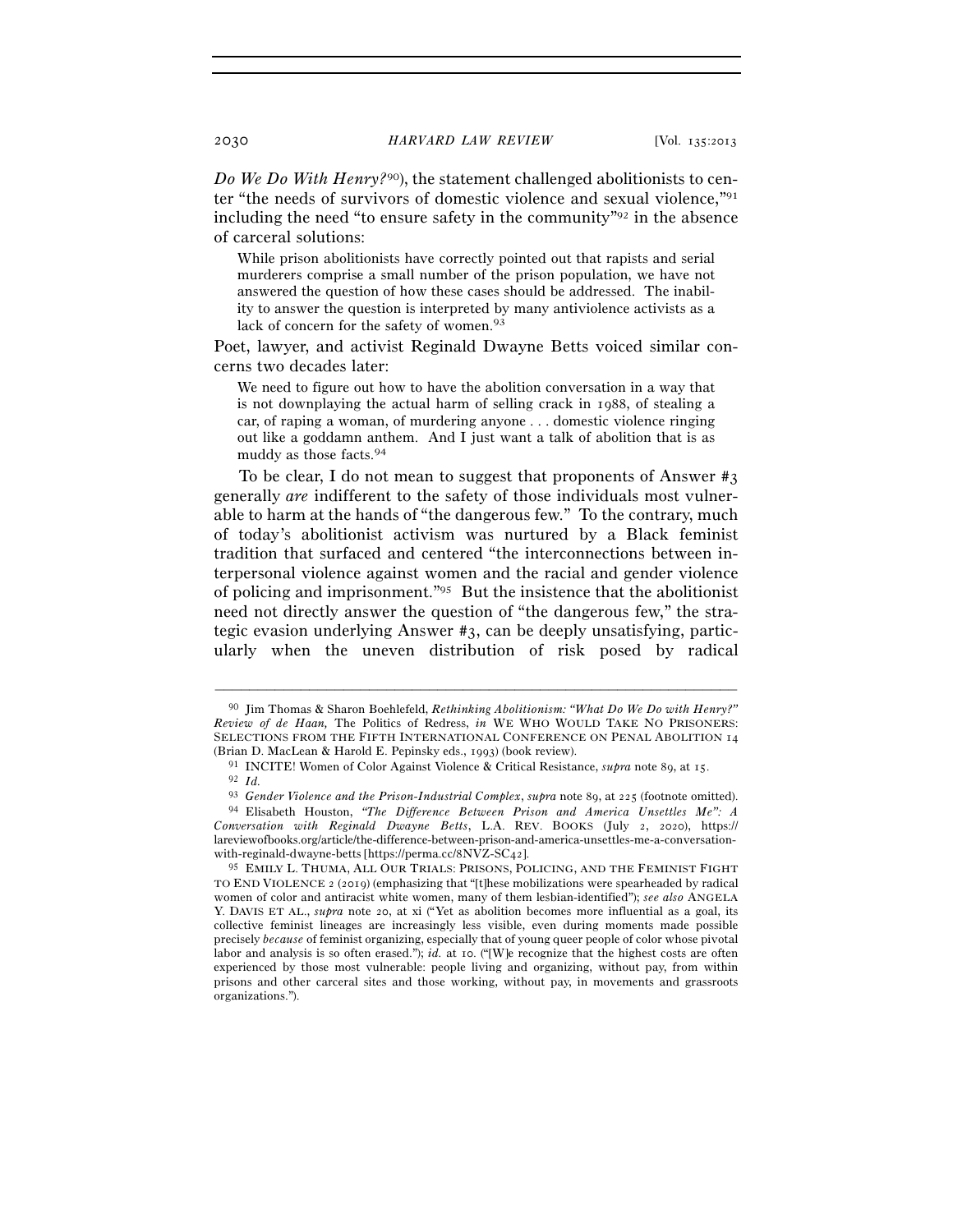*Do We Do With Henry?*[90]), the statement challenged abolitionists to center "the needs of survivors of domestic violence and sexual violence,"[91] including the need "to ensure safety in the community"[92] in the absence of carceral solutions:

> While prison abolitionists have correctly pointed out that rapists and serial murderers comprise a small number of the prison population, we have not answered the question of how these cases should be addressed. The inability to answer the question is interpreted by many antiviolence activists as a lack of concern for the safety of women.[93]

Poet, lawyer, and activist Reginald Dwayne Betts voiced similar concerns two decades later:

> We need to figure out how to have the abolition conversation in a way that is not downplaying the actual harm of selling crack in 1988, of stealing a car, of raping a woman, of murdering anyone . . . domestic violence ringing out like a goddamn anthem. And I just want a talk of abolition that is as muddy as those facts.[94]

To be clear, I do not mean to suggest that proponents of Answer #3 generally *are* indifferent to the safety of those individuals most vulnerable to harm at the hands of "the dangerous few." To the contrary, much of today's abolitionist activism was nurtured by a Black feminist tradition that surfaced and centered "the interconnections between interpersonal violence against women and the racial and gender violence of policing and imprisonment."[95] But the insistence that the abolitionist need not directly answer the question of "the dangerous few," the strategic evasion underlying Answer #3, can be deeply unsatisfying, particularly when the uneven distribution of risk posed by radical

---

[90] Jim Thomas & Sharon Boehlefeld, *Rethinking Abolitionism: "What Do We Do with Henry?" Review of de Haan,* The Politics of Redress, *in* WE WHO WOULD TAKE NO PRISONERS: SELECTIONS FROM THE FIFTH INTERNATIONAL CONFERENCE ON PENAL ABOLITION 14 (Brian D. MacLean & Harold E. Pepinsky eds., 1993) (book review).

[91] INCITE! Women of Color Against Violence & Critical Resistance, *supra* note 89, at 15.

[92] *Id.*

[93] *Gender Violence and the Prison-Industrial Complex*, *supra* note 89, at 225 (footnote omitted).

[94] Elisabeth Houston, *"The Difference Between Prison and America Unsettles Me": A Conversation with Reginald Dwayne Betts*, L.A. REV. BOOKS (July 2, 2020), https://lareviewofbooks.org/article/the-difference-between-prison-and-america-unsettles-me-a-conversation-with-reginald-dwayne-betts [https://perma.cc/8NVZ-SC42].

[95] EMILY L. THUMA, ALL OUR TRIALS: PRISONS, POLICING, AND THE FEMINIST FIGHT TO END VIOLENCE 2 (2019) (emphasizing that "[t]hese mobilizations were spearheaded by radical women of color and antiracist white women, many of them lesbian-identified"); *see also* ANGELA Y. DAVIS ET AL., *supra* note 20, at xi ("Yet as abolition becomes more influential as a goal, its collective feminist lineages are increasingly less visible, even during moments made possible precisely *because* of feminist organizing, especially that of young queer people of color whose pivotal labor and analysis is so often erased."); *id.* at 10. ("[W]e recognize that the highest costs are often experienced by those most vulnerable: people living and organizing, without pay, from within prisons and other carceral sites and those working, without pay, in movements and grassroots organizations.").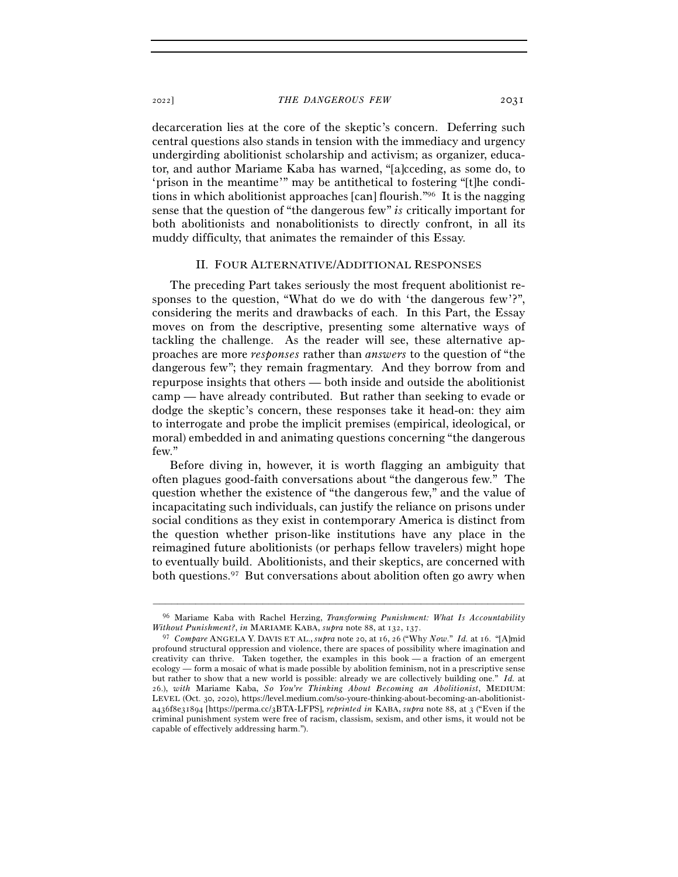decarceration lies at the core of the skeptic's concern. Deferring such central questions also stands in tension with the immediacy and urgency undergirding abolitionist scholarship and activism; as organizer, educator, and author Mariame Kaba has warned, "[a]cceding, as some do, to 'prison in the meantime'" may be antithetical to fostering "[t]he conditions in which abolitionist approaches [can] flourish."[96] It is the nagging sense that the question of "the dangerous few" *is* critically important for both abolitionists and nonabolitionists to directly confront, in all its muddy difficulty, that animates the remainder of this Essay.

## II. Four Alternative/Additional Responses

The preceding Part takes seriously the most frequent abolitionist responses to the question, "What do we do with 'the dangerous few'?", considering the merits and drawbacks of each. In this Part, the Essay moves on from the descriptive, presenting some alternative ways of tackling the challenge. As the reader will see, these alternative approaches are more *responses* rather than *answers* to the question of "the dangerous few"; they remain fragmentary. And they borrow from and repurpose insights that others — both inside and outside the abolitionist camp — have already contributed. But rather than seeking to evade or dodge the skeptic's concern, these responses take it head-on: they aim to interrogate and probe the implicit premises (empirical, ideological, or moral) embedded in and animating questions concerning "the dangerous few."

Before diving in, however, it is worth flagging an ambiguity that often plagues good-faith conversations about "the dangerous few." The question whether the existence of "the dangerous few," and the value of incapacitating such individuals, can justify the reliance on prisons under social conditions as they exist in contemporary America is distinct from the question whether prison-like institutions have any place in the reimagined future abolitionists (or perhaps fellow travelers) might hope to eventually build. Abolitionists, and their skeptics, are concerned with both questions.[97] But conversations about abolition often go awry when

---

[96] Mariame Kaba with Rachel Herzing, *Transforming Punishment: What Is Accountability Without Punishment?*, *in* MARIAME KABA, *supra* note 88, at 132, 137.

[97] *Compare* ANGELA Y. DAVIS ET AL., *supra* note 20, at 16, 26 ("Why *Now*." *Id.* at 16. "[A]mid profound structural oppression and violence, there are spaces of possibility where imagination and creativity can thrive. Taken together, the examples in this book — a fraction of an emergent ecology — form a mosaic of what is made possible by abolition feminism, not in a prescriptive sense but rather to show that a new world is possible: already we are collectively building one." *Id.* at 26.), *with* Mariame Kaba, *So You're Thinking About Becoming an Abolitionist*, MEDIUM: LEVEL (Oct. 30, 2020), https://level.medium.com/so-youre-thinking-about-becoming-an-abolitionist-a436f8e31894 [https://perma.cc/3BTA-LFPS], *reprinted in* KABA, *supra* note 88, at 3 ("Even if the criminal punishment system were free of racism, classism, sexism, and other isms, it would not be capable of effectively addressing harm.").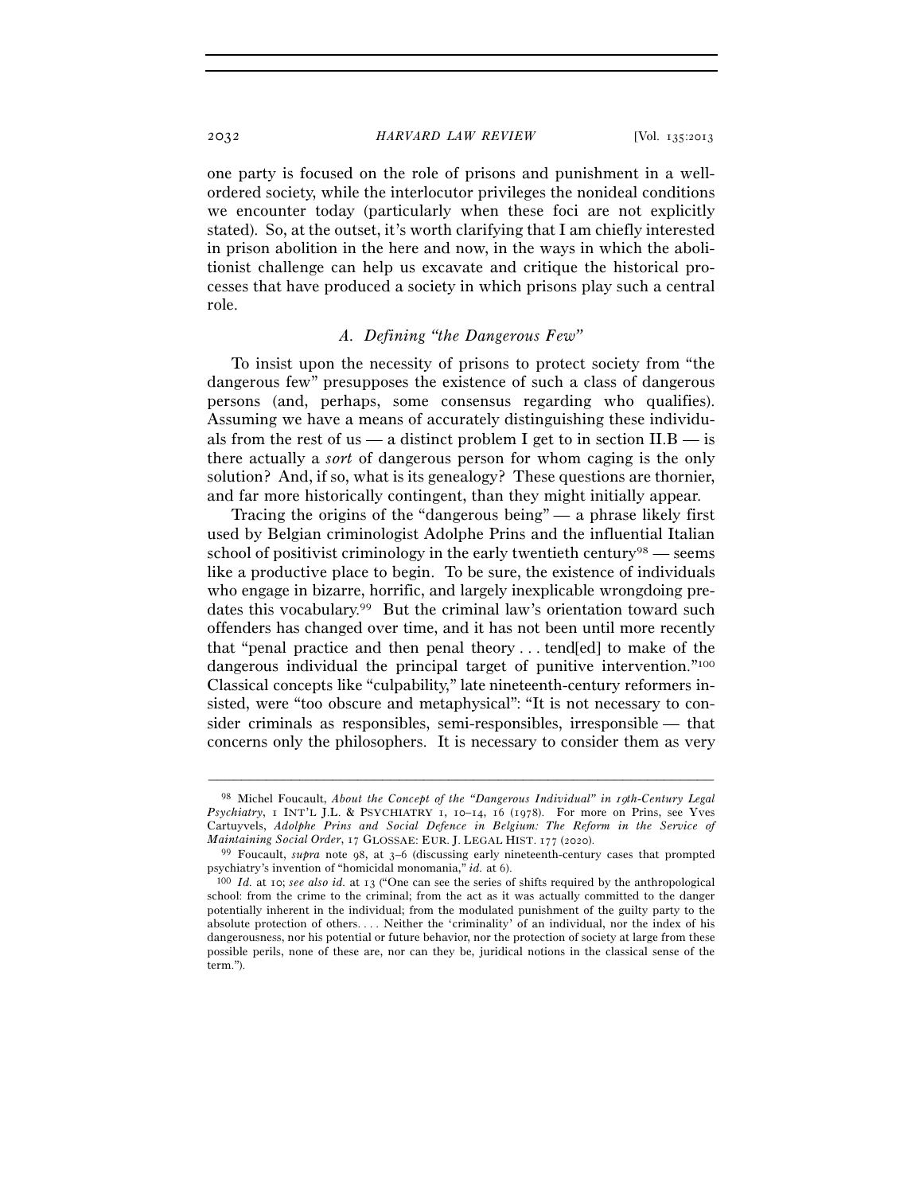one party is focused on the role of prisons and punishment in a well-ordered society, while the interlocutor privileges the nonideal conditions we encounter today (particularly when these foci are not explicitly stated). So, at the outset, it's worth clarifying that I am chiefly interested in prison abolition in the here and now, in the ways in which the abolitionist challenge can help us excavate and critique the historical processes that have produced a society in which prisons play such a central role.

### *A. Defining "the Dangerous Few"*

To insist upon the necessity of prisons to protect society from "the dangerous few" presupposes the existence of such a class of dangerous persons (and, perhaps, some consensus regarding who qualifies). Assuming we have a means of accurately distinguishing these individuals from the rest of us — a distinct problem I get to in section II.B — is there actually a *sort* of dangerous person for whom caging is the only solution? And, if so, what is its genealogy? These questions are thornier, and far more historically contingent, than they might initially appear.

Tracing the origins of the "dangerous being" — a phrase likely first used by Belgian criminologist Adolphe Prins and the influential Italian school of positivist criminology in the early twentieth century[98] — seems like a productive place to begin. To be sure, the existence of individuals who engage in bizarre, horrific, and largely inexplicable wrongdoing predates this vocabulary.[99] But the criminal law's orientation toward such offenders has changed over time, and it has not been until more recently that "penal practice and then penal theory . . . tend[ed] to make of the dangerous individual the principal target of punitive intervention."[100] Classical concepts like "culpability," late nineteenth-century reformers insisted, were "too obscure and metaphysical": "It is not necessary to consider criminals as responsibles, semi-responsibles, irresponsible — that concerns only the philosophers. It is necessary to consider them as very

---

[98] Michel Foucault, *About the Concept of the "Dangerous Individual" in 19th-Century Legal Psychiatry*, 1 INT'L J.L. & PSYCHIATRY 1, 10–14, 16 (1978). For more on Prins, see Yves Cartuyvels, *Adolphe Prins and Social Defence in Belgium: The Reform in the Service of Maintaining Social Order*, 17 GLOSSAE: EUR. J. LEGAL HIST. 177 (2020).

[99] Foucault, *supra* note 98, at 3–6 (discussing early nineteenth-century cases that prompted psychiatry's invention of "homicidal monomania," *id.* at 6).

[100] *Id.* at 10; *see also id.* at 13 ("One can see the series of shifts required by the anthropological school: from the crime to the criminal; from the act as it was actually committed to the danger potentially inherent in the individual; from the modulated punishment of the guilty party to the absolute protection of others. . . . Neither the 'criminality' of an individual, nor the index of his dangerousness, nor his potential or future behavior, nor the protection of society at large from these possible perils, none of these are, nor can they be, juridical notions in the classical sense of the term.").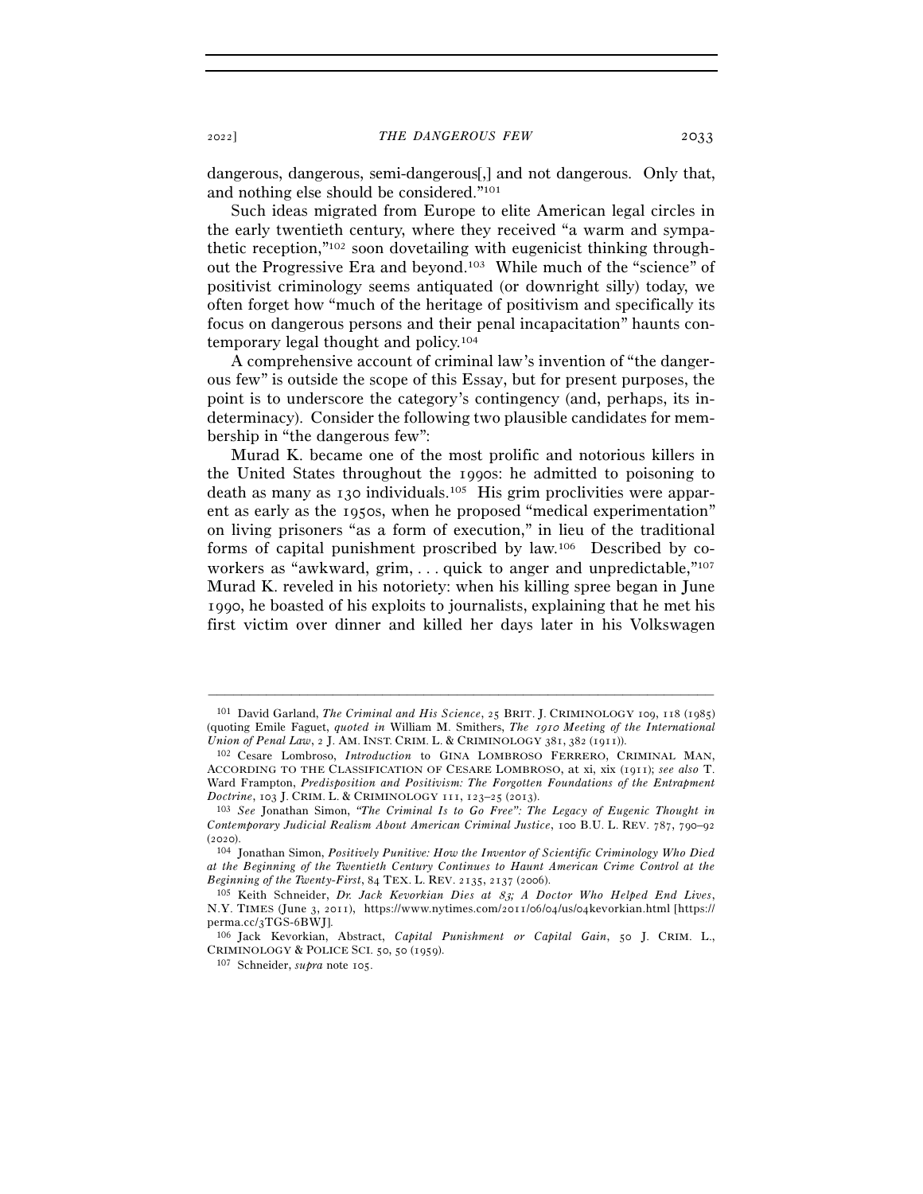dangerous, dangerous, semi-dangerous[,] and not dangerous. Only that, and nothing else should be considered."[101]

Such ideas migrated from Europe to elite American legal circles in the early twentieth century, where they received "a warm and sympathetic reception,"[102] soon dovetailing with eugenicist thinking throughout the Progressive Era and beyond.[103] While much of the "science" of positivist criminology seems antiquated (or downright silly) today, we often forget how "much of the heritage of positivism and specifically its focus on dangerous persons and their penal incapacitation" haunts contemporary legal thought and policy.[104]

A comprehensive account of criminal law's invention of "the dangerous few" is outside the scope of this Essay, but for present purposes, the point is to underscore the category's contingency (and, perhaps, its indeterminacy). Consider the following two plausible candidates for membership in "the dangerous few":

Murad K. became one of the most prolific and notorious killers in the United States throughout the 1990s: he admitted to poisoning to death as many as 130 individuals.[105] His grim proclivities were apparent as early as the 1950s, when he proposed "medical experimentation" on living prisoners "as a form of execution," in lieu of the traditional forms of capital punishment proscribed by law.[106] Described by coworkers as "awkward, grim, . . . quick to anger and unpredictable,"[107] Murad K. reveled in his notoriety: when his killing spree began in June 1990, he boasted of his exploits to journalists, explaining that he met his first victim over dinner and killed her days later in his Volkswagen

---

[101] David Garland, *The Criminal and His Science*, 25 BRIT. J. CRIMINOLOGY 109, 118 (1985) (quoting Emile Faguet, *quoted in* William M. Smithers, *The 1910 Meeting of the International Union of Penal Law*, 2 J. AM. INST. CRIM. L. & CRIMINOLOGY 381, 382 (1911)).

[102] Cesare Lombroso, *Introduction* to GINA LOMBROSO FERRERO, CRIMINAL MAN, ACCORDING TO THE CLASSIFICATION OF CESARE LOMBROSO, at xi, xix (1911); *see also* T. Ward Frampton, *Predisposition and Positivism: The Forgotten Foundations of the Entrapment Doctrine*, 103 J. CRIM. L. & CRIMINOLOGY 111, 123–25 (2013).

[103] *See* Jonathan Simon, *"The Criminal Is to Go Free": The Legacy of Eugenic Thought in Contemporary Judicial Realism About American Criminal Justice*, 100 B.U. L. REV. 787, 790–92 (2020).

[104] Jonathan Simon, *Positively Punitive: How the Inventor of Scientific Criminology Who Died at the Beginning of the Twentieth Century Continues to Haunt American Crime Control at the Beginning of the Twenty-First*, 84 TEX. L. REV. 2135, 2137 (2006).

[105] Keith Schneider, *Dr. Jack Kevorkian Dies at 83; A Doctor Who Helped End Lives*, N.Y. TIMES (June 3, 2011), https://www.nytimes.com/2011/06/04/us/04kevorkian.html [https://perma.cc/3TGS-6BWJ].

[106] Jack Kevorkian, Abstract, *Capital Punishment or Capital Gain*, 50 J. CRIM. L., CRIMINOLOGY & POLICE SCI. 50, 50 (1959).

[107] Schneider, *supra* note 105.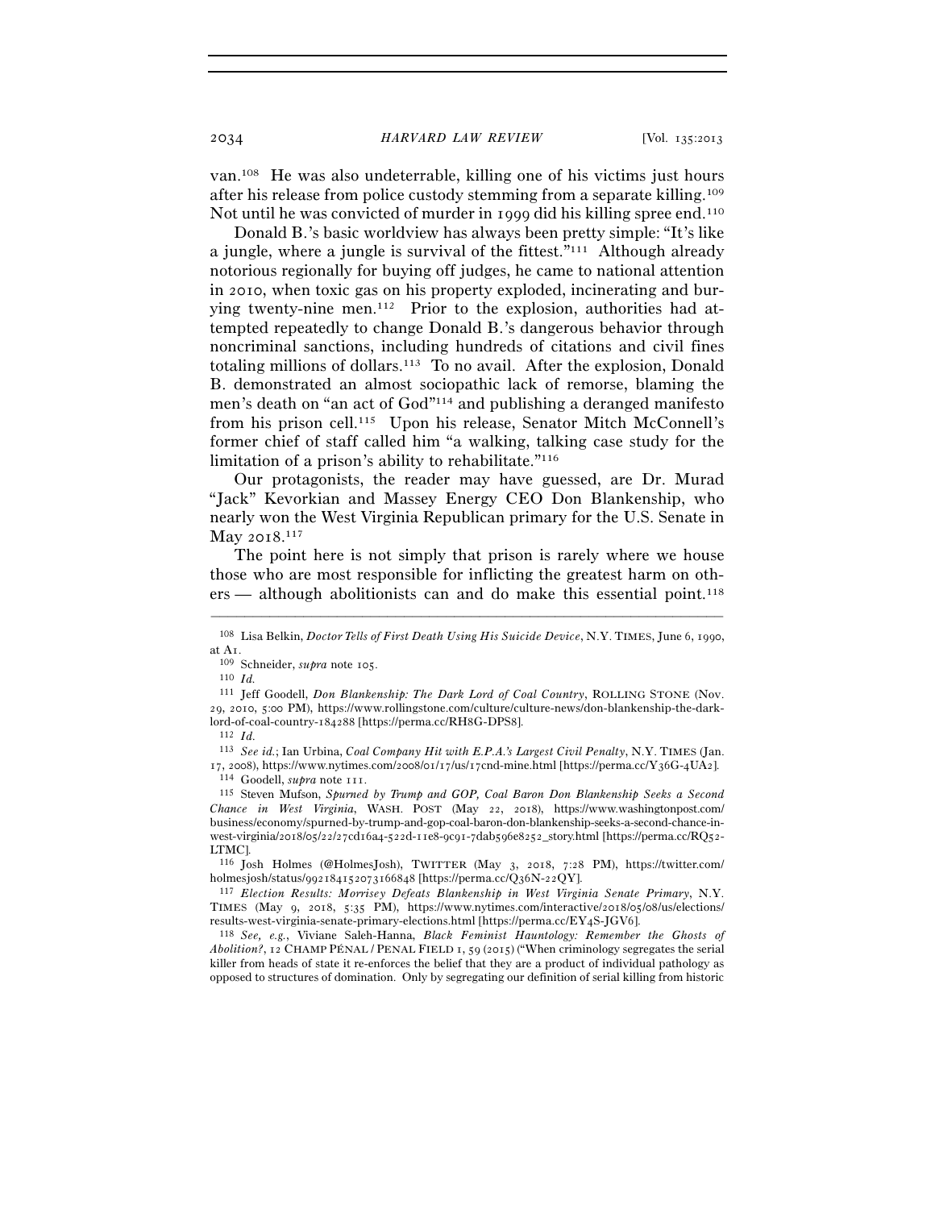van.[108] He was also undeterrable, killing one of his victims just hours after his release from police custody stemming from a separate killing.[109] Not until he was convicted of murder in 1999 did his killing spree end.[110]

Donald B.'s basic worldview has always been pretty simple: "It's like a jungle, where a jungle is survival of the fittest."[111] Although already notorious regionally for buying off judges, he came to national attention in 2010, when toxic gas on his property exploded, incinerating and burying twenty-nine men.[112] Prior to the explosion, authorities had attempted repeatedly to change Donald B.'s dangerous behavior through noncriminal sanctions, including hundreds of citations and civil fines totaling millions of dollars.[113] To no avail. After the explosion, Donald B. demonstrated an almost sociopathic lack of remorse, blaming the men's death on "an act of God"[114] and publishing a deranged manifesto from his prison cell.[115] Upon his release, Senator Mitch McConnell's former chief of staff called him "a walking, talking case study for the limitation of a prison's ability to rehabilitate."[116]

Our protagonists, the reader may have guessed, are Dr. Murad "Jack" Kevorkian and Massey Energy CEO Don Blankenship, who nearly won the West Virginia Republican primary for the U.S. Senate in May 2018.[117]

The point here is not simply that prison is rarely where we house those who are most responsible for inflicting the greatest harm on others — although abolitionists can and do make this essential point.[118]

---

[108] Lisa Belkin, *Doctor Tells of First Death Using His Suicide Device*, N.Y. TIMES, June 6, 1990, at A1.

[109] Schneider, *supra* note 105.

[110] *Id.*

[111] Jeff Goodell, *Don Blankenship: The Dark Lord of Coal Country*, ROLLING STONE (Nov. 29, 2010, 5:00 PM), https://www.rollingstone.com/culture/culture-news/don-blankenship-the-dark-lord-of-coal-country-184288 [https://perma.cc/RH8G-DPS8].

[112] *Id.*

[113] *See id.*; Ian Urbina, *Coal Company Hit with E.P.A.'s Largest Civil Penalty*, N.Y. TIMES (Jan. 17, 2008), https://www.nytimes.com/2008/01/17/us/17cnd-mine.html [https://perma.cc/Y36G-4UA2].

[114] Goodell, *supra* note 111.

[115] Steven Mufson, *Spurned by Trump and GOP, Coal Baron Don Blankenship Seeks a Second Chance in West Virginia*, WASH. POST (May 22, 2018), https://www.washingtonpost.com/business/economy/spurned-by-trump-and-gop-coal-baron-don-blankenship-seeks-a-second-chance-in-west-virginia/2018/05/22/27cd16a4-522d-11e8-9c91-7dab596e8252_story.html [https://perma.cc/RQ52-LTMC].

[116] Josh Holmes (@HolmesJosh), TWITTER (May 3, 2018, 7:28 PM), https://twitter.com/holmesjosh/status/992184152073166848 [https://perma.cc/Q36N-22QY].

[117] *Election Results: Morrisey Defeats Blankenship in West Virginia Senate Primary*, N.Y. TIMES (May 9, 2018, 5:35 PM), https://www.nytimes.com/interactive/2018/05/08/us/elections/results-west-virginia-senate-primary-elections.html [https://perma.cc/EY4S-JGV6].

[118] *See, e.g.*, Viviane Saleh-Hanna, *Black Feminist Hauntology: Remember the Ghosts of Abolition?*, 12 CHAMP PÉNAL / PENAL FIELD 1, 59 (2015) ("When criminology segregates the serial killer from heads of state it re-enforces the belief that they are a product of individual pathology as opposed to structures of domination. Only by segregating our definition of serial killing from historic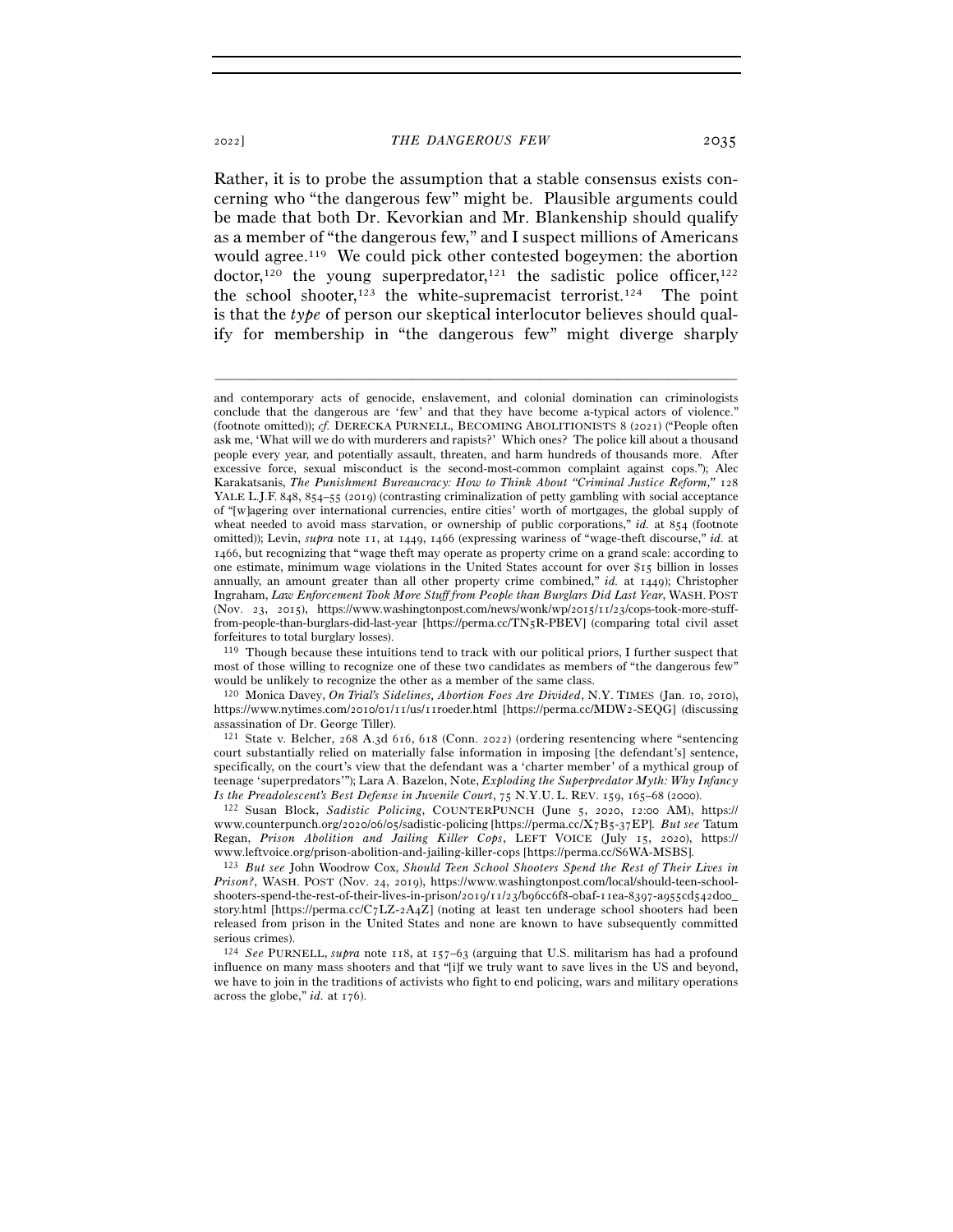Rather, it is to probe the assumption that a stable consensus exists concerning who "the dangerous few" might be. Plausible arguments could be made that both Dr. Kevorkian and Mr. Blankenship should qualify as a member of "the dangerous few," and I suspect millions of Americans would agree.[119] We could pick other contested bogeymen: the abortion doctor,[120] the young superpredator,[121] the sadistic police officer,[122] the school shooter,[123] the white-supremacist terrorist.[124] The point is that the *type* of person our skeptical interlocutor believes should qualify for membership in "the dangerous few" might diverge sharply

---

and contemporary acts of genocide, enslavement, and colonial domination can criminologists conclude that the dangerous are 'few' and that they have become a-typical actors of violence." (footnote omitted)); *cf.* DERECKA PURNELL, BECOMING ABOLITIONISTS 8 (2021) ("People often ask me, 'What will we do with murderers and rapists?' Which ones? The police kill about a thousand people every year, and possibly assault, threaten, and harm hundreds of thousands more. After excessive force, sexual misconduct is the second-most-common complaint against cops."); Alec Karakatsanis, *The Punishment Bureaucracy: How to Think About "Criminal Justice Reform*,*"* 128 YALE L.J.F. 848, 854–55 (2019) (contrasting criminalization of petty gambling with social acceptance of "[w]agering over international currencies, entire cities' worth of mortgages, the global supply of wheat needed to avoid mass starvation, or ownership of public corporations," *id.* at 854 (footnote omitted)); Levin, *supra* note 11, at 1449, 1466 (expressing wariness of "wage-theft discourse," *id.* at 1466, but recognizing that "wage theft may operate as property crime on a grand scale: according to one estimate, minimum wage violations in the United States account for over $15 billion in losses annually, an amount greater than all other property crime combined," *id.* at 1449); Christopher Ingraham, *Law Enforcement Took More Stuff from People than Burglars Did Last Year*, WASH. POST (Nov. 23, 2015), https://www.washingtonpost.com/news/wonk/wp/2015/11/23/cops-took-more-stuff-from-people-than-burglars-did-last-year [https://perma.cc/TN5R-PBEV] (comparing total civil asset forfeitures to total burglary losses).

[119] Though because these intuitions tend to track with our political priors, I further suspect that most of those willing to recognize one of these two candidates as members of "the dangerous few" would be unlikely to recognize the other as a member of the same class.

[120] Monica Davey, *On Trial's Sidelines, Abortion Foes Are Divided*, N.Y. TIMES (Jan. 10, 2010), https://www.nytimes.com/2010/01/11/us/11roeder.html [https://perma.cc/MDW2-SEQG] (discussing assassination of Dr. George Tiller).

[121] State v. Belcher, 268 A.3d 616, 618 (Conn. 2022) (ordering resentencing where "sentencing court substantially relied on materially false information in imposing [the defendant's] sentence, specifically, on the court's view that the defendant was a 'charter member' of a mythical group of teenage 'superpredators'"); Lara A. Bazelon, Note, *Exploding the Superpredator Myth: Why Infancy Is the Preadolescent's Best Defense in Juvenile Court*, 75 N.Y.U. L. REV. 159, 165–68 (2000).

[122] Susan Block, *Sadistic Policing*, COUNTERPUNCH (June 5, 2020, 12:00 AM), https://www.counterpunch.org/2020/06/05/sadistic-policing [https://perma.cc/X7B5-37EP]. *But see* Tatum Regan, *Prison Abolition and Jailing Killer Cops*, LEFT VOICE (July 15, 2020), https://www.leftvoice.org/prison-abolition-and-jailing-killer-cops [https://perma.cc/S6WA-MSBS].

[123] *But see* John Woodrow Cox, *Should Teen School Shooters Spend the Rest of Their Lives in Prison?*, WASH. POST (Nov. 24, 2019), https://www.washingtonpost.com/local/should-teen-school-shooters-spend-the-rest-of-their-lives-in-prison/2019/11/23/b96cc6f8-0baf-11ea-8397-a955cd542d00_story.html [https://perma.cc/C7LZ-2A4Z] (noting at least ten underage school shooters had been released from prison in the United States and none are known to have subsequently committed serious crimes).

[124] *See* PURNELL, *supra* note 118, at 157–63 (arguing that U.S. militarism has had a profound influence on many mass shooters and that "[i]f we truly want to save lives in the US and beyond, we have to join in the traditions of activists who fight to end policing, wars and military operations across the globe," *id.* at 176).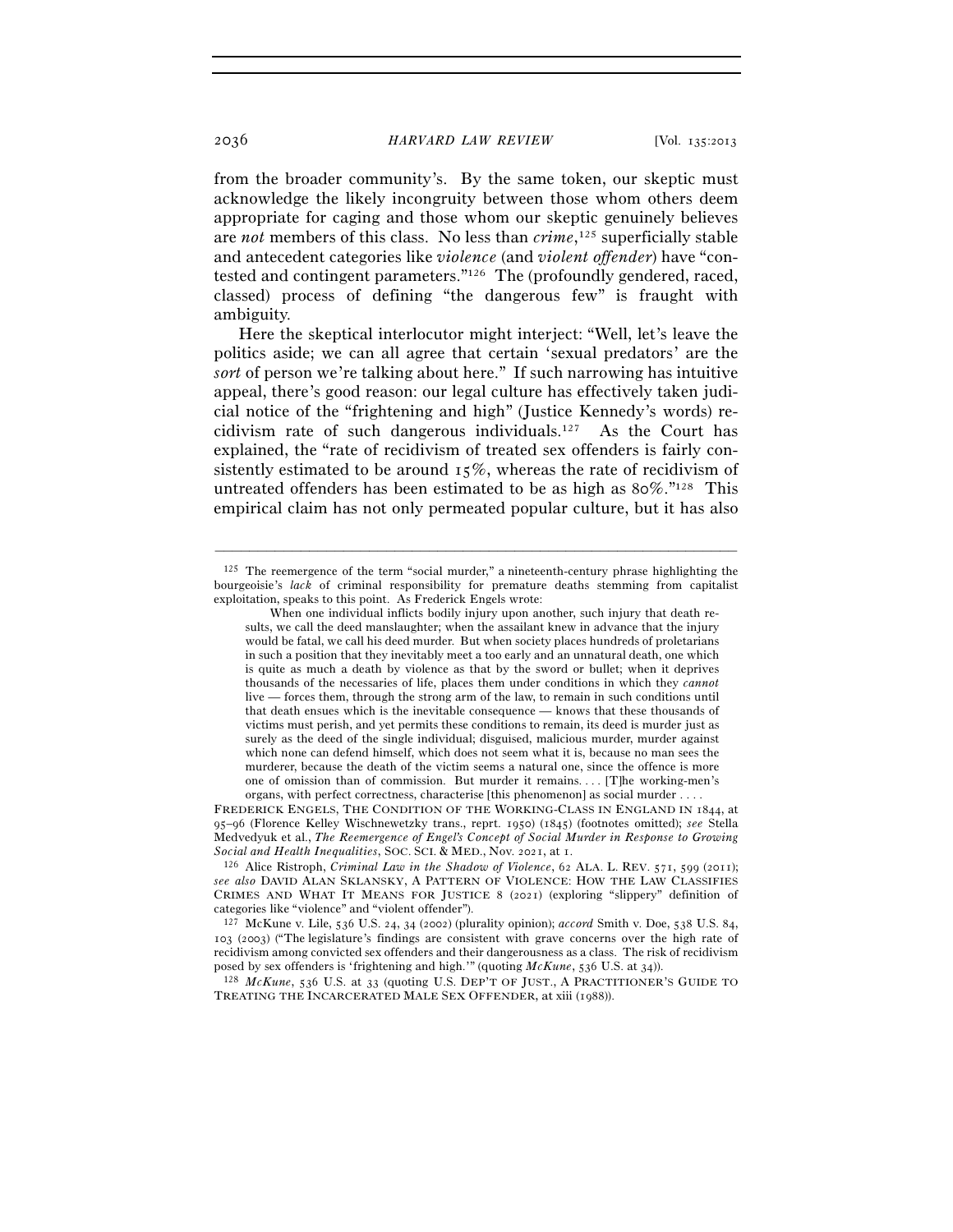from the broader community's. By the same token, our skeptic must acknowledge the likely incongruity between those whom others deem appropriate for caging and those whom our skeptic genuinely believes are *not* members of this class. No less than *crime*,[125] superficially stable and antecedent categories like *violence* (and *violent offender*) have "contested and contingent parameters."[126] The (profoundly gendered, raced, classed) process of defining "the dangerous few" is fraught with ambiguity.

Here the skeptical interlocutor might interject: "Well, let's leave the politics aside; we can all agree that certain 'sexual predators' are the *sort* of person we're talking about here." If such narrowing has intuitive appeal, there's good reason: our legal culture has effectively taken judicial notice of the "frightening and high" (Justice Kennedy's words) recidivism rate of such dangerous individuals.[127] As the Court has explained, the "rate of recidivism of treated sex offenders is fairly consistently estimated to be around 15%, whereas the rate of recidivism of untreated offenders has been estimated to be as high as 80%."[128] This empirical claim has not only permeated popular culture, but it has also

---

[125] The reemergence of the term "social murder," a nineteenth-century phrase highlighting the bourgeoisie's *lack* of criminal responsibility for premature deaths stemming from capitalist exploitation, speaks to this point. As Frederick Engels wrote:

> When one individual inflicts bodily injury upon another, such injury that death results, we call the deed manslaughter; when the assailant knew in advance that the injury would be fatal, we call his deed murder. But when society places hundreds of proletarians in such a position that they inevitably meet a too early and an unnatural death, one which is quite as much a death by violence as that by the sword or bullet; when it deprives thousands of the necessaries of life, places them under conditions in which they *cannot* live — forces them, through the strong arm of the law, to remain in such conditions until that death ensues which is the inevitable consequence — knows that these thousands of victims must perish, and yet permits these conditions to remain, its deed is murder just as surely as the deed of the single individual; disguised, malicious murder, murder against which none can defend himself, which does not seem what it is, because no man sees the murderer, because the death of the victim seems a natural one, since the offence is more one of omission than of commission. But murder it remains. . . . [T]he working-men's organs, with perfect correctness, characterise [this phenomenon] as social murder . . . .

FREDERICK ENGELS, THE CONDITION OF THE WORKING-CLASS IN ENGLAND IN 1844, at 95–96 (Florence Kelley Wischnewetzky trans., reprt. 1950) (1845) (footnotes omitted); *see* Stella Medvedyuk et al., *The Reemergence of Engel's Concept of Social Murder in Response to Growing Social and Health Inequalities*, SOC. SCI. & MED., Nov. 2021, at 1.

[126] Alice Ristroph, *Criminal Law in the Shadow of Violence*, 62 ALA. L. REV. 571, 599 (2011); *see also* DAVID ALAN SKLANSKY, A PATTERN OF VIOLENCE: HOW THE LAW CLASSIFIES CRIMES AND WHAT IT MEANS FOR JUSTICE 8 (2021) (exploring "slippery" definition of categories like "violence" and "violent offender").

[127] McKune v. Lile, 536 U.S. 24, 34 (2002) (plurality opinion); *accord* Smith v. Doe, 538 U.S. 84, 103 (2003) ("The legislature's findings are consistent with grave concerns over the high rate of recidivism among convicted sex offenders and their dangerousness as a class. The risk of recidivism posed by sex offenders is 'frightening and high.'" (quoting *McKune*, 536 U.S. at 34)).

[128] *McKune*, 536 U.S. at 33 (quoting U.S. DEP'T OF JUST., A PRACTITIONER'S GUIDE TO TREATING THE INCARCERATED MALE SEX OFFENDER, at xiii (1988)).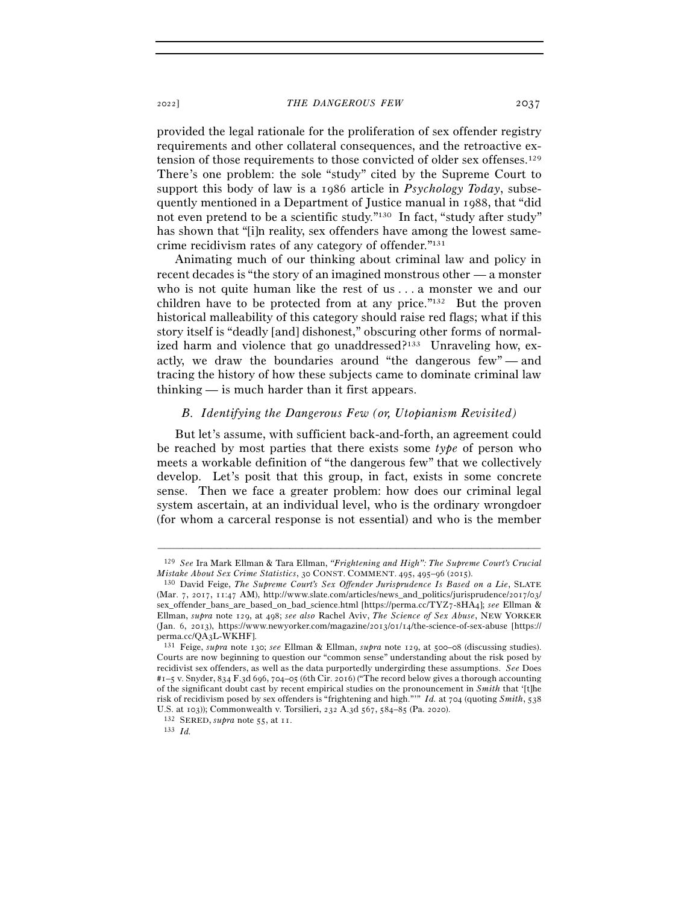provided the legal rationale for the proliferation of sex offender registry requirements and other collateral consequences, and the retroactive extension of those requirements to those convicted of older sex offenses.[129] There's one problem: the sole "study" cited by the Supreme Court to support this body of law is a 1986 article in *Psychology Today*, subsequently mentioned in a Department of Justice manual in 1988, that "did not even pretend to be a scientific study."[130] In fact, "study after study" has shown that "[i]n reality, sex offenders have among the lowest same-crime recidivism rates of any category of offender."[131]

Animating much of our thinking about criminal law and policy in recent decades is "the story of an imagined monstrous other — a monster who is not quite human like the rest of us . . . a monster we and our children have to be protected from at any price."[132] But the proven historical malleability of this category should raise red flags; what if this story itself is "deadly [and] dishonest," obscuring other forms of normalized harm and violence that go unaddressed?[133] Unraveling how, exactly, we draw the boundaries around "the dangerous few" — and tracing the history of how these subjects came to dominate criminal law thinking — is much harder than it first appears.

### *B. Identifying the Dangerous Few (or, Utopianism Revisited)*

But let's assume, with sufficient back-and-forth, an agreement could be reached by most parties that there exists some *type* of person who meets a workable definition of "the dangerous few" that we collectively develop. Let's posit that this group, in fact, exists in some concrete sense. Then we face a greater problem: how does our criminal legal system ascertain, at an individual level, who is the ordinary wrongdoer (for whom a carceral response is not essential) and who is the member

---

[129] *See* Ira Mark Ellman & Tara Ellman, *"Frightening and High": The Supreme Court's Crucial Mistake About Sex Crime Statistics*, 30 CONST. COMMENT. 495, 495–96 (2015).

[130] David Feige, *The Supreme Court's Sex Offender Jurisprudence Is Based on a Lie*, SLATE (Mar. 7, 2017, 11:47 AM), http://www.slate.com/articles/news_and_politics/jurisprudence/2017/03/sex_offender_bans_are_based_on_bad_science.html [https://perma.cc/TYZ7-8HA4]; *see* Ellman & Ellman, *supra* note 129, at 498; *see also* Rachel Aviv, *The Science of Sex Abuse*, NEW YORKER (Jan. 6, 2013), https://www.newyorker.com/magazine/2013/01/14/the-science-of-sex-abuse [https://perma.cc/QA3L-WKHF].

[131] Feige, *supra* note 130; *see* Ellman & Ellman, *supra* note 129, at 500–08 (discussing studies). Courts are now beginning to question our "common sense" understanding about the risk posed by recidivist sex offenders, as well as the data purportedly undergirding these assumptions. *See* Does #1–5 v. Snyder, 834 F.3d 696, 704–05 (6th Cir. 2016) ("The record below gives a thorough accounting of the significant doubt cast by recent empirical studies on the pronouncement in *Smith* that '[t]he risk of recidivism posed by sex offenders is "frightening and high."'" *Id.* at 704 (quoting *Smith*, 538 U.S. at 103)); Commonwealth v. Torsilieri, 232 A.3d 567, 584–85 (Pa. 2020).

[132] SERED, *supra* note 55, at 11.

[133] *Id.*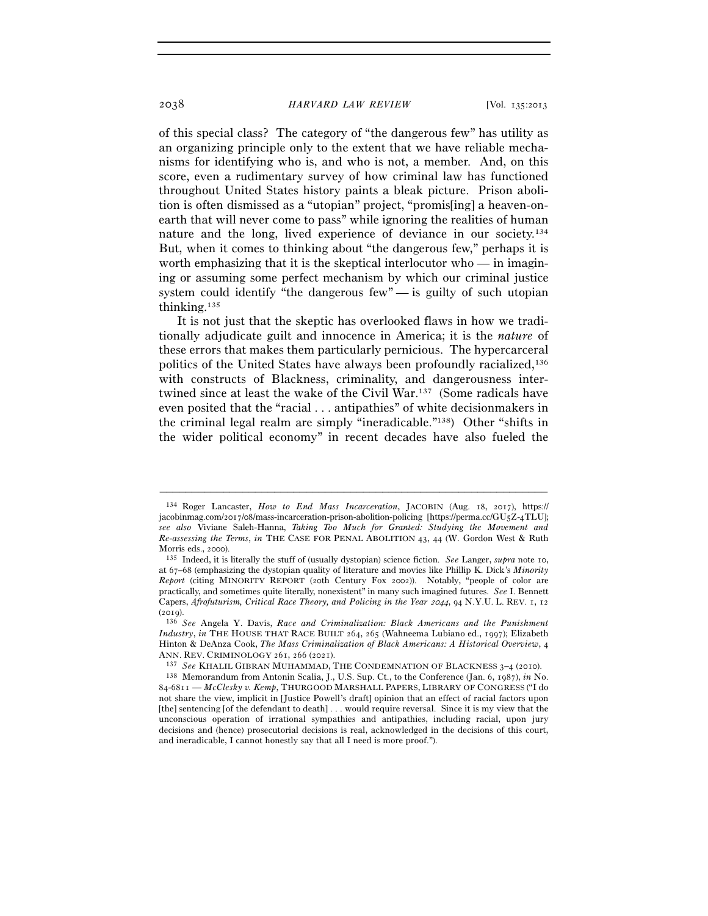of this special class? The category of "the dangerous few" has utility as an organizing principle only to the extent that we have reliable mechanisms for identifying who is, and who is not, a member. And, on this score, even a rudimentary survey of how criminal law has functioned throughout United States history paints a bleak picture. Prison abolition is often dismissed as a "utopian" project, "promis[ing] a heaven-on-earth that will never come to pass" while ignoring the realities of human nature and the long, lived experience of deviance in our society.[134] But, when it comes to thinking about "the dangerous few," perhaps it is worth emphasizing that it is the skeptical interlocutor who — in imagining or assuming some perfect mechanism by which our criminal justice system could identify "the dangerous few" — is guilty of such utopian thinking.[135]

It is not just that the skeptic has overlooked flaws in how we traditionally adjudicate guilt and innocence in America; it is the *nature* of these errors that makes them particularly pernicious. The hypercarceral politics of the United States have always been profoundly racialized,[136] with constructs of Blackness, criminality, and dangerousness intertwined since at least the wake of the Civil War.[137] (Some radicals have even posited that the "racial . . . antipathies" of white decisionmakers in the criminal legal realm are simply "ineradicable."[138]) Other "shifts in the wider political economy" in recent decades have also fueled the

---

[134] Roger Lancaster, *How to End Mass Incarceration*, JACOBIN (Aug. 18, 2017), https://jacobinmag.com/2017/08/mass-incarceration-prison-abolition-policing [https://perma.cc/GU5Z-4TLU]; *see also* Viviane Saleh-Hanna, *Taking Too Much for Granted: Studying the Movement and Re-assessing the Terms*, *in* THE CASE FOR PENAL ABOLITION 43, 44 (W. Gordon West & Ruth Morris eds., 2000).

[135] Indeed, it is literally the stuff of (usually dystopian) science fiction. *See* Langer, *supra* note 10, at 67–68 (emphasizing the dystopian quality of literature and movies like Phillip K. Dick's *Minority Report* (citing MINORITY REPORT (20th Century Fox 2002)). Notably, "people of color are practically, and sometimes quite literally, nonexistent" in many such imagined futures. *See* I. Bennett Capers, *Afrofuturism, Critical Race Theory, and Policing in the Year 2044*, 94 N.Y.U. L. REV. 1, 12 (2019).

[136] *See* Angela Y. Davis, *Race and Criminalization: Black Americans and the Punishment Industry*, *in* THE HOUSE THAT RACE BUILT 264, 265 (Wahneema Lubiano ed., 1997); Elizabeth Hinton & DeAnza Cook, *The Mass Criminalization of Black Americans: A Historical Overview*, 4 ANN. REV. CRIMINOLOGY 261, 266 (2021).

[137] *See* KHALIL GIBRAN MUHAMMAD, THE CONDEMNATION OF BLACKNESS 3–4 (2010).

[138] Memorandum from Antonin Scalia, J., U.S. Sup. Ct., to the Conference (Jan. 6, 1987), *in* No. 84-6811 — *McClesky v. Kemp*, THURGOOD MARSHALL PAPERS, LIBRARY OF CONGRESS ("I do not share the view, implicit in [Justice Powell's draft] opinion that an effect of racial factors upon [the] sentencing [of the defendant to death] . . . would require reversal. Since it is my view that the unconscious operation of irrational sympathies and antipathies, including racial, upon jury decisions and (hence) prosecutorial decisions is real, acknowledged in the decisions of this court, and ineradicable, I cannot honestly say that all I need is more proof.").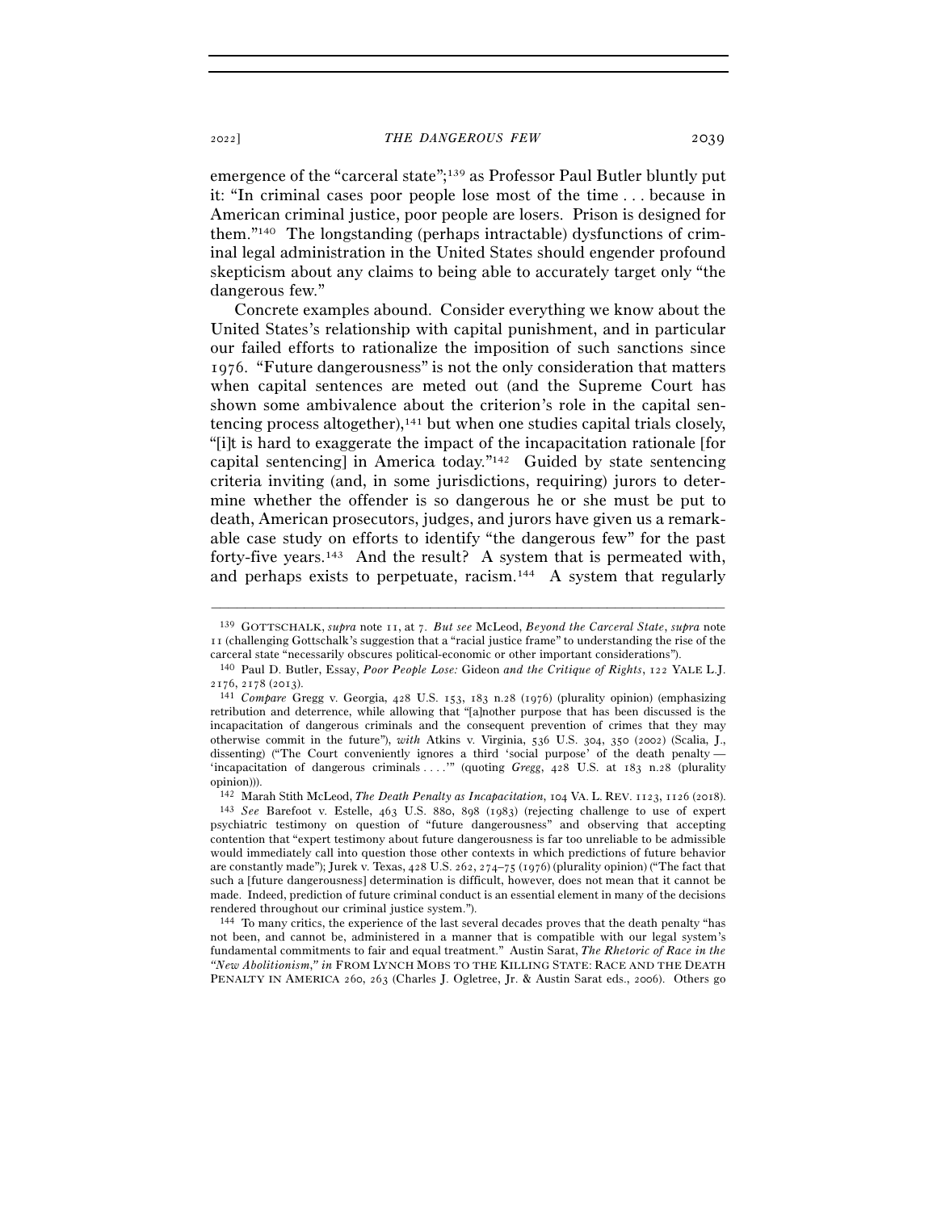emergence of the "carceral state";[139] as Professor Paul Butler bluntly put it: "In criminal cases poor people lose most of the time . . . because in American criminal justice, poor people are losers. Prison is designed for them."[140] The longstanding (perhaps intractable) dysfunctions of criminal legal administration in the United States should engender profound skepticism about any claims to being able to accurately target only "the dangerous few."

Concrete examples abound. Consider everything we know about the United States's relationship with capital punishment, and in particular our failed efforts to rationalize the imposition of such sanctions since 1976. "Future dangerousness" is not the only consideration that matters when capital sentences are meted out (and the Supreme Court has shown some ambivalence about the criterion's role in the capital sentencing process altogether),[141] but when one studies capital trials closely, "[i]t is hard to exaggerate the impact of the incapacitation rationale [for capital sentencing] in America today."[142] Guided by state sentencing criteria inviting (and, in some jurisdictions, requiring) jurors to determine whether the offender is so dangerous he or she must be put to death, American prosecutors, judges, and jurors have given us a remarkable case study on efforts to identify "the dangerous few" for the past forty-five years.[143] And the result? A system that is permeated with, and perhaps exists to perpetuate, racism.[144] A system that regularly

---

[139] GOTTSCHALK, *supra* note 11, at 7. *But see* McLeod, *Beyond the Carceral State*, *supra* note 11 (challenging Gottschalk's suggestion that a "racial justice frame" to understanding the rise of the carceral state "necessarily obscures political-economic or other important considerations").

[140] Paul D. Butler, Essay, *Poor People Lose:* Gideon *and the Critique of Rights*, 122 YALE L.J. 2176, 2178 (2013).

[141] *Compare* Gregg v. Georgia, 428 U.S. 153, 183 n.28 (1976) (plurality opinion) (emphasizing retribution and deterrence, while allowing that "[a]nother purpose that has been discussed is the incapacitation of dangerous criminals and the consequent prevention of crimes that they may otherwise commit in the future"), *with* Atkins v. Virginia, 536 U.S. 304, 350 (2002) (Scalia, J., dissenting) ("The Court conveniently ignores a third 'social purpose' of the death penalty — 'incapacitation of dangerous criminals . . . .'" (quoting *Gregg*, 428 U.S. at 183 n.28 (plurality opinion))).

[142] Marah Stith McLeod, *The Death Penalty as Incapacitation*, 104 VA. L. REV. 1123, 1126 (2018).

[143] *See* Barefoot v. Estelle, 463 U.S. 880, 898 (1983) (rejecting challenge to use of expert psychiatric testimony on question of "future dangerousness" and observing that accepting contention that "expert testimony about future dangerousness is far too unreliable to be admissible would immediately call into question those other contexts in which predictions of future behavior are constantly made"); Jurek v. Texas, 428 U.S. 262, 274–75 (1976) (plurality opinion) ("The fact that such a [future dangerousness] determination is difficult, however, does not mean that it cannot be made. Indeed, prediction of future criminal conduct is an essential element in many of the decisions rendered throughout our criminal justice system.").

[144] To many critics, the experience of the last several decades proves that the death penalty "has not been, and cannot be, administered in a manner that is compatible with our legal system's fundamental commitments to fair and equal treatment." Austin Sarat, *The Rhetoric of Race in the "New Abolitionism," in* FROM LYNCH MOBS TO THE KILLING STATE: RACE AND THE DEATH PENALTY IN AMERICA 260, 263 (Charles J. Ogletree, Jr. & Austin Sarat eds., 2006). Others go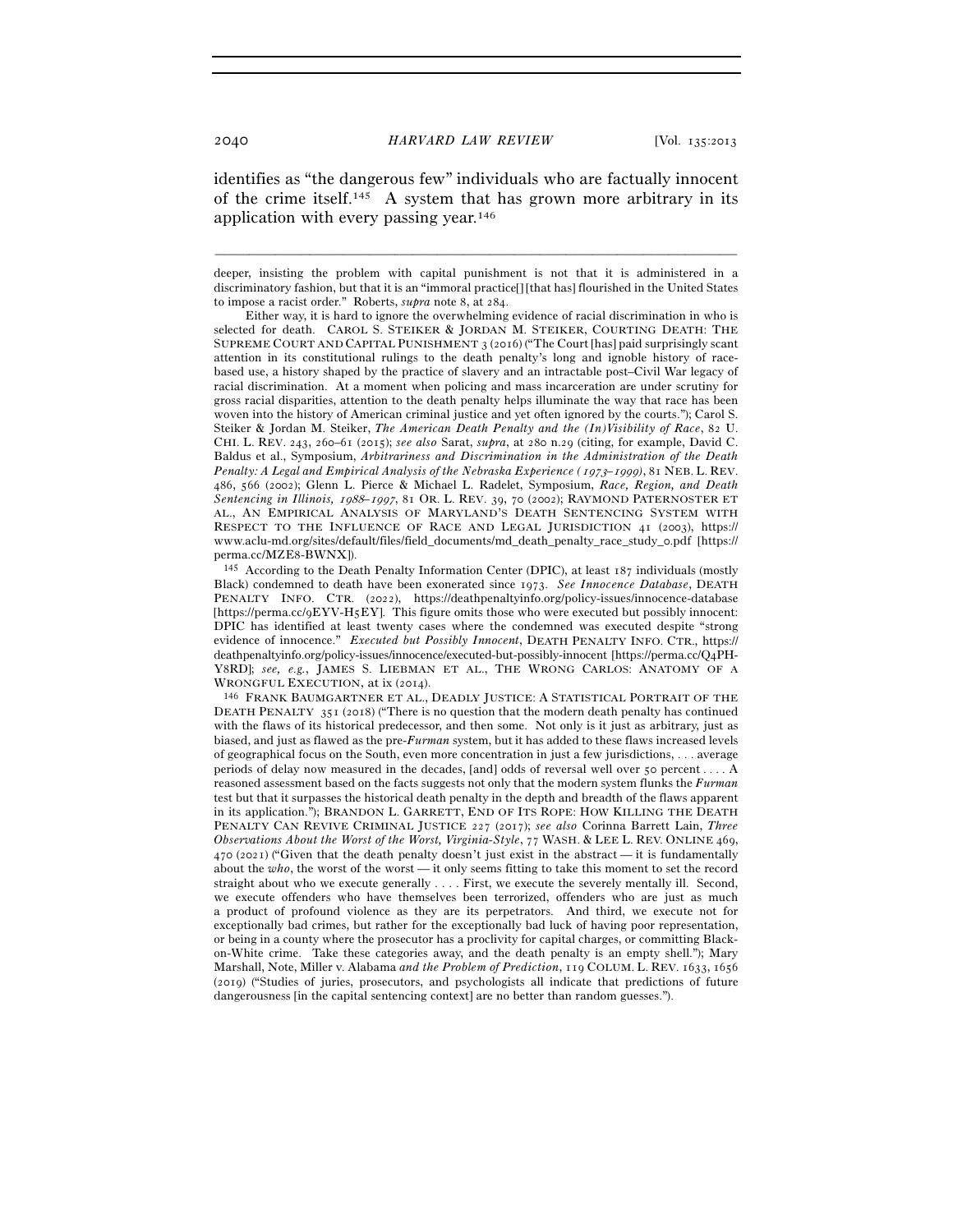identifies as "the dangerous few" individuals who are factually innocent of the crime itself.[145] A system that has grown more arbitrary in its application with every passing year.[146]

---

deeper, insisting the problem with capital punishment is not that it is administered in a discriminatory fashion, but that it is an "immoral practice[] [that has] flourished in the United States to impose a racist order." Roberts, *supra* note 8, at 284.

Either way, it is hard to ignore the overwhelming evidence of racial discrimination in who is selected for death. CAROL S. STEIKER & JORDAN M. STEIKER, COURTING DEATH: THE SUPREME COURT AND CAPITAL PUNISHMENT 3 (2016) ("The Court [has] paid surprisingly scant attention in its constitutional rulings to the death penalty's long and ignoble history of race-based use, a history shaped by the practice of slavery and an intractable post–Civil War legacy of racial discrimination. At a moment when policing and mass incarceration are under scrutiny for gross racial disparities, attention to the death penalty helps illuminate the way that race has been woven into the history of American criminal justice and yet often ignored by the courts."); Carol S. Steiker & Jordan M. Steiker, *The American Death Penalty and the (In)Visibility of Race*, 82 U. CHI. L. REV. 243, 260–61 (2015); *see also* Sarat, *supra*, at 280 n.29 (citing, for example, David C. Baldus et al., Symposium, *Arbitrariness and Discrimination in the Administration of the Death Penalty: A Legal and Empirical Analysis of the Nebraska Experience (1973–1999)*, 81 NEB. L. REV. 486, 566 (2002); Glenn L. Pierce & Michael L. Radelet, Symposium, *Race, Region, and Death Sentencing in Illinois, 1988–1997*, 81 OR. L. REV. 39, 70 (2002); RAYMOND PATERNOSTER ET AL., AN EMPIRICAL ANALYSIS OF MARYLAND'S DEATH SENTENCING SYSTEM WITH RESPECT TO THE INFLUENCE OF RACE AND LEGAL JURISDICTION 41 (2003), https://www.aclu-md.org/sites/default/files/field_documents/md_death_penalty_race_study_0.pdf [https://perma.cc/MZE8-BWNX]).

[145] According to the Death Penalty Information Center (DPIC), at least 187 individuals (mostly Black) condemned to death have been exonerated since 1973. *See Innocence Database*, DEATH PENALTY INFO. CTR. (2022), https://deathpenaltyinfo.org/policy-issues/innocence-database [https://perma.cc/9EYV-H5EY]. This figure omits those who were executed but possibly innocent: DPIC has identified at least twenty cases where the condemned was executed despite "strong evidence of innocence." *Executed but Possibly Innocent*, DEATH PENALTY INFO. CTR., https://deathpenaltyinfo.org/policy-issues/innocence/executed-but-possibly-innocent [https://perma.cc/Q4PH-Y8RD]; *see, e.g.*, JAMES S. LIEBMAN ET AL., THE WRONG CARLOS: ANATOMY OF A WRONGFUL EXECUTION, at ix (2014).

[146] FRANK BAUMGARTNER ET AL., DEADLY JUSTICE: A STATISTICAL PORTRAIT OF THE DEATH PENALTY 351 (2018) ("There is no question that the modern death penalty has continued with the flaws of its historical predecessor, and then some. Not only is it just as arbitrary, just as biased, and just as flawed as the pre-*Furman* system, but it has added to these flaws increased levels of geographical focus on the South, even more concentration in just a few jurisdictions, . . . average periods of delay now measured in the decades, [and] odds of reversal well over 50 percent . . . . A reasoned assessment based on the facts suggests not only that the modern system flunks the *Furman* test but that it surpasses the historical death penalty in the depth and breadth of the flaws apparent in its application."); BRANDON L. GARRETT, END OF ITS ROPE: HOW KILLING THE DEATH PENALTY CAN REVIVE CRIMINAL JUSTICE 227 (2017); *see also* Corinna Barrett Lain, *Three Observations About the Worst of the Worst, Virginia-Style*, 77 WASH. & LEE L. REV. ONLINE 469, 470 (2021) ("Given that the death penalty doesn't just exist in the abstract — it is fundamentally about the *who*, the worst of the worst — it only seems fitting to take this moment to set the record straight about who we execute generally . . . . First, we execute the severely mentally ill. Second, we execute offenders who have themselves been terrorized, offenders who are just as much a product of profound violence as they are its perpetrators. And third, we execute not for exceptionally bad crimes, but rather for the exceptionally bad luck of having poor representation, or being in a county where the prosecutor has a proclivity for capital charges, or committing Black-on-White crime. Take these categories away, and the death penalty is an empty shell."); Mary Marshall, Note, Miller v. Alabama *and the Problem of Prediction*, 119 COLUM. L. REV. 1633, 1656 (2019) ("Studies of juries, prosecutors, and psychologists all indicate that predictions of future dangerousness [in the capital sentencing context] are no better than random guesses.").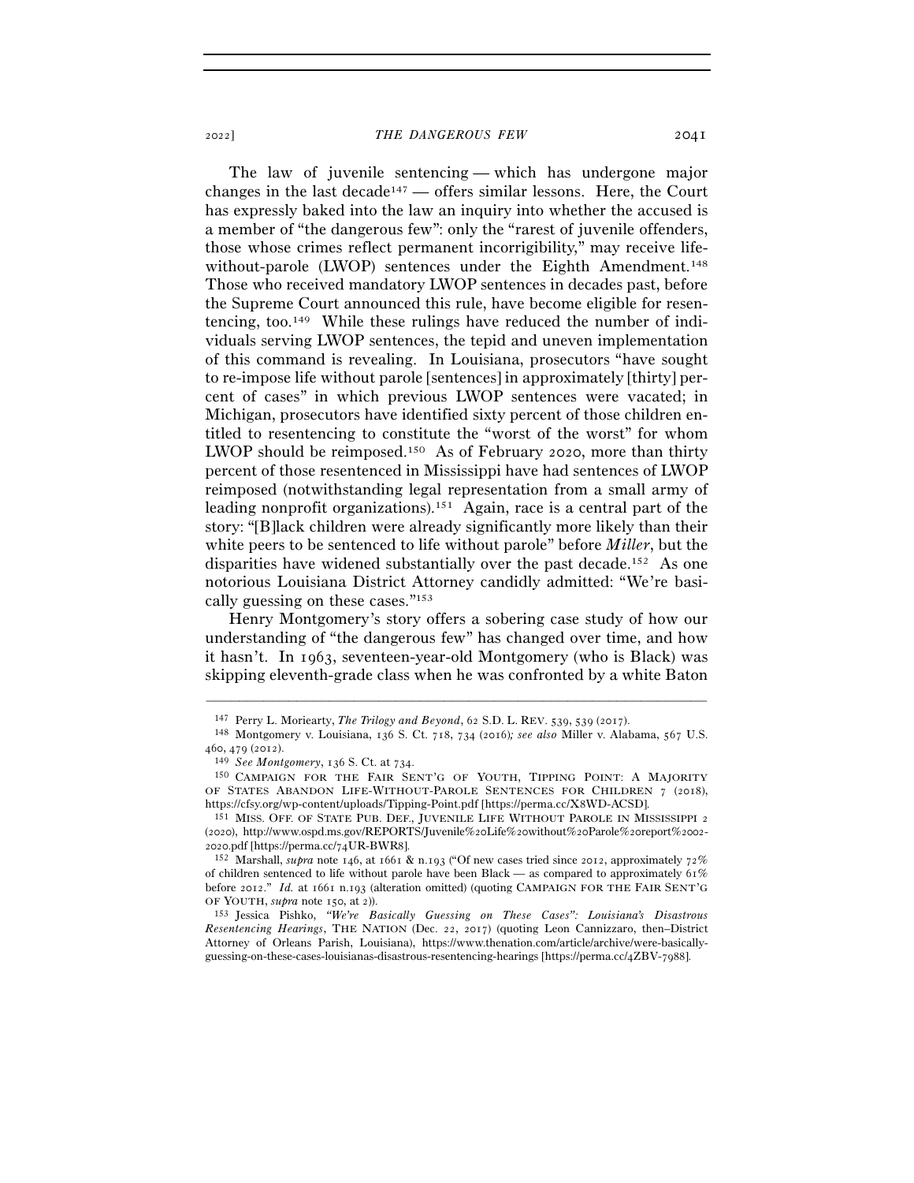The law of juvenile sentencing — which has undergone major changes in the last decade[147] — offers similar lessons. Here, the Court has expressly baked into the law an inquiry into whether the accused is a member of "the dangerous few": only the "rarest of juvenile offenders, those whose crimes reflect permanent incorrigibility," may receive life-without-parole (LWOP) sentences under the Eighth Amendment.[148] Those who received mandatory LWOP sentences in decades past, before the Supreme Court announced this rule, have become eligible for resentencing, too.[149] While these rulings have reduced the number of individuals serving LWOP sentences, the tepid and uneven implementation of this command is revealing. In Louisiana, prosecutors "have sought to re-impose life without parole [sentences] in approximately [thirty] percent of cases" in which previous LWOP sentences were vacated; in Michigan, prosecutors have identified sixty percent of those children entitled to resentencing to constitute the "worst of the worst" for whom LWOP should be reimposed.[150] As of February 2020, more than thirty percent of those resentenced in Mississippi have had sentences of LWOP reimposed (notwithstanding legal representation from a small army of leading nonprofit organizations).[151] Again, race is a central part of the story: "[B]lack children were already significantly more likely than their white peers to be sentenced to life without parole" before *Miller*, but the disparities have widened substantially over the past decade.[152] As one notorious Louisiana District Attorney candidly admitted: "We're basically guessing on these cases."[153]

Henry Montgomery's story offers a sobering case study of how our understanding of "the dangerous few" has changed over time, and how it hasn't. In 1963, seventeen-year-old Montgomery (who is Black) was skipping eleventh-grade class when he was confronted by a white Baton

---

[147] Perry L. Moriearty, *The Trilogy and Beyond*, 62 S.D. L. REV. 539, 539 (2017).

[148] Montgomery v. Louisiana, 136 S. Ct. 718, 734 (2016); *see also* Miller v. Alabama, 567 U.S. 460, 479 (2012).

[149] *See Montgomery*, 136 S. Ct. at 734.

[150] CAMPAIGN FOR THE FAIR SENT'G OF YOUTH, TIPPING POINT: A MAJORITY OF STATES ABANDON LIFE-WITHOUT-PAROLE SENTENCES FOR CHILDREN 7 (2018), https://cfsy.org/wp-content/uploads/Tipping-Point.pdf [https://perma.cc/X8WD-ACSD].

[151] MISS. OFF. OF STATE PUB. DEF., JUVENILE LIFE WITHOUT PAROLE IN MISSISSIPPI 2 (2020), http://www.ospd.ms.gov/REPORTS/Juvenile%20Life%20without%20Parole%20report%2002-2020.pdf [https://perma.cc/74UR-BWR8].

[152] Marshall, *supra* note 146, at 1661 & n.193 ("Of new cases tried since 2012, approximately 72% of children sentenced to life without parole have been Black — as compared to approximately 61% before 2012." *Id.* at 1661 n.193 (alteration omitted) (quoting CAMPAIGN FOR THE FAIR SENT'G OF YOUTH, *supra* note 150, at 2)).

[153] Jessica Pishko, *"We're Basically Guessing on These Cases": Louisiana's Disastrous Resentencing Hearings*, THE NATION (Dec. 22, 2017) (quoting Leon Cannizzaro, then–District Attorney of Orleans Parish, Louisiana), https://www.thenation.com/article/archive/were-basically-guessing-on-these-cases-louisianas-disastrous-resentencing-hearings [https://perma.cc/4ZBV-7988].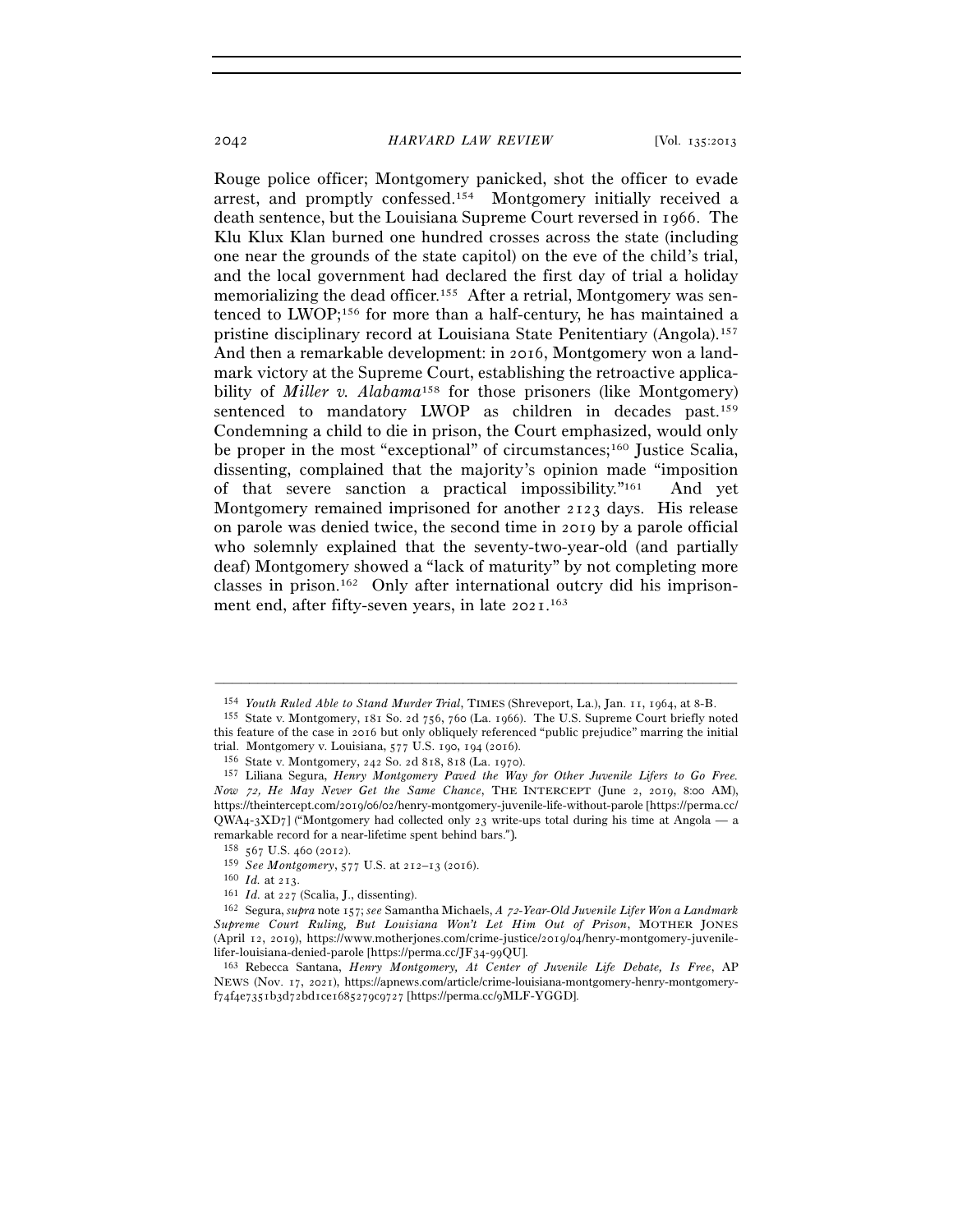Rouge police officer; Montgomery panicked, shot the officer to evade arrest, and promptly confessed.[154] Montgomery initially received a death sentence, but the Louisiana Supreme Court reversed in 1966. The Klu Klux Klan burned one hundred crosses across the state (including one near the grounds of the state capitol) on the eve of the child's trial, and the local government had declared the first day of trial a holiday memorializing the dead officer.[155] After a retrial, Montgomery was sentenced to LWOP;[156] for more than a half-century, he has maintained a pristine disciplinary record at Louisiana State Penitentiary (Angola).[157] And then a remarkable development: in 2016, Montgomery won a landmark victory at the Supreme Court, establishing the retroactive applicability of *Miller v. Alabama*[158] for those prisoners (like Montgomery) sentenced to mandatory LWOP as children in decades past.[159] Condemning a child to die in prison, the Court emphasized, would only be proper in the most "exceptional" of circumstances;[160] Justice Scalia, dissenting, complained that the majority's opinion made "imposition of that severe sanction a practical impossibility."[161] And yet Montgomery remained imprisoned for another 2123 days. His release on parole was denied twice, the second time in 2019 by a parole official who solemnly explained that the seventy-two-year-old (and partially deaf) Montgomery showed a "lack of maturity" by not completing more classes in prison.[162] Only after international outcry did his imprisonment end, after fifty-seven years, in late 2021.[163]

---

[154] *Youth Ruled Able to Stand Murder Trial*, TIMES (Shreveport, La.), Jan. 11, 1964, at 8-B.

[155] State v. Montgomery, 181 So. 2d 756, 760 (La. 1966). The U.S. Supreme Court briefly noted this feature of the case in 2016 but only obliquely referenced "public prejudice" marring the initial trial. Montgomery v. Louisiana, 577 U.S. 190, 194 (2016).

[156] State v. Montgomery, 242 So. 2d 818, 818 (La. 1970).

[157] Liliana Segura, *Henry Montgomery Paved the Way for Other Juvenile Lifers to Go Free. Now 72, He May Never Get the Same Chance*, THE INTERCEPT (June 2, 2019, 8:00 AM), https://theintercept.com/2019/06/02/henry-montgomery-juvenile-life-without-parole [https://perma.cc/QWA4-3XD7] ("Montgomery had collected only 23 write-ups total during his time at Angola — a remarkable record for a near-lifetime spent behind bars.").

[158] 567 U.S. 460 (2012).

[159] *See Montgomery*, 577 U.S. at 212–13 (2016).

[160] *Id.* at 213.

[161] *Id.* at 227 (Scalia, J., dissenting).

[162] Segura, *supra* note 157; *see* Samantha Michaels, *A 72-Year-Old Juvenile Lifer Won a Landmark Supreme Court Ruling, But Louisiana Won't Let Him Out of Prison*, MOTHER JONES (April 12, 2019), https://www.motherjones.com/crime-justice/2019/04/henry-montgomery-juvenile-lifer-louisiana-denied-parole [https://perma.cc/JF34-99QU].

[163] Rebecca Santana, *Henry Montgomery, At Center of Juvenile Life Debate, Is Free*, AP NEWS (Nov. 17, 2021), https://apnews.com/article/crime-louisiana-montgomery-henry-montgomery-f74f4e7351b3d72bd1ce1685279c9727 [https://perma.cc/9MLF-YGGD].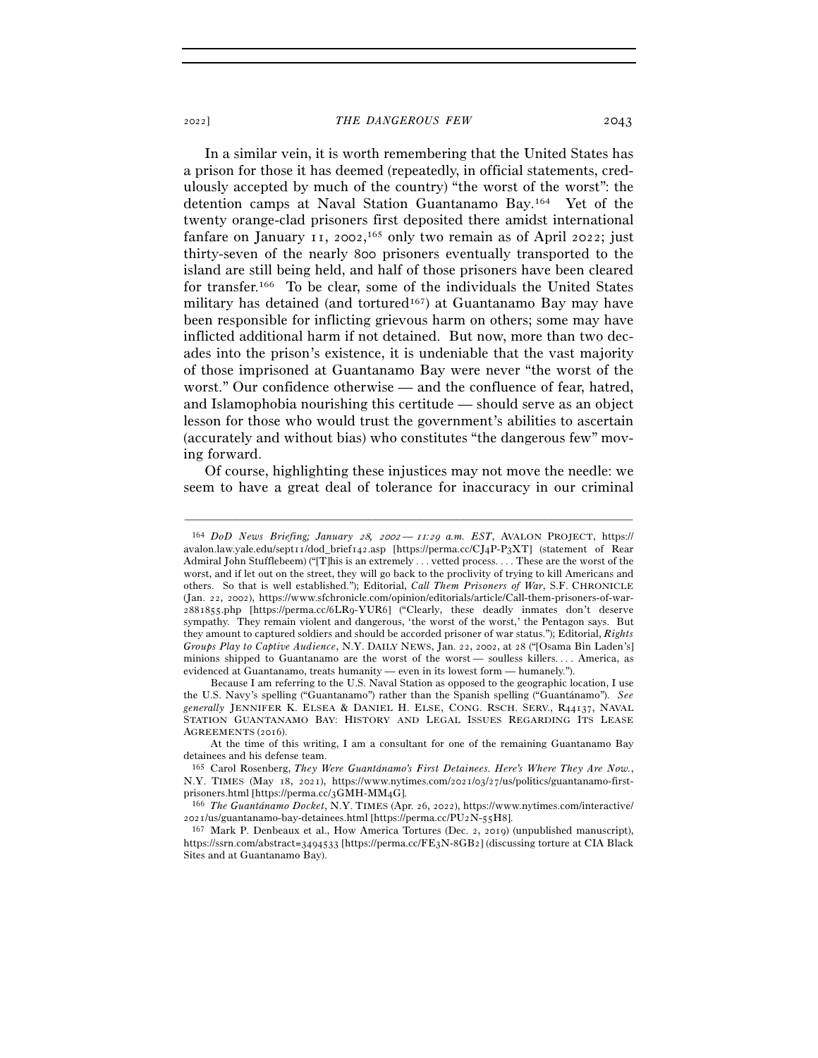In a similar vein, it is worth remembering that the United States has a prison for those it has deemed (repeatedly, in official statements, credulously accepted by much of the country) "the worst of the worst": the detention camps at Naval Station Guantanamo Bay.[164] Yet of the twenty orange-clad prisoners first deposited there amidst international fanfare on January 11, 2002,[165] only two remain as of April 2022; just thirty-seven of the nearly 800 prisoners eventually transported to the island are still being held, and half of those prisoners have been cleared for transfer.[166] To be clear, some of the individuals the United States military has detained (and tortured[167]) at Guantanamo Bay may have been responsible for inflicting grievous harm on others; some may have inflicted additional harm if not detained. But now, more than two decades into the prison's existence, it is undeniable that the vast majority of those imprisoned at Guantanamo Bay were never "the worst of the worst." Our confidence otherwise — and the confluence of fear, hatred, and Islamophobia nourishing this certitude — should serve as an object lesson for those who would trust the government's abilities to ascertain (accurately and without bias) who constitutes "the dangerous few" moving forward.

Of course, highlighting these injustices may not move the needle: we seem to have a great deal of tolerance for inaccuracy in our criminal

---

[164] *DoD News Briefing; January 28, 2002 — 11:29 a.m. EST*, AVALON PROJECT, https://avalon.law.yale.edu/sept11/dod_brief142.asp [https://perma.cc/CJ4P-P3XT] (statement of Rear Admiral John Stufflebeem) ("[T]his is an extremely . . . vetted process. . . . These are the worst of the worst, and if let out on the street, they will go back to the proclivity of trying to kill Americans and others. So that is well established."); Editorial, *Call Them Prisoners of War*, S.F. CHRONICLE (Jan. 22, 2002), https://www.sfchronicle.com/opinion/editorials/article/Call-them-prisoners-of-war-2881855.php [https://perma.cc/6LR9-YUR6] ("Clearly, these deadly inmates don't deserve sympathy. They remain violent and dangerous, 'the worst of the worst,' the Pentagon says. But they amount to captured soldiers and should be accorded prisoner of war status."); Editorial, *Rights Groups Play to Captive Audience*, N.Y. DAILY NEWS, Jan. 22, 2002, at 28 ("[Osama Bin Laden's] minions shipped to Guantanamo are the worst of the worst — soulless killers. . . . America, as evidenced at Guantanamo, treats humanity — even in its lowest form — humanely.").

Because I am referring to the U.S. Naval Station as opposed to the geographic location, I use the U.S. Navy's spelling ("Guantanamo") rather than the Spanish spelling ("Guantánamo"). *See generally* JENNIFER K. ELSEA & DANIEL H. ELSE, CONG. RSCH. SERV., R44137, NAVAL STATION GUANTANAMO BAY: HISTORY AND LEGAL ISSUES REGARDING ITS LEASE AGREEMENTS (2016).

At the time of this writing, I am a consultant for one of the remaining Guantanamo Bay detainees and his defense team.

[165] Carol Rosenberg, *They Were Guantánamo's First Detainees. Here's Where They Are Now.*, N.Y. TIMES (May 18, 2021), https://www.nytimes.com/2021/03/27/us/politics/guantanamo-first-prisoners.html [https://perma.cc/3GMH-MM4G].

[166] *The Guantánamo Docket*, N.Y. TIMES (Apr. 26, 2022), https://www.nytimes.com/interactive/2021/us/guantanamo-bay-detainees.html [https://perma.cc/PU2N-55H8].

[167] Mark P. Denbeaux et al., How America Tortures (Dec. 2, 2019) (unpublished manuscript), https://ssrn.com/abstract=3494533 [https://perma.cc/FE3N-8GB2] (discussing torture at CIA Black Sites and at Guantanamo Bay).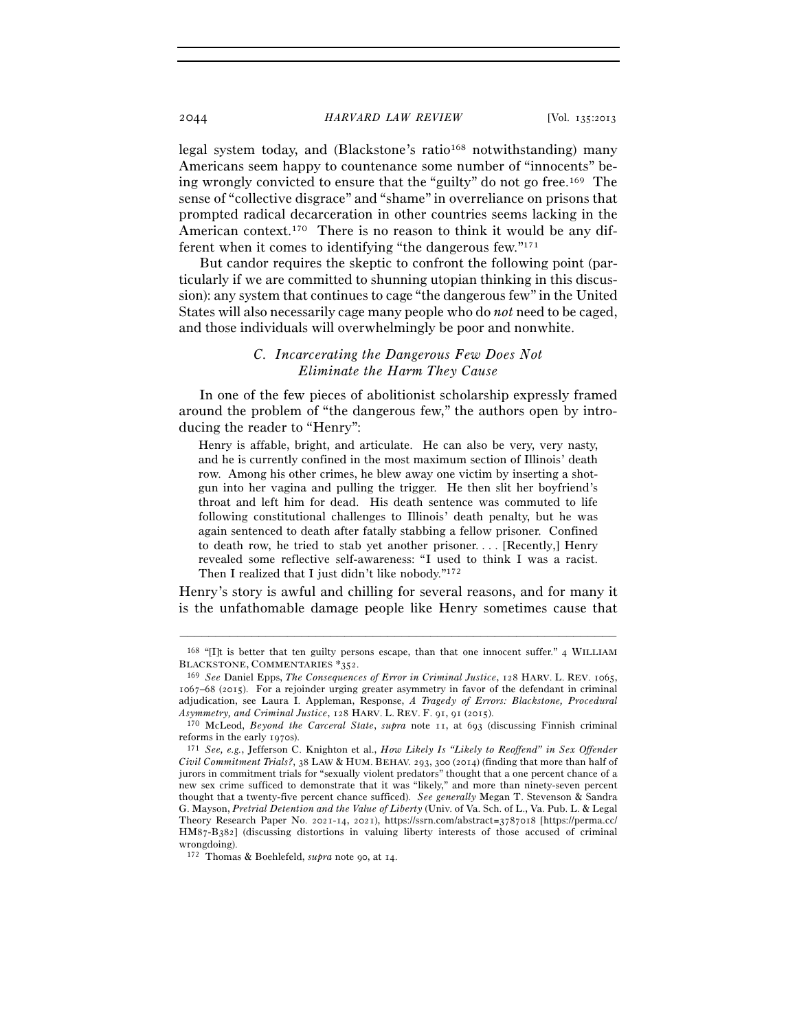legal system today, and (Blackstone's ratio[168] notwithstanding) many Americans seem happy to countenance some number of "innocents" being wrongly convicted to ensure that the "guilty" do not go free.[169] The sense of "collective disgrace" and "shame" in overreliance on prisons that prompted radical decarceration in other countries seems lacking in the American context.[170] There is no reason to think it would be any different when it comes to identifying "the dangerous few."[171]

But candor requires the skeptic to confront the following point (particularly if we are committed to shunning utopian thinking in this discussion): any system that continues to cage "the dangerous few" in the United States will also necessarily cage many people who do *not* need to be caged, and those individuals will overwhelmingly be poor and nonwhite.

### *C. Incarcerating the Dangerous Few Does Not Eliminate the Harm They Cause*

In one of the few pieces of abolitionist scholarship expressly framed around the problem of "the dangerous few," the authors open by introducing the reader to "Henry":

> Henry is affable, bright, and articulate. He can also be very, very nasty, and he is currently confined in the most maximum section of Illinois' death row. Among his other crimes, he blew away one victim by inserting a shotgun into her vagina and pulling the trigger. He then slit her boyfriend's throat and left him for dead. His death sentence was commuted to life following constitutional challenges to Illinois' death penalty, but he was again sentenced to death after fatally stabbing a fellow prisoner. Confined to death row, he tried to stab yet another prisoner. . . . [Recently,] Henry revealed some reflective self-awareness: "I used to think I was a racist. Then I realized that I just didn't like nobody."[172]

Henry's story is awful and chilling for several reasons, and for many it is the unfathomable damage people like Henry sometimes cause that

---

[168] "[I]t is better that ten guilty persons escape, than that one innocent suffer." 4 WILLIAM BLACKSTONE, COMMENTARIES \*352.

[169] *See* Daniel Epps, *The Consequences of Error in Criminal Justice*, 128 HARV. L. REV. 1065, 1067–68 (2015). For a rejoinder urging greater asymmetry in favor of the defendant in criminal adjudication, see Laura I. Appleman, Response, *A Tragedy of Errors: Blackstone, Procedural Asymmetry, and Criminal Justice*, 128 HARV. L. REV. F. 91, 91 (2015).

[170] McLeod, *Beyond the Carceral State*, *supra* note 11, at 693 (discussing Finnish criminal reforms in the early 1970s).

[171] *See, e.g.*, Jefferson C. Knighton et al., *How Likely Is "Likely to Reoffend" in Sex Offender Civil Commitment Trials?*, 38 LAW & HUM. BEHAV. 293, 300 (2014) (finding that more than half of jurors in commitment trials for "sexually violent predators" thought that a one percent chance of a new sex crime sufficed to demonstrate that it was "likely," and more than ninety-seven percent thought that a twenty-five percent chance sufficed). *See generally* Megan T. Stevenson & Sandra G. Mayson, *Pretrial Detention and the Value of Liberty* (Univ. of Va. Sch. of L., Va. Pub. L. & Legal Theory Research Paper No. 2021-14, 2021), https://ssrn.com/abstract=3787018 [https://perma.cc/HM87-B382] (discussing distortions in valuing liberty interests of those accused of criminal wrongdoing).

[172] Thomas & Boehlefeld, *supra* note 90, at 14.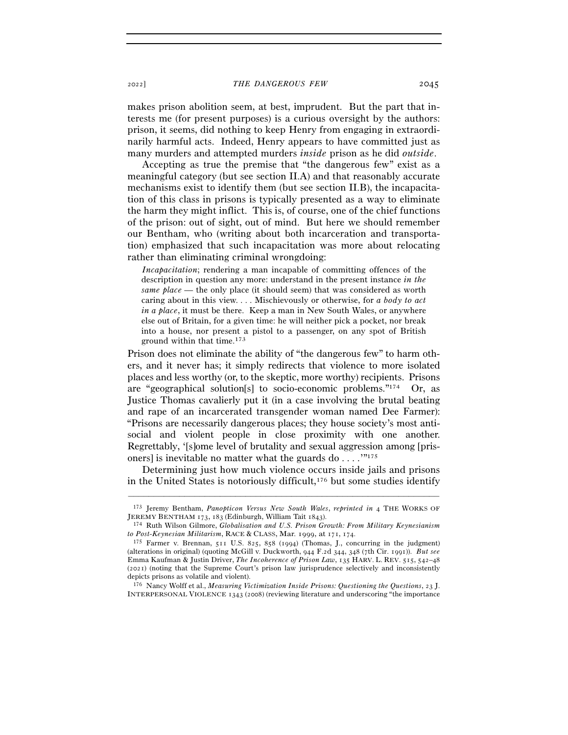makes prison abolition seem, at best, imprudent. But the part that interests me (for present purposes) is a curious oversight by the authors: prison, it seems, did nothing to keep Henry from engaging in extraordinarily harmful acts. Indeed, Henry appears to have committed just as many murders and attempted murders *inside* prison as he did *outside*.

Accepting as true the premise that "the dangerous few" exist as a meaningful category (but see section II.A) and that reasonably accurate mechanisms exist to identify them (but see section II.B), the incapacitation of this class in prisons is typically presented as a way to eliminate the harm they might inflict. This is, of course, one of the chief functions of the prison: out of sight, out of mind. But here we should remember our Bentham, who (writing about both incarceration and transportation) emphasized that such incapacitation was more about relocating rather than eliminating criminal wrongdoing:

> *Incapacitation*; rendering a man incapable of committing offences of the description in question any more: understand in the present instance *in the same place* — the only place (it should seem) that was considered as worth caring about in this view. . . . Mischievously or otherwise, for *a body to act in a place*, it must be there. Keep a man in New South Wales, or anywhere else out of Britain, for a given time: he will neither pick a pocket, nor break into a house, nor present a pistol to a passenger, on any spot of British ground within that time.[173]

Prison does not eliminate the ability of "the dangerous few" to harm others, and it never has; it simply redirects that violence to more isolated places and less worthy (or, to the skeptic, more worthy) recipients. Prisons are "geographical solution[s] to socio-economic problems."[174] Or, as Justice Thomas cavalierly put it (in a case involving the brutal beating and rape of an incarcerated transgender woman named Dee Farmer): "Prisons are necessarily dangerous places; they house society's most antisocial and violent people in close proximity with one another. Regrettably, '[s]ome level of brutality and sexual aggression among [prisoners] is inevitable no matter what the guards do . . . .'"[175]

Determining just how much violence occurs inside jails and prisons in the United States is notoriously difficult,[176] but some studies identify

---

[173] Jeremy Bentham, *Panopticon Versus New South Wales*, *reprinted in* 4 THE WORKS OF JEREMY BENTHAM 173, 183 (Edinburgh, William Tait 1843).

[174] Ruth Wilson Gilmore, *Globalisation and U.S. Prison Growth: From Military Keynesianism to Post-Keynesian Militarism*, RACE & CLASS, Mar. 1999, at 171, 174.

[175] Farmer v. Brennan, 511 U.S. 825, 858 (1994) (Thomas, J., concurring in the judgment) (alterations in original) (quoting McGill v. Duckworth, 944 F.2d 344, 348 (7th Cir. 1991)). *But see* Emma Kaufman & Justin Driver, *The Incoherence of Prison Law*, 135 HARV. L. REV. 515, 542–48 (2021) (noting that the Supreme Court's prison law jurisprudence selectively and inconsistently depicts prisons as volatile and violent).

[176] Nancy Wolff et al., *Measuring Victimization Inside Prisons: Questioning the Questions*, 23 J. INTERPERSONAL VIOLENCE 1343 (2008) (reviewing literature and underscoring "the importance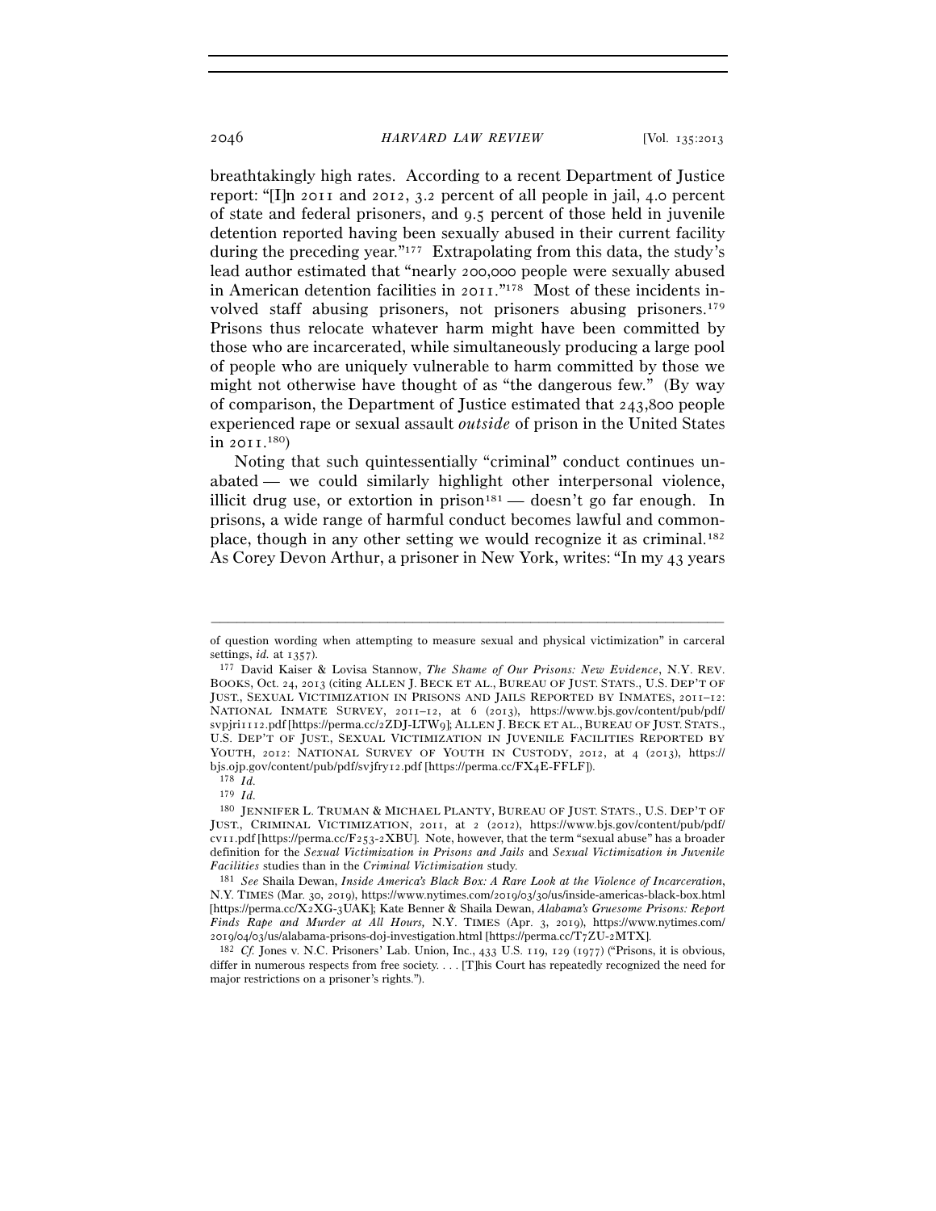breathtakingly high rates. According to a recent Department of Justice report: "[I]n 2011 and 2012, 3.2 percent of all people in jail, 4.0 percent of state and federal prisoners, and 9.5 percent of those held in juvenile detention reported having been sexually abused in their current facility during the preceding year."[177] Extrapolating from this data, the study's lead author estimated that "nearly 200,000 people were sexually abused in American detention facilities in 2011."[178] Most of these incidents involved staff abusing prisoners, not prisoners abusing prisoners.[179] Prisons thus relocate whatever harm might have been committed by those who are incarcerated, while simultaneously producing a large pool of people who are uniquely vulnerable to harm committed by those we might not otherwise have thought of as "the dangerous few." (By way of comparison, the Department of Justice estimated that 243,800 people experienced rape or sexual assault *outside* of prison in the United States in 2011.[180])

Noting that such quintessentially "criminal" conduct continues unabated — we could similarly highlight other interpersonal violence, illicit drug use, or extortion in prison[181] — doesn't go far enough. In prisons, a wide range of harmful conduct becomes lawful and commonplace, though in any other setting we would recognize it as criminal.[182] As Corey Devon Arthur, a prisoner in New York, writes: "In my 43 years

---

of question wording when attempting to measure sexual and physical victimization" in carceral settings, *id.* at 1357).

[177] David Kaiser & Lovisa Stannow, *The Shame of Our Prisons: New Evidence*, N.Y. REV. BOOKS, Oct. 24, 2013 (citing ALLEN J. BECK ET AL., BUREAU OF JUST. STATS., U.S. DEP'T OF JUST., SEXUAL VICTIMIZATION IN PRISONS AND JAILS REPORTED BY INMATES, 2011–12: NATIONAL INMATE SURVEY, 2011–12, at 6 (2013), https://www.bjs.gov/content/pub/pdf/svpjri1112.pdf [https://perma.cc/2ZDJ-LTW9]; ALLEN J. BECK ET AL., BUREAU OF JUST. STATS., U.S. DEP'T OF JUST., SEXUAL VICTIMIZATION IN JUVENILE FACILITIES REPORTED BY YOUTH, 2012: NATIONAL SURVEY OF YOUTH IN CUSTODY, 2012, at 4 (2013), https://bjs.ojp.gov/content/pub/pdf/svjfry12.pdf [https://perma.cc/FX4E-FFLF]).

[178] *Id.*

[179] *Id.*

[180] JENNIFER L. TRUMAN & MICHAEL PLANTY, BUREAU OF JUST. STATS., U.S. DEP'T OF JUST., CRIMINAL VICTIMIZATION, 2011, at 2 (2012), https://www.bjs.gov/content/pub/pdf/cv11.pdf [https://perma.cc/F253-2XBU]. Note, however, that the term "sexual abuse" has a broader definition for the *Sexual Victimization in Prisons and Jails* and *Sexual Victimization in Juvenile Facilities* studies than in the *Criminal Victimization* study.

[181] *See* Shaila Dewan, *Inside America's Black Box: A Rare Look at the Violence of Incarceration*, N.Y. TIMES (Mar. 30, 2019), https://www.nytimes.com/2019/03/30/us/inside-americas-black-box.html [https://perma.cc/X2XG-3UAK]; Kate Benner & Shaila Dewan, *Alabama's Gruesome Prisons: Report Finds Rape and Murder at All Hours,* N.Y. TIMES (Apr. 3, 2019), https://www.nytimes.com/2019/04/03/us/alabama-prisons-doj-investigation.html [https://perma.cc/T7ZU-2MTX].

[182] *Cf.* Jones v. N.C. Prisoners' Lab. Union, Inc., 433 U.S. 119, 129 (1977) ("Prisons, it is obvious, differ in numerous respects from free society. . . . [T]his Court has repeatedly recognized the need for major restrictions on a prisoner's rights.").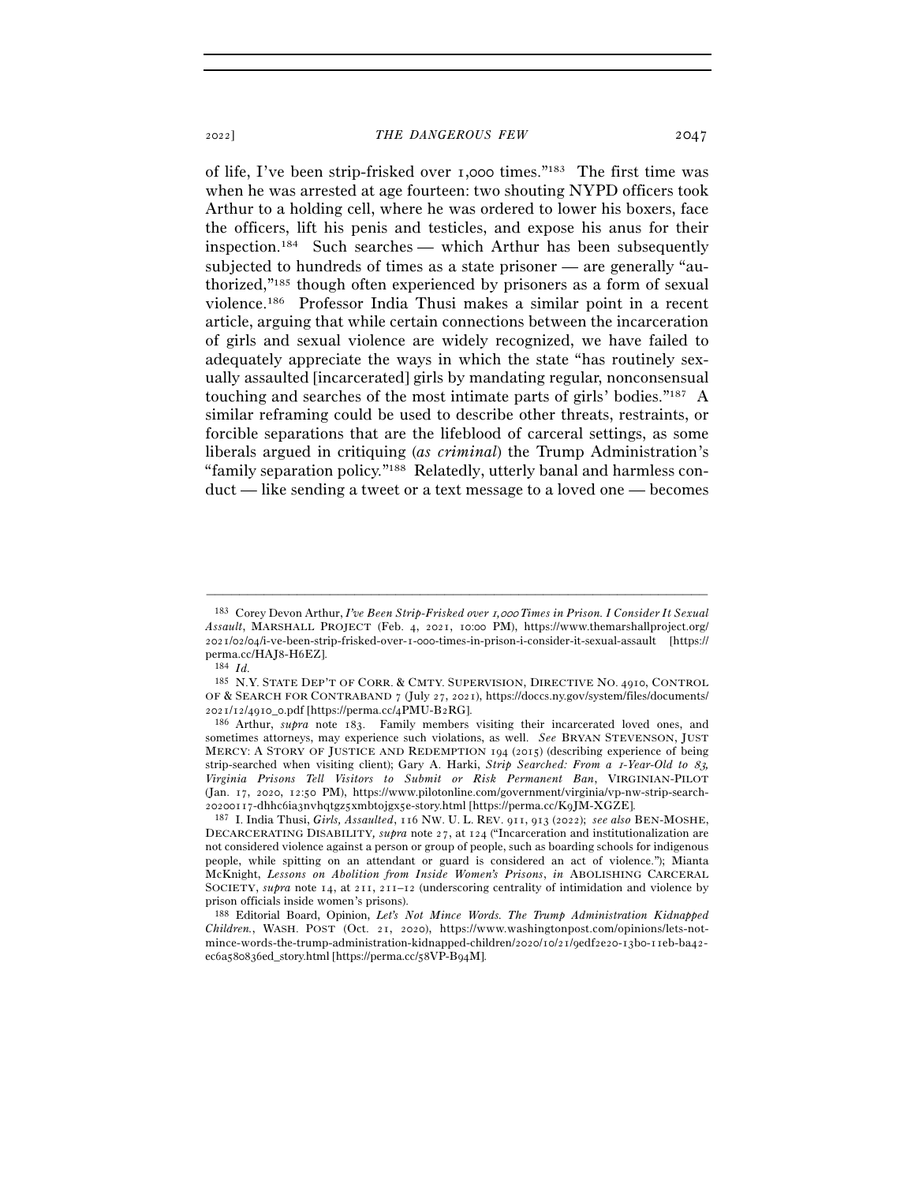of life, I've been strip-frisked over 1,000 times."[183] The first time was when he was arrested at age fourteen: two shouting NYPD officers took Arthur to a holding cell, where he was ordered to lower his boxers, face the officers, lift his penis and testicles, and expose his anus for their inspection.[184] Such searches — which Arthur has been subsequently subjected to hundreds of times as a state prisoner — are generally "authorized,"[185] though often experienced by prisoners as a form of sexual violence.[186] Professor India Thusi makes a similar point in a recent article, arguing that while certain connections between the incarceration of girls and sexual violence are widely recognized, we have failed to adequately appreciate the ways in which the state "has routinely sexually assaulted [incarcerated] girls by mandating regular, nonconsensual touching and searches of the most intimate parts of girls' bodies."[187] A similar reframing could be used to describe other threats, restraints, or forcible separations that are the lifeblood of carceral settings, as some liberals argued in critiquing (*as criminal*) the Trump Administration's "family separation policy."[188] Relatedly, utterly banal and harmless conduct — like sending a tweet or a text message to a loved one — becomes

---

[183] Corey Devon Arthur, *I've Been Strip-Frisked over 1,000 Times in Prison. I Consider It Sexual Assault*, MARSHALL PROJECT (Feb. 4, 2021, 10:00 PM), https://www.themarshallproject.org/2021/02/04/i-ve-been-strip-frisked-over-1-000-times-in-prison-i-consider-it-sexual-assault [https://perma.cc/HAJ8-H6EZ].

[184] *Id.*

[185] N.Y. STATE DEP'T OF CORR. & CMTY. SUPERVISION, DIRECTIVE NO. 4910, CONTROL OF & SEARCH FOR CONTRABAND 7 (July 27, 2021), https://doccs.ny.gov/system/files/documents/2021/12/4910_0.pdf [https://perma.cc/4PMU-B2RG].

[186] Arthur, *supra* note 183. Family members visiting their incarcerated loved ones, and sometimes attorneys, may experience such violations, as well. *See* BRYAN STEVENSON, JUST MERCY: A STORY OF JUSTICE AND REDEMPTION 194 (2015) (describing experience of being strip-searched when visiting client); Gary A. Harki, *Strip Searched: From a 1-Year-Old to 83, Virginia Prisons Tell Visitors to Submit or Risk Permanent Ban*, VIRGINIAN-PILOT (Jan. 17, 2020, 12:50 PM), https://www.pilotonline.com/government/virginia/vp-nw-strip-search-20200117-dhhc6ia3nvhqtgz5xmbtojgx5e-story.html [https://perma.cc/K9JM-XGZE].

[187] I. India Thusi, *Girls, Assaulted*, 116 NW. U. L. REV. 911, 913 (2022); *see also* BEN-MOSHE, DECARCERATING DISABILITY, *supra* note 27, at 124 ("Incarceration and institutionalization are not considered violence against a person or group of people, such as boarding schools for indigenous people, while spitting on an attendant or guard is considered an act of violence."); Mianta McKnight, *Lessons on Abolition from Inside Women's Prisons*, *in* ABOLISHING CARCERAL SOCIETY, *supra* note 14, at 211, 211–12 (underscoring centrality of intimidation and violence by prison officials inside women's prisons).

[188] Editorial Board, Opinion, *Let's Not Mince Words. The Trump Administration Kidnapped Children.*, WASH. POST (Oct. 21, 2020), https://www.washingtonpost.com/opinions/lets-not-mince-words-the-trump-administration-kidnapped-children/2020/10/21/9edf2e20-13b0-11eb-ba42-ec6a580836ed_story.html [https://perma.cc/58VP-B94M].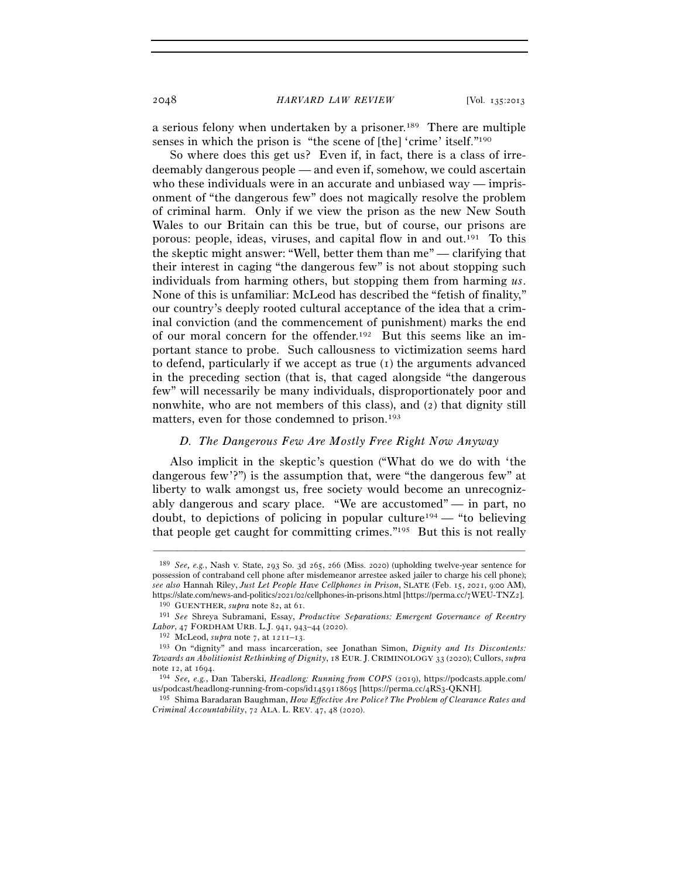a serious felony when undertaken by a prisoner.[189] There are multiple senses in which the prison is "the scene of [the] 'crime' itself."[190]

So where does this get us? Even if, in fact, there is a class of irredeemably dangerous people — and even if, somehow, we could ascertain who these individuals were in an accurate and unbiased way — imprisonment of "the dangerous few" does not magically resolve the problem of criminal harm. Only if we view the prison as the new New South Wales to our Britain can this be true, but of course, our prisons are porous: people, ideas, viruses, and capital flow in and out.[191] To this the skeptic might answer: "Well, better them than me" — clarifying that their interest in caging "the dangerous few" is not about stopping such individuals from harming others, but stopping them from harming *us*. None of this is unfamiliar: McLeod has described the "fetish of finality," our country's deeply rooted cultural acceptance of the idea that a criminal conviction (and the commencement of punishment) marks the end of our moral concern for the offender.[192] But this seems like an important stance to probe. Such callousness to victimization seems hard to defend, particularly if we accept as true (1) the arguments advanced in the preceding section (that is, that caged alongside "the dangerous few" will necessarily be many individuals, disproportionately poor and nonwhite, who are not members of this class), and (2) that dignity still matters, even for those condemned to prison.[193]

### *D. The Dangerous Few Are Mostly Free Right Now Anyway*

Also implicit in the skeptic's question ("What do we do with 'the dangerous few'?") is the assumption that, were "the dangerous few" at liberty to walk amongst us, free society would become an unrecognizably dangerous and scary place. "We are accustomed" — in part, no doubt, to depictions of policing in popular culture[194] — "to believing that people get caught for committing crimes."[195] But this is not really

---

[189] *See, e.g.*, Nash v. State, 293 So. 3d 265, 266 (Miss. 2020) (upholding twelve-year sentence for possession of contraband cell phone after misdemeanor arrestee asked jailer to charge his cell phone); *see also* Hannah Riley, *Just Let People Have Cellphones in Prison*, SLATE (Feb. 15, 2021, 9:00 AM), https://slate.com/news-and-politics/2021/02/cellphones-in-prisons.html [https://perma.cc/7WEU-TNZ2].

[190] GUENTHER, *supra* note 82, at 61.

[191] *See* Shreya Subramani, Essay, *Productive Separations: Emergent Governance of Reentry Labor*, 47 FORDHAM URB. L.J. 941, 943–44 (2020).

[192] McLeod, *supra* note 7, at 1211–13.

[193] On "dignity" and mass incarceration, see Jonathan Simon, *Dignity and Its Discontents: Towards an Abolitionist Rethinking of Dignity*, 18 EUR. J. CRIMINOLOGY 33 (2020); Cullors, *supra* note 12, at 1694.

[194] *See, e.g.*, Dan Taberski, *Headlong: Running from COPS* (2019), https://podcasts.apple.com/us/podcast/headlong-running-from-cops/id1459118695 [https://perma.cc/4RS3-QKNH].

[195] Shima Baradaran Baughman, *How Effective Are Police? The Problem of Clearance Rates and Criminal Accountability*, 72 ALA. L. REV. 47, 48 (2020).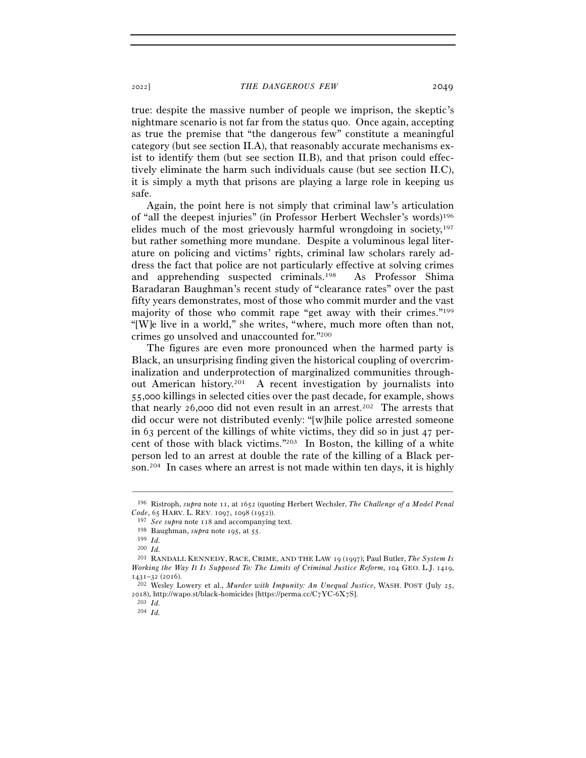true: despite the massive number of people we imprison, the skeptic's nightmare scenario is not far from the status quo. Once again, accepting as true the premise that "the dangerous few" constitute a meaningful category (but see section II.A), that reasonably accurate mechanisms exist to identify them (but see section II.B), and that prison could effectively eliminate the harm such individuals cause (but see section II.C), it is simply a myth that prisons are playing a large role in keeping us safe.

Again, the point here is not simply that criminal law's articulation of "all the deepest injuries" (in Professor Herbert Wechsler's words)[196] elides much of the most grievously harmful wrongdoing in society,[197] but rather something more mundane. Despite a voluminous legal literature on policing and victims' rights, criminal law scholars rarely address the fact that police are not particularly effective at solving crimes and apprehending suspected criminals.[198] As Professor Shima Baradaran Baughman's recent study of "clearance rates" over the past fifty years demonstrates, most of those who commit murder and the vast majority of those who commit rape "get away with their crimes."[199] "[W]e live in a world," she writes, "where, much more often than not, crimes go unsolved and unaccounted for."[200]

The figures are even more pronounced when the harmed party is Black, an unsurprising finding given the historical coupling of overcriminalization and underprotection of marginalized communities throughout American history.[201] A recent investigation by journalists into 55,000 killings in selected cities over the past decade, for example, shows that nearly 26,000 did not even result in an arrest.[202] The arrests that did occur were not distributed evenly: "[w]hile police arrested someone in 63 percent of the killings of white victims, they did so in just 47 percent of those with black victims."[203] In Boston, the killing of a white person led to an arrest at double the rate of the killing of a Black person.[204] In cases where an arrest is not made within ten days, it is highly

---

[196] Ristroph, *supra* note 11, at 1652 (quoting Herbert Wechsler, *The Challenge of a Model Penal Code*, 65 HARV. L. REV. 1097, 1098 (1952)).

[197] *See supra* note 118 and accompanying text.

[198] Baughman, *supra* note 195, at 55.

[199] *Id.*

[200] *Id.*

[201] RANDALL KENNEDY, RACE, CRIME, AND THE LAW 19 (1997); Paul Butler, *The System Is Working the Way It Is Supposed To: The Limits of Criminal Justice Reform*, 104 GEO. L.J. 1419, 1431–32 (2016).

[202] Wesley Lowery et al., *Murder with Impunity: An Unequal Justice*, WASH. POST (July 25, 2018), http://wapo.st/black-homicides [https://perma.cc/C7YC-6X7S].

[203] *Id.*

[204] *Id.*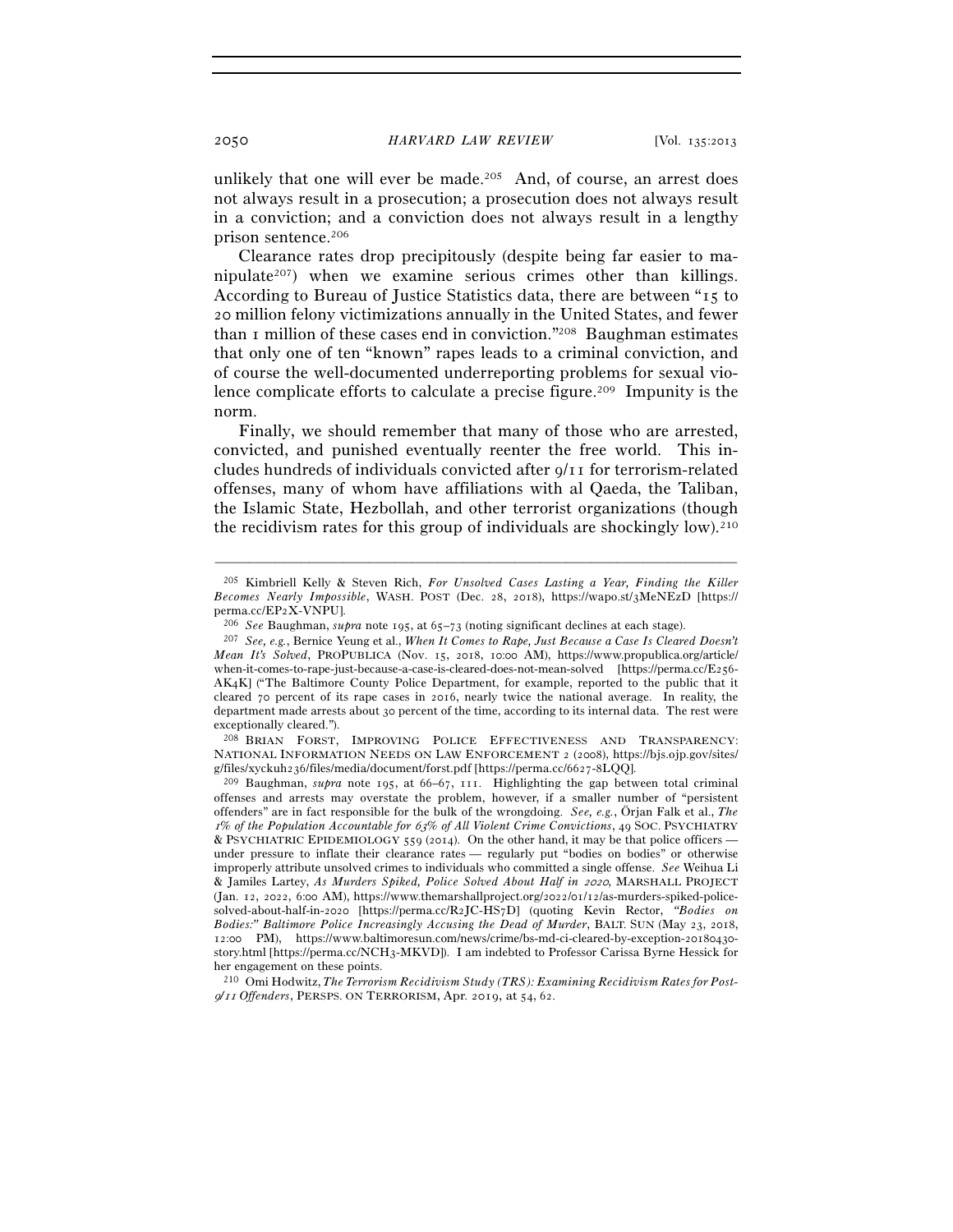unlikely that one will ever be made.[205] And, of course, an arrest does not always result in a prosecution; a prosecution does not always result in a conviction; and a conviction does not always result in a lengthy prison sentence.[206]

Clearance rates drop precipitously (despite being far easier to manipulate[207]) when we examine serious crimes other than killings. According to Bureau of Justice Statistics data, there are between "15 to 20 million felony victimizations annually in the United States, and fewer than 1 million of these cases end in conviction."[208] Baughman estimates that only one of ten "known" rapes leads to a criminal conviction, and of course the well-documented underreporting problems for sexual violence complicate efforts to calculate a precise figure.[209] Impunity is the norm.

Finally, we should remember that many of those who are arrested, convicted, and punished eventually reenter the free world. This includes hundreds of individuals convicted after 9/11 for terrorism-related offenses, many of whom have affiliations with al Qaeda, the Taliban, the Islamic State, Hezbollah, and other terrorist organizations (though the recidivism rates for this group of individuals are shockingly low).[210]

---

[205] Kimbriell Kelly & Steven Rich, *For Unsolved Cases Lasting a Year, Finding the Killer Becomes Nearly Impossible*, WASH. POST (Dec. 28, 2018), https://wapo.st/3MeNEzD [https://perma.cc/EP2X-VNPU].

[206] *See* Baughman, *supra* note 195, at 65–73 (noting significant declines at each stage).

[207] *See, e.g.*, Bernice Yeung et al., *When It Comes to Rape, Just Because a Case Is Cleared Doesn't Mean It's Solved*, PROPUBLICA (Nov. 15, 2018, 10:00 AM), https://www.propublica.org/article/when-it-comes-to-rape-just-because-a-case-is-cleared-does-not-mean-solved [https://perma.cc/E256-AK4K] ("The Baltimore County Police Department, for example, reported to the public that it cleared 70 percent of its rape cases in 2016, nearly twice the national average. In reality, the department made arrests about 30 percent of the time, according to its internal data. The rest were exceptionally cleared.").

[208] BRIAN FORST, IMPROVING POLICE EFFECTIVENESS AND TRANSPARENCY: NATIONAL INFORMATION NEEDS ON LAW ENFORCEMENT 2 (2008), https://bjs.ojp.gov/sites/g/files/xyckuh236/files/media/document/forst.pdf [https://perma.cc/6627-8LQQ].

[209] Baughman, *supra* note 195, at 66–67, 111. Highlighting the gap between total criminal offenses and arrests may overstate the problem, however, if a smaller number of "persistent offenders" are in fact responsible for the bulk of the wrongdoing. *See, e.g.*, Örjan Falk et al., *The 1% of the Population Accountable for 63% of All Violent Crime Convictions*, 49 SOC. PSYCHIATRY & PSYCHIATRIC EPIDEMIOLOGY 559 (2014). On the other hand, it may be that police officers — under pressure to inflate their clearance rates — regularly put "bodies on bodies" or otherwise improperly attribute unsolved crimes to individuals who committed a single offense. *See* Weihua Li & Jamiles Lartey, *As Murders Spiked, Police Solved About Half in 2020*, MARSHALL PROJECT (Jan. 12, 2022, 6:00 AM), https://www.themarshallproject.org/2022/01/12/as-murders-spiked-police-solved-about-half-in-2020 [https://perma.cc/R2JC-HS7D] (quoting Kevin Rector, *"Bodies on Bodies:" Baltimore Police Increasingly Accusing the Dead of Murder*, BALT. SUN (May 23, 2018, 12:00 PM), https://www.baltimoresun.com/news/crime/bs-md-ci-cleared-by-exception-20180430-story.html [https://perma.cc/NCH3-MKVD]). I am indebted to Professor Carissa Byrne Hessick for her engagement on these points.

[210] Omi Hodwitz, *The Terrorism Recidivism Study (TRS): Examining Recidivism Rates for Post-9/11 Offenders*, PERSPS. ON TERRORISM, Apr. 2019, at 54, 62.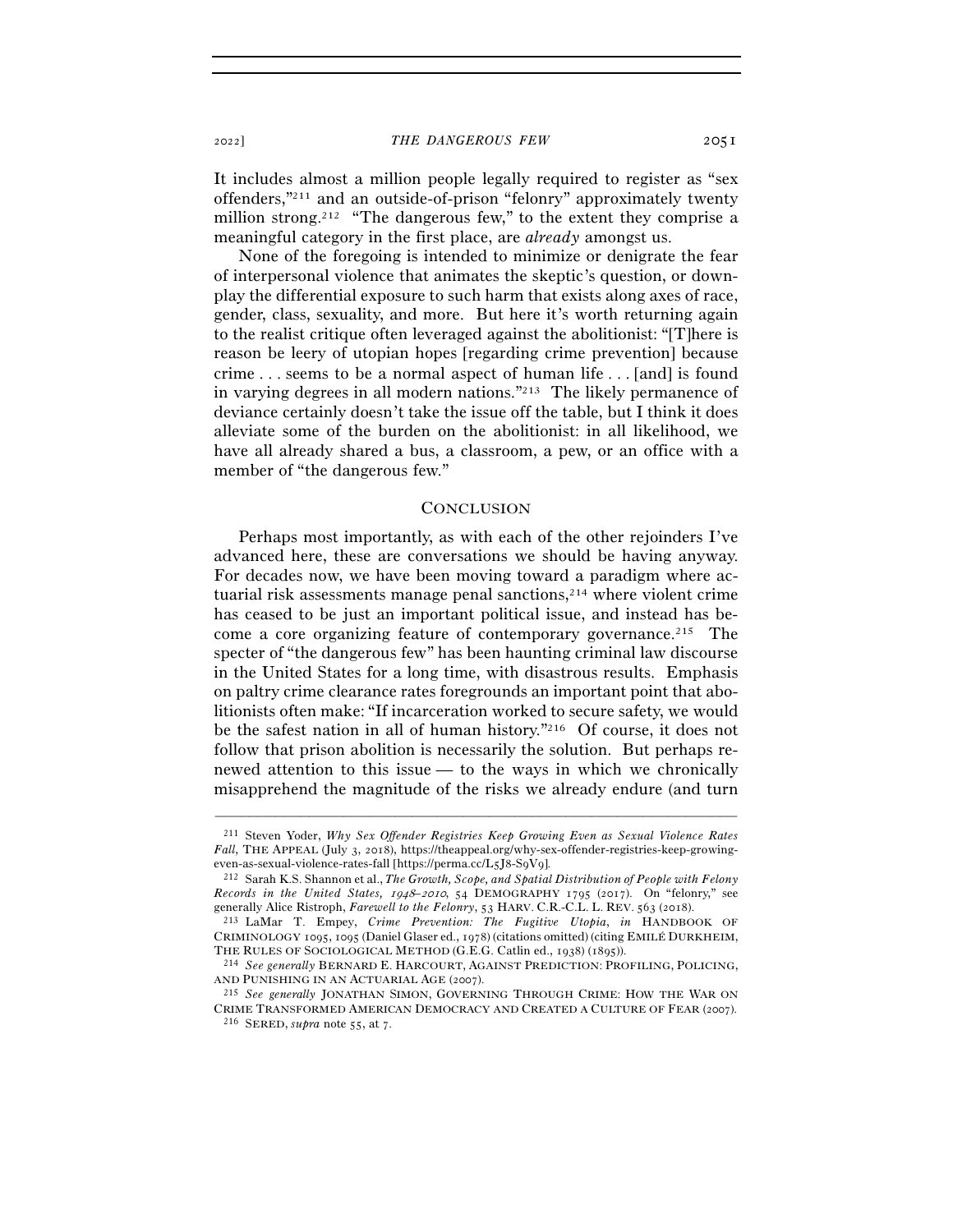It includes almost a million people legally required to register as "sex offenders,"[211] and an outside-of-prison "felonry" approximately twenty million strong.[212] "The dangerous few," to the extent they comprise a meaningful category in the first place, are *already* amongst us.

None of the foregoing is intended to minimize or denigrate the fear of interpersonal violence that animates the skeptic's question, or downplay the differential exposure to such harm that exists along axes of race, gender, class, sexuality, and more. But here it's worth returning again to the realist critique often leveraged against the abolitionist: "[T]here is reason be leery of utopian hopes [regarding crime prevention] because crime . . . seems to be a normal aspect of human life . . . [and] is found in varying degrees in all modern nations."[213] The likely permanence of deviance certainly doesn't take the issue off the table, but I think it does alleviate some of the burden on the abolitionist: in all likelihood, we have all already shared a bus, a classroom, a pew, or an office with a member of "the dangerous few."

## CONCLUSION

Perhaps most importantly, as with each of the other rejoinders I've advanced here, these are conversations we should be having anyway. For decades now, we have been moving toward a paradigm where actuarial risk assessments manage penal sanctions,[214] where violent crime has ceased to be just an important political issue, and instead has become a core organizing feature of contemporary governance.[215] The specter of "the dangerous few" has been haunting criminal law discourse in the United States for a long time, with disastrous results. Emphasis on paltry crime clearance rates foregrounds an important point that abolitionists often make: "If incarceration worked to secure safety, we would be the safest nation in all of human history."[216] Of course, it does not follow that prison abolition is necessarily the solution. But perhaps renewed attention to this issue — to the ways in which we chronically misapprehend the magnitude of the risks we already endure (and turn

---

[211] Steven Yoder, *Why Sex Offender Registries Keep Growing Even as Sexual Violence Rates Fall*, THE APPEAL (July 3, 2018), https://theappeal.org/why-sex-offender-registries-keep-growing-even-as-sexual-violence-rates-fall [https://perma.cc/L5J8-S9V9].

[212] Sarah K.S. Shannon et al., *The Growth, Scope, and Spatial Distribution of People with Felony Records in the United States, 1948–2010*, 54 DEMOGRAPHY 1795 (2017). On "felonry," see generally Alice Ristroph, *Farewell to the Felonry*, 53 HARV. C.R.-C.L. L. REV. 563 (2018).

[213] LaMar T. Empey, *Crime Prevention: The Fugitive Utopia*, *in* HANDBOOK OF CRIMINOLOGY 1095, 1095 (Daniel Glaser ed., 1978) (citations omitted) (citing EMILÉ DURKHEIM, THE RULES OF SOCIOLOGICAL METHOD (G.E.G. Catlin ed., 1938) (1895)).

[214] *See generally* BERNARD E. HARCOURT, AGAINST PREDICTION: PROFILING, POLICING, AND PUNISHING IN AN ACTUARIAL AGE (2007).

[215] *See generally* JONATHAN SIMON, GOVERNING THROUGH CRIME: HOW THE WAR ON CRIME TRANSFORMED AMERICAN DEMOCRACY AND CREATED A CULTURE OF FEAR (2007).

[216] SERED, *supra* note 55, at 7.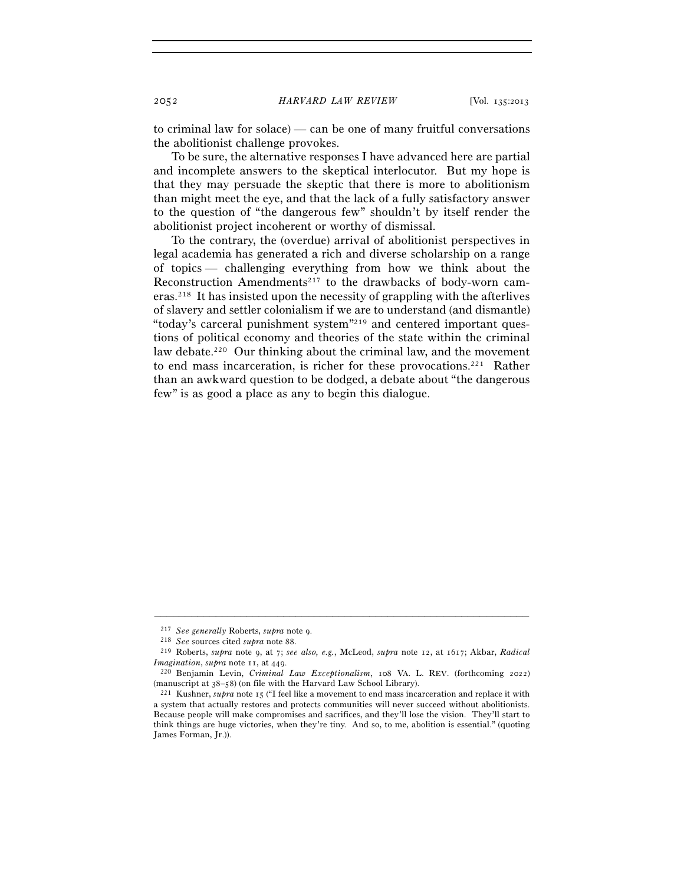to criminal law for solace) — can be one of many fruitful conversations the abolitionist challenge provokes.

To be sure, the alternative responses I have advanced here are partial and incomplete answers to the skeptical interlocutor. But my hope is that they may persuade the skeptic that there is more to abolitionism than might meet the eye, and that the lack of a fully satisfactory answer to the question of "the dangerous few" shouldn't by itself render the abolitionist project incoherent or worthy of dismissal.

To the contrary, the (overdue) arrival of abolitionist perspectives in legal academia has generated a rich and diverse scholarship on a range of topics — challenging everything from how we think about the Reconstruction Amendments[217] to the drawbacks of body-worn cameras.[218] It has insisted upon the necessity of grappling with the afterlives of slavery and settler colonialism if we are to understand (and dismantle) "today's carceral punishment system"[219] and centered important questions of political economy and theories of the state within the criminal law debate.[220] Our thinking about the criminal law, and the movement to end mass incarceration, is richer for these provocations.[221] Rather than an awkward question to be dodged, a debate about "the dangerous few" is as good a place as any to begin this dialogue.

---

[217] *See generally* Roberts, *supra* note 9.

[218] *See* sources cited *supra* note 88.

[219] Roberts, *supra* note 9, at 7; *see also, e.g.*, McLeod, *supra* note 12, at 1617; Akbar, *Radical Imagination*, *supra* note 11, at 449.

[220] Benjamin Levin, *Criminal Law Exceptionalism*, 108 VA. L. REV. (forthcoming 2022) (manuscript at 38–58) (on file with the Harvard Law School Library).

[221] Kushner, *supra* note 15 ("I feel like a movement to end mass incarceration and replace it with a system that actually restores and protects communities will never succeed without abolitionists. Because people will make compromises and sacrifices, and they'll lose the vision. They'll start to think things are huge victories, when they're tiny. And so, to me, abolition is essential." (quoting James Forman, Jr.)).